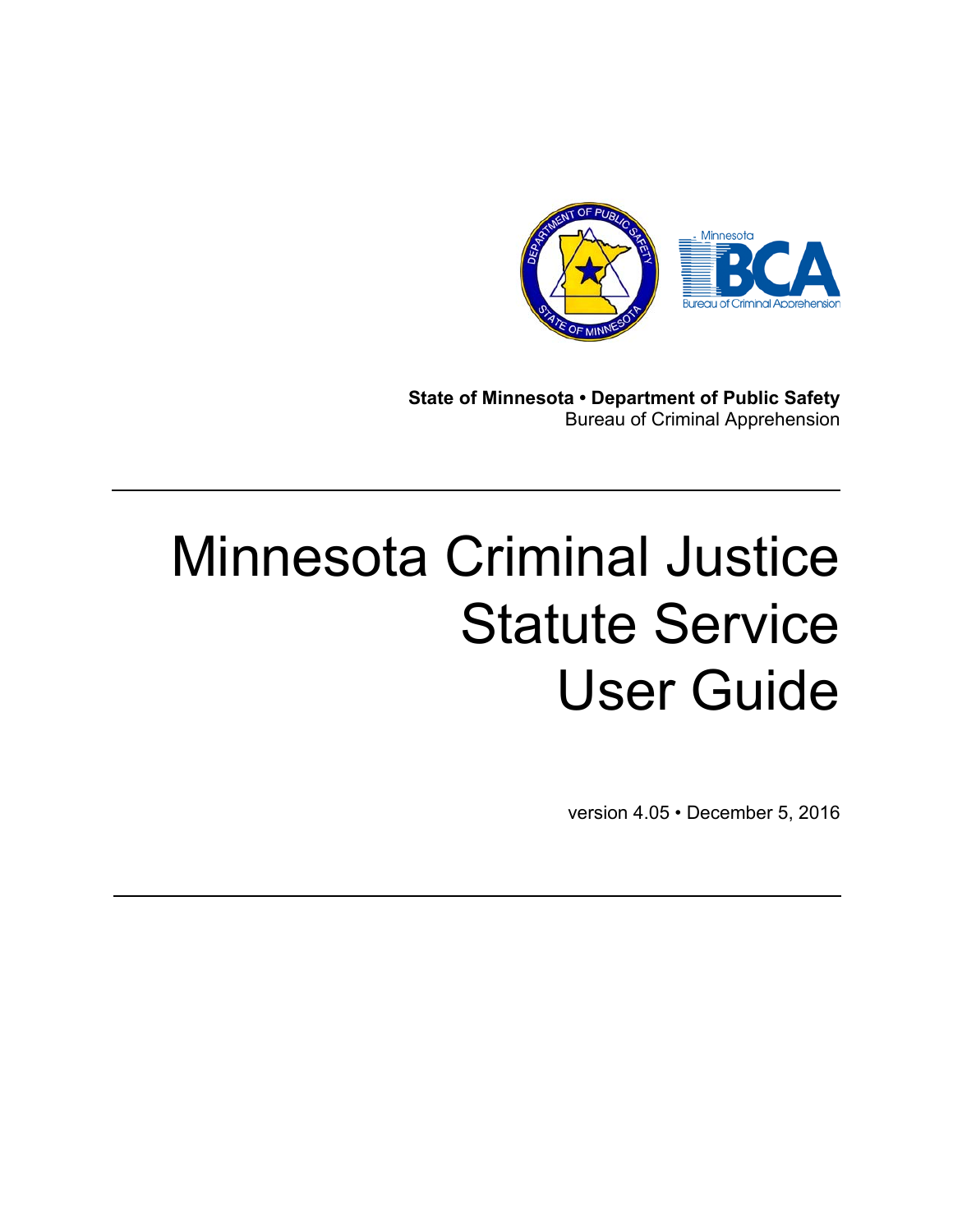**State of Minnesota • Department of Public Safety**
Bureau of Criminal Apprehension

# Minnesota Criminal Justice Statute Service User Guide

version 4.05 • December 5, 2016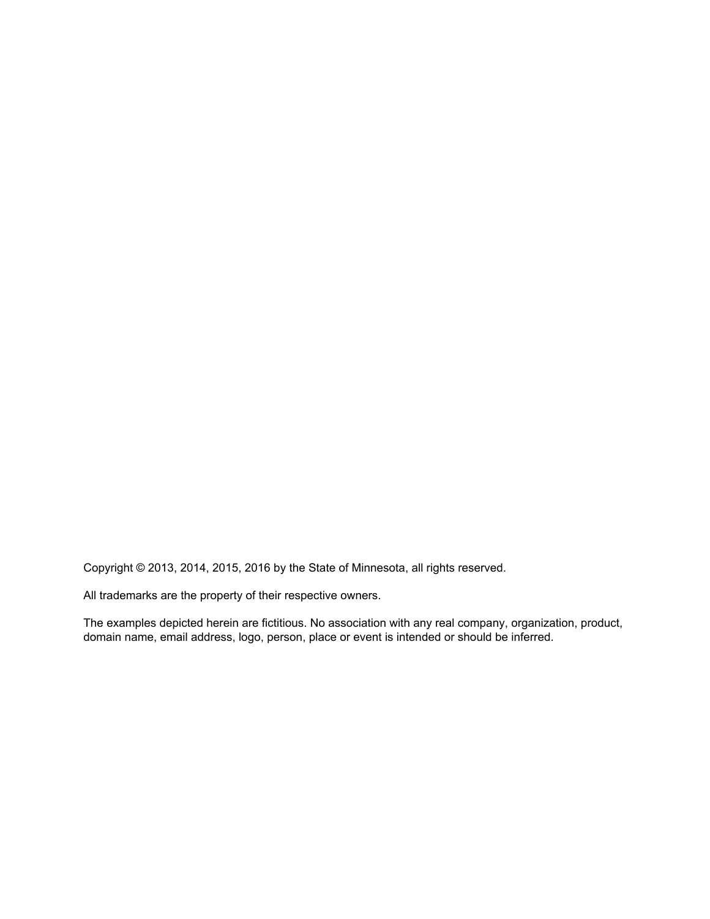Copyright © 2013, 2014, 2015, 2016 by the State of Minnesota, all rights reserved.

All trademarks are the property of their respective owners.

The examples depicted herein are fictitious. No association with any real company, organization, product, domain name, email address, logo, person, place or event is intended or should be inferred.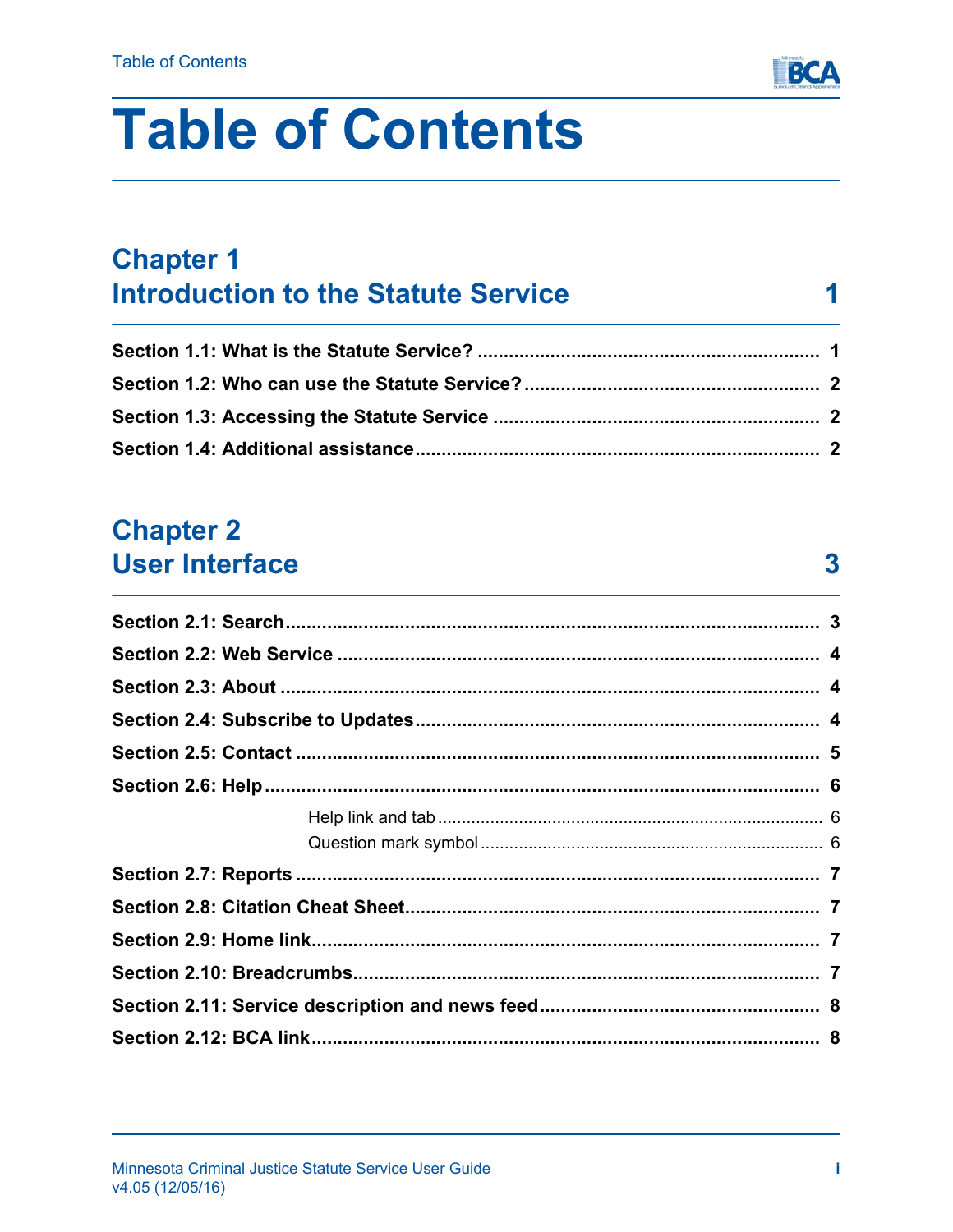# Table of Contents

## Chapter 1 Introduction to the Statute Service 1

**Section 1.1: What is the Statute Service?** ........ 1

**Section 1.2: Who can use the Statute Service?** ........ 2

**Section 1.3: Accessing the Statute Service** ........ 2

**Section 1.4: Additional assistance** ........ 2

## Chapter 2 User Interface 3

**Section 2.1: Search** ........ 3

**Section 2.2: Web Service** ........ 4

**Section 2.3: About** ........ 4

**Section 2.4: Subscribe to Updates** ........ 4

**Section 2.5: Contact** ........ 5

**Section 2.6: Help** ........ 6

- Help link and tab ........ 6
- Question mark symbol ........ 6

**Section 2.7: Reports** ........ 7

**Section 2.8: Citation Cheat Sheet** ........ 7

**Section 2.9: Home link** ........ 7

**Section 2.10: Breadcrumbs** ........ 7

**Section 2.11: Service description and news feed** ........ 8

**Section 2.12: BCA link** ........ 8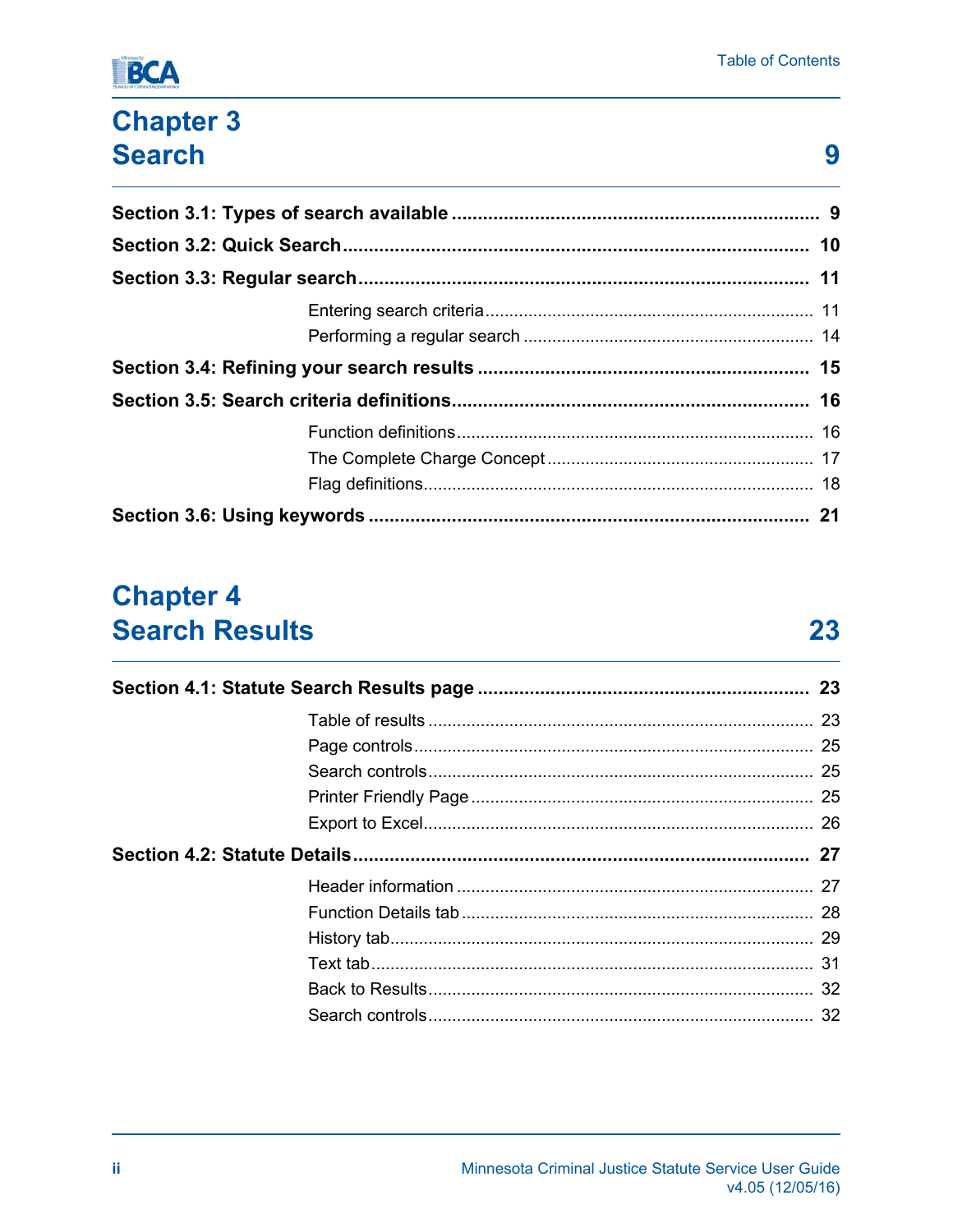## Chapter 3 Search 9

**Section 3.1: Types of search available ... 9**

**Section 3.2: Quick Search ... 10**

**Section 3.3: Regular search ... 11**

- Entering search criteria ... 11
- Performing a regular search ... 14

**Section 3.4: Refining your search results ... 15**

**Section 3.5: Search criteria definitions ... 16**

- Function definitions ... 16
- The Complete Charge Concept ... 17
- Flag definitions ... 18

**Section 3.6: Using keywords ... 21**

## Chapter 4 Search Results 23

**Section 4.1: Statute Search Results page ... 23**

- Table of results ... 23
- Page controls ... 25
- Search controls ... 25
- Printer Friendly Page ... 25
- Export to Excel ... 26

**Section 4.2: Statute Details ... 27**

- Header information ... 27
- Function Details tab ... 28
- History tab ... 29
- Text tab ... 31
- Back to Results ... 32
- Search controls ... 32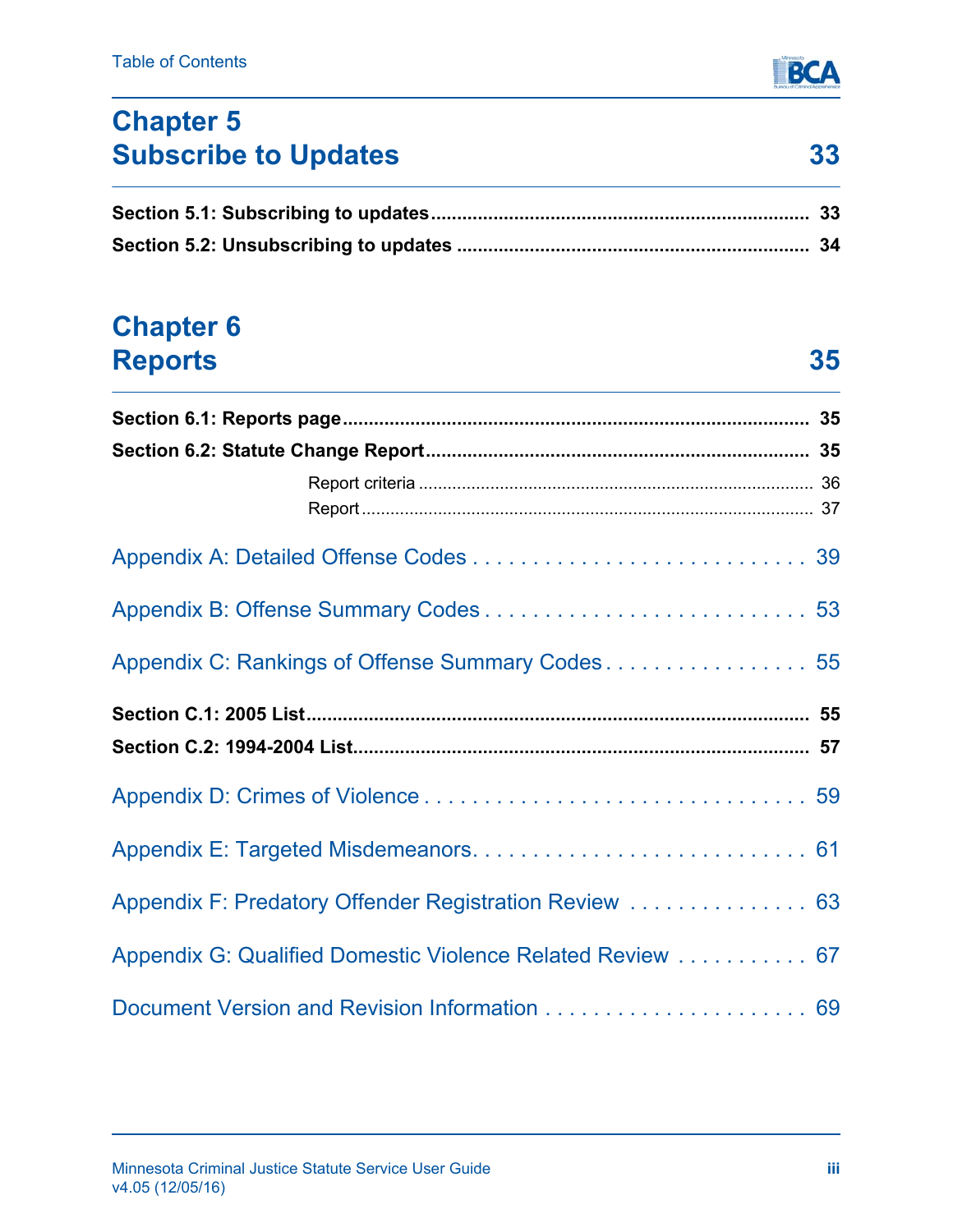# Chapter 5
# Subscribe to Updates 33

**Section 5.1: Subscribing to updates** ........ **33**

**Section 5.2: Unsubscribing to updates** ........ **34**

# Chapter 6
# Reports 35

**Section 6.1: Reports page** ........ **35**

**Section 6.2: Statute Change Report** ........ **35**

- Report criteria ........ 36
- Report ........ 37

Appendix A: Detailed Offense Codes . . . . . . . . 39

Appendix B: Offense Summary Codes . . . . . . . . 53

Appendix C: Rankings of Offense Summary Codes . . . . . . . . 55

**Section C.1: 2005 List** ........ **55**

**Section C.2: 1994-2004 List** ........ **57**

Appendix D: Crimes of Violence . . . . . . . . 59

Appendix E: Targeted Misdemeanors. . . . . . . . 61

Appendix F: Predatory Offender Registration Review . . . . . . . . 63

Appendix G: Qualified Domestic Violence Related Review . . . . . . . . 67

Document Version and Revision Information . . . . . . . . 69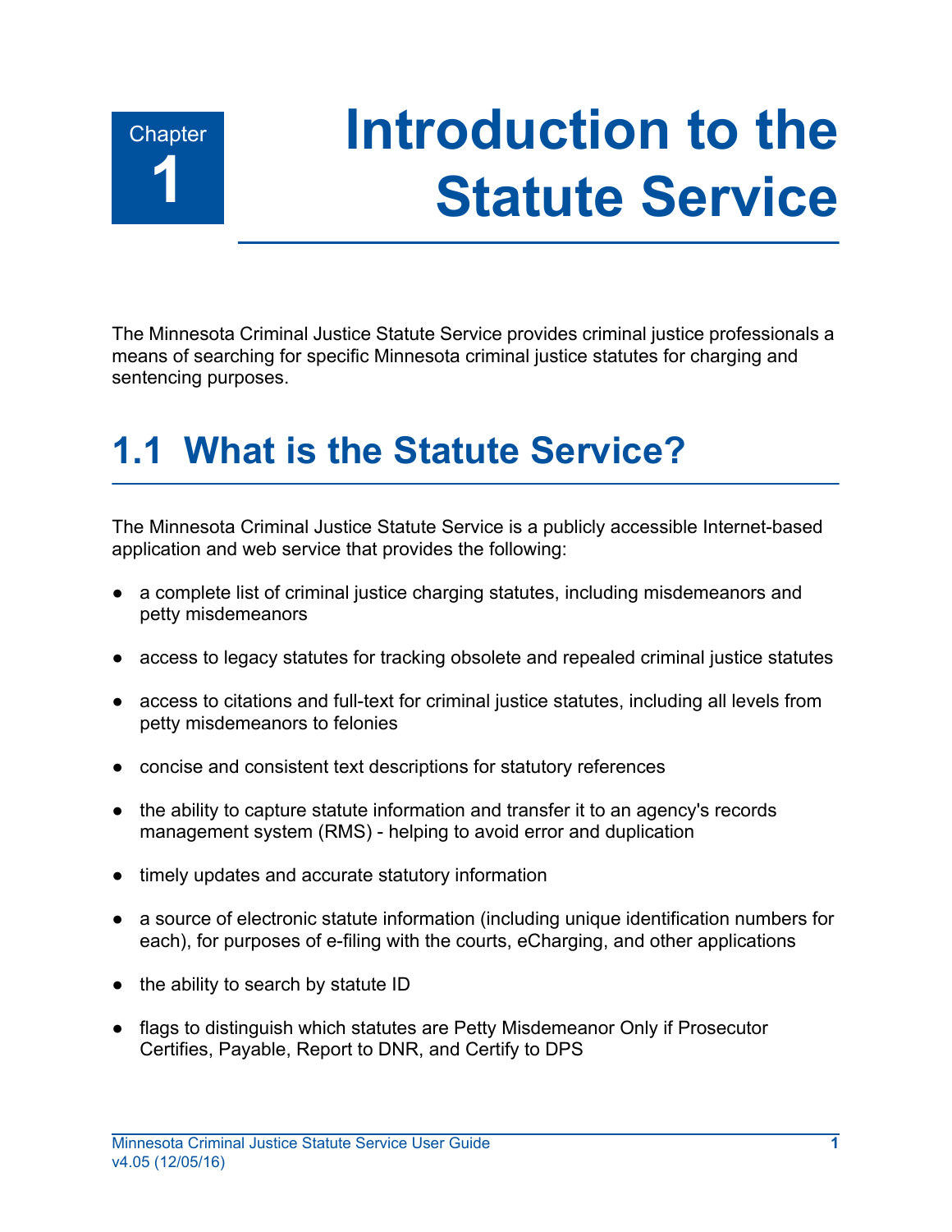# Chapter 1 Introduction to the Statute Service

The Minnesota Criminal Justice Statute Service provides criminal justice professionals a means of searching for specific Minnesota criminal justice statutes for charging and sentencing purposes.

## 1.1 What is the Statute Service?

The Minnesota Criminal Justice Statute Service is a publicly accessible Internet-based application and web service that provides the following:

- a complete list of criminal justice charging statutes, including misdemeanors and petty misdemeanors
- access to legacy statutes for tracking obsolete and repealed criminal justice statutes
- access to citations and full-text for criminal justice statutes, including all levels from petty misdemeanors to felonies
- concise and consistent text descriptions for statutory references
- the ability to capture statute information and transfer it to an agency's records management system (RMS) - helping to avoid error and duplication
- timely updates and accurate statutory information
- a source of electronic statute information (including unique identification numbers for each), for purposes of e-filing with the courts, eCharging, and other applications
- the ability to search by statute ID
- flags to distinguish which statutes are Petty Misdemeanor Only if Prosecutor Certifies, Payable, Report to DNR, and Certify to DPS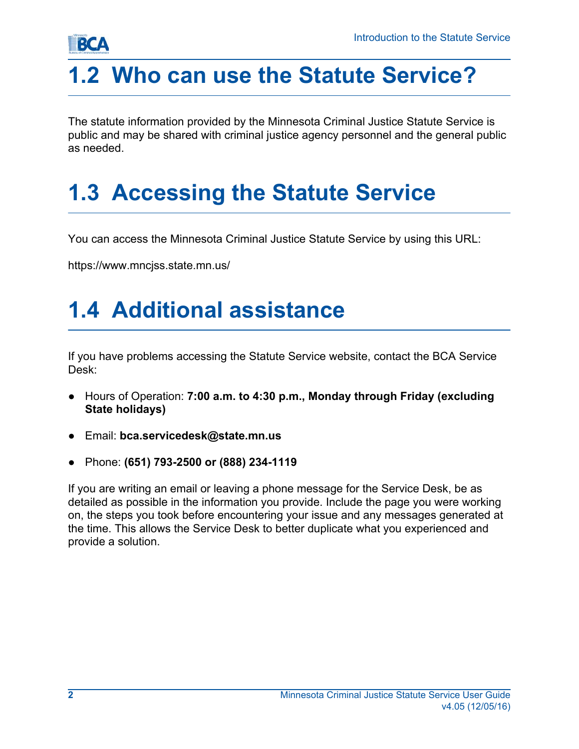## 1.2 Who can use the Statute Service?

The statute information provided by the Minnesota Criminal Justice Statute Service is public and may be shared with criminal justice agency personnel and the general public as needed.

## 1.3 Accessing the Statute Service

You can access the Minnesota Criminal Justice Statute Service by using this URL:

https://www.mncjss.state.mn.us/

## 1.4 Additional assistance

If you have problems accessing the Statute Service website, contact the BCA Service Desk:

- Hours of Operation: **7:00 a.m. to 4:30 p.m., Monday through Friday (excluding State holidays)**
- Email: **bca.servicedesk@state.mn.us**
- Phone: **(651) 793-2500 or (888) 234-1119**

If you are writing an email or leaving a phone message for the Service Desk, be as detailed as possible in the information you provide. Include the page you were working on, the steps you took before encountering your issue and any messages generated at the time. This allows the Service Desk to better duplicate what you experienced and provide a solution.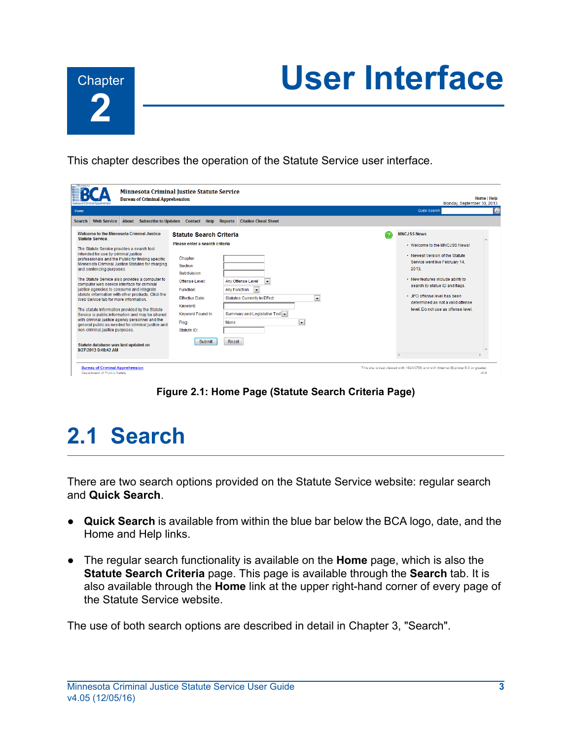# Chapter 2 User Interface

This chapter describes the operation of the Statute Service user interface.

**Figure 2.1: Home Page (Statute Search Criteria Page)**

## 2.1 Search

There are two search options provided on the Statute Service website: regular search and **Quick Search**.

- **Quick Search** is available from within the blue bar below the BCA logo, date, and the Home and Help links.
- The regular search functionality is available on the **Home** page, which is also the **Statute Search Criteria** page. This page is available through the **Search** tab. It is also available through the **Home** link at the upper right-hand corner of every page of the Statute Service website.

The use of both search options are described in detail in Chapter 3, "Search".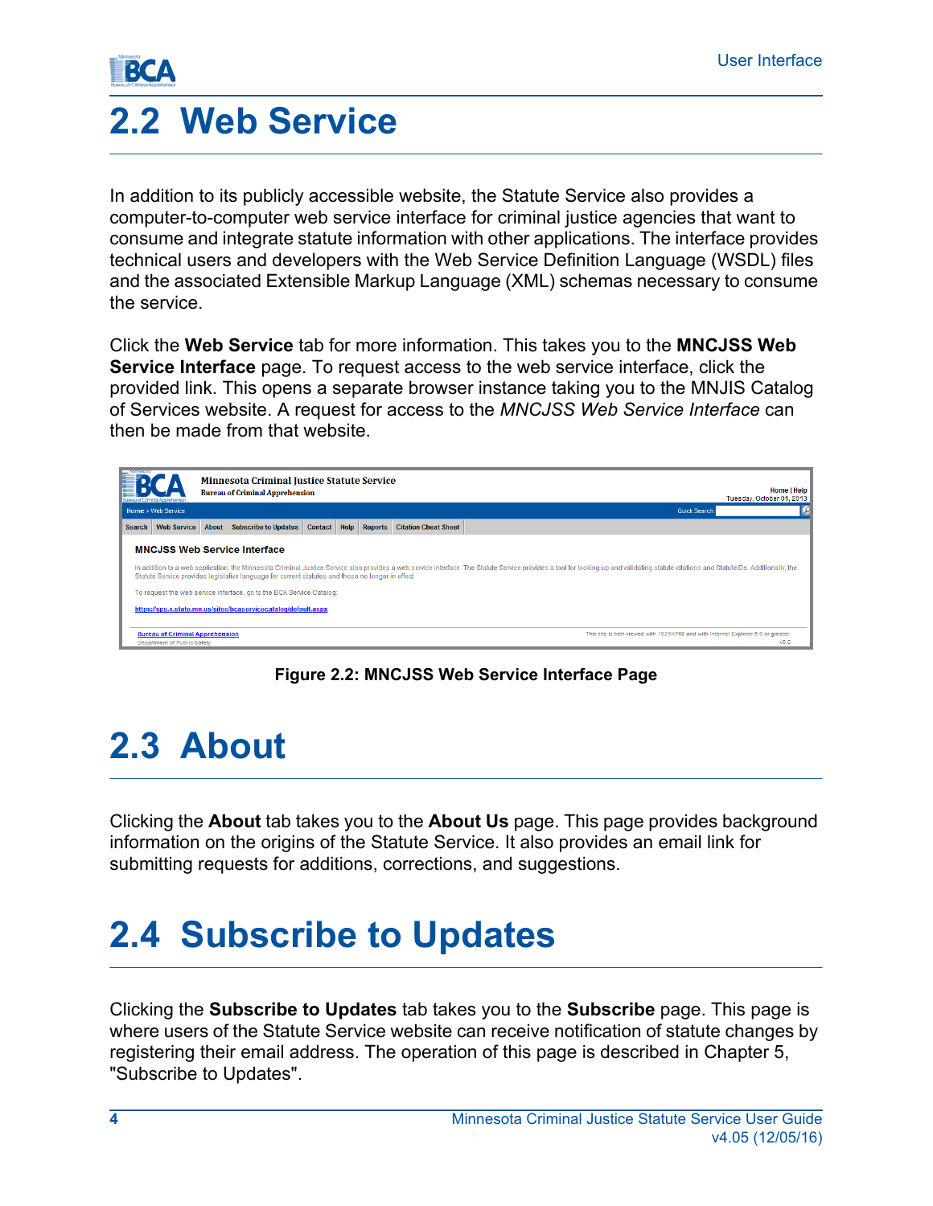# 2.2 Web Service

In addition to its publicly accessible website, the Statute Service also provides a computer-to-computer web service interface for criminal justice agencies that want to consume and integrate statute information with other applications. The interface provides technical users and developers with the Web Service Definition Language (WSDL) files and the associated Extensible Markup Language (XML) schemas necessary to consume the service.

Click the **Web Service** tab for more information. This takes you to the **MNCJSS Web Service Interface** page. To request access to the web service interface, click the provided link. This opens a separate browser instance taking you to the MNJIS Catalog of Services website. A request for access to the *MNCJSS Web Service Interface* can then be made from that website.

**Figure 2.2: MNCJSS Web Service Interface Page**

# 2.3 About

Clicking the **About** tab takes you to the **About Us** page. This page provides background information on the origins of the Statute Service. It also provides an email link for submitting requests for additions, corrections, and suggestions.

# 2.4 Subscribe to Updates

Clicking the **Subscribe to Updates** tab takes you to the **Subscribe** page. This page is where users of the Statute Service website can receive notification of statute changes by registering their email address. The operation of this page is described in Chapter 5, "Subscribe to Updates".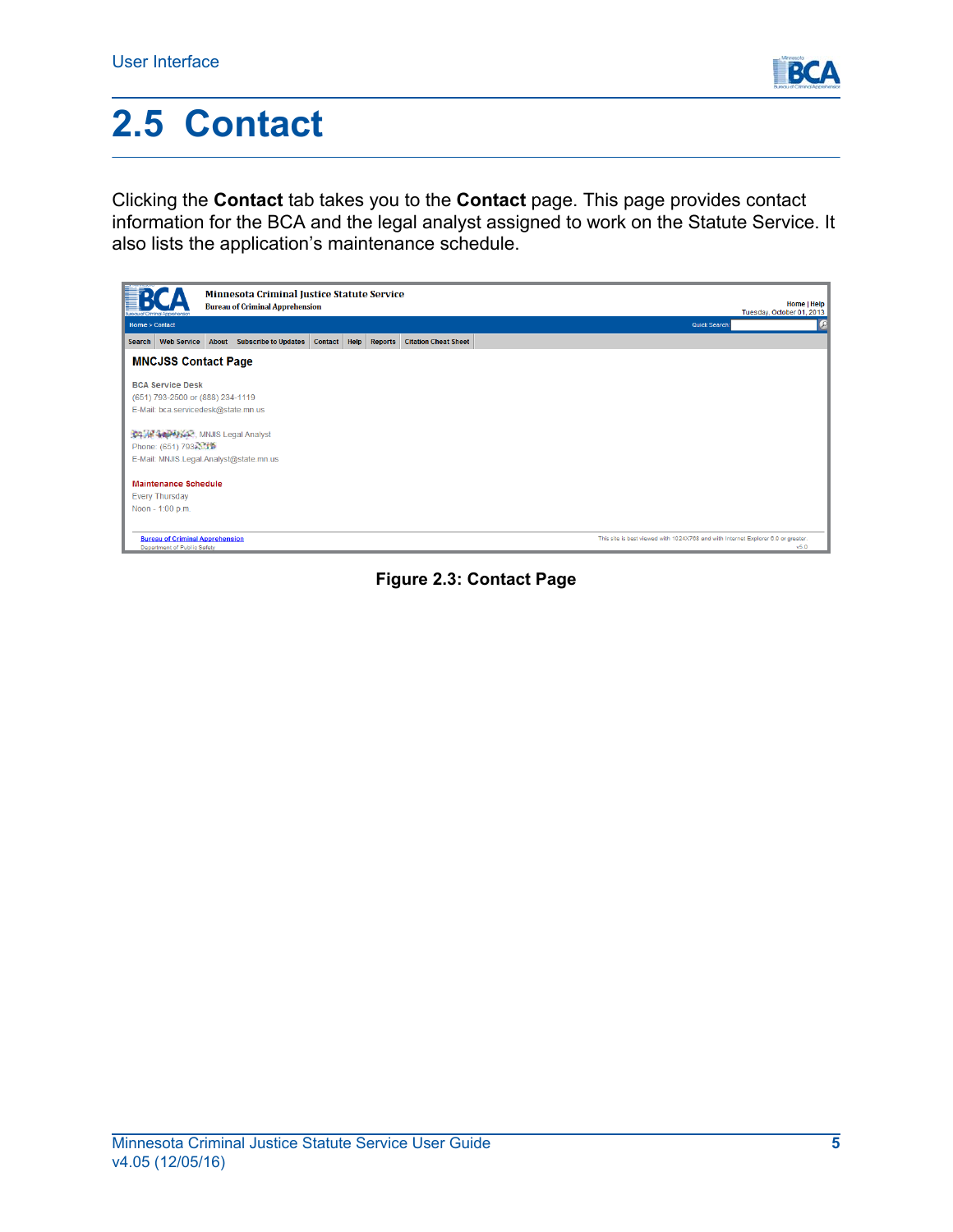# 2.5 Contact

Clicking the **Contact** tab takes you to the **Contact** page. This page provides contact information for the BCA and the legal analyst assigned to work on the Statute Service. It also lists the application's maintenance schedule.

**Figure 2.3: Contact Page**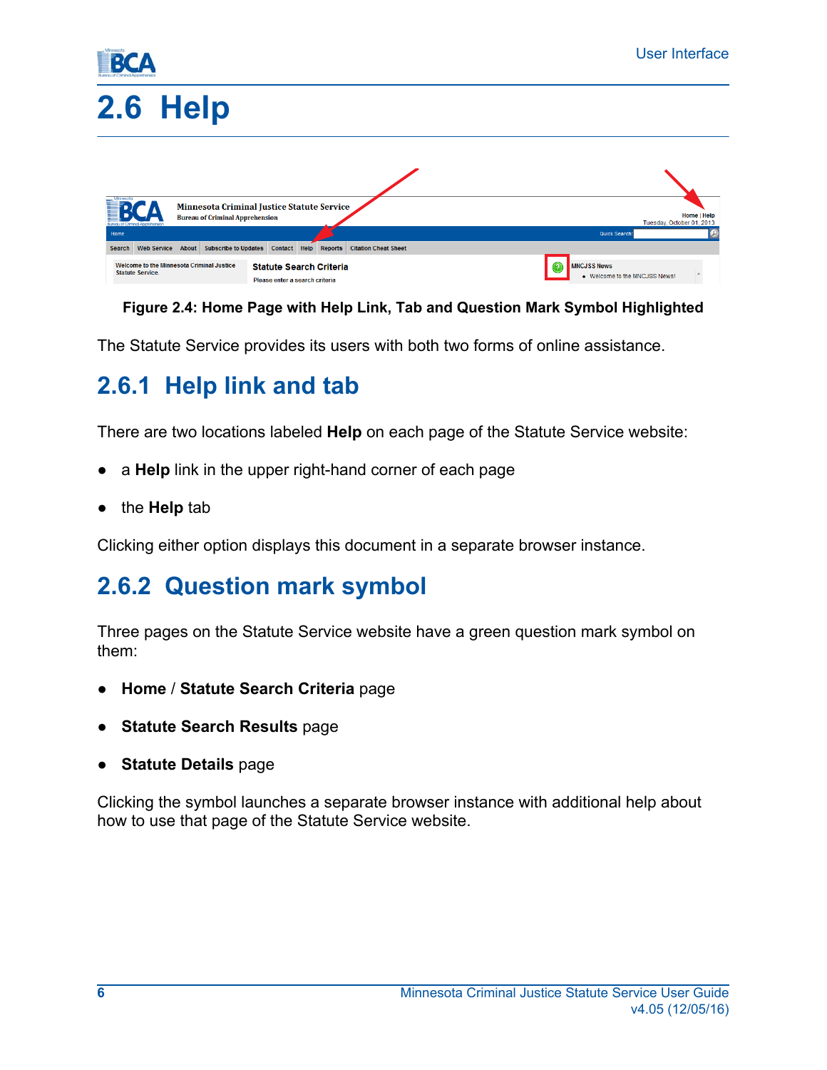# 2.6 Help

**Figure 2.4: Home Page with Help Link, Tab and Question Mark Symbol Highlighted**

The Statute Service provides its users with both two forms of online assistance.

## 2.6.1 Help link and tab

There are two locations labeled **Help** on each page of the Statute Service website:

- a **Help** link in the upper right-hand corner of each page
- the **Help** tab

Clicking either option displays this document in a separate browser instance.

## 2.6.2 Question mark symbol

Three pages on the Statute Service website have a green question mark symbol on them:

- **Home** / **Statute Search Criteria** page
- **Statute Search Results** page
- **Statute Details** page

Clicking the symbol launches a separate browser instance with additional help about how to use that page of the Statute Service website.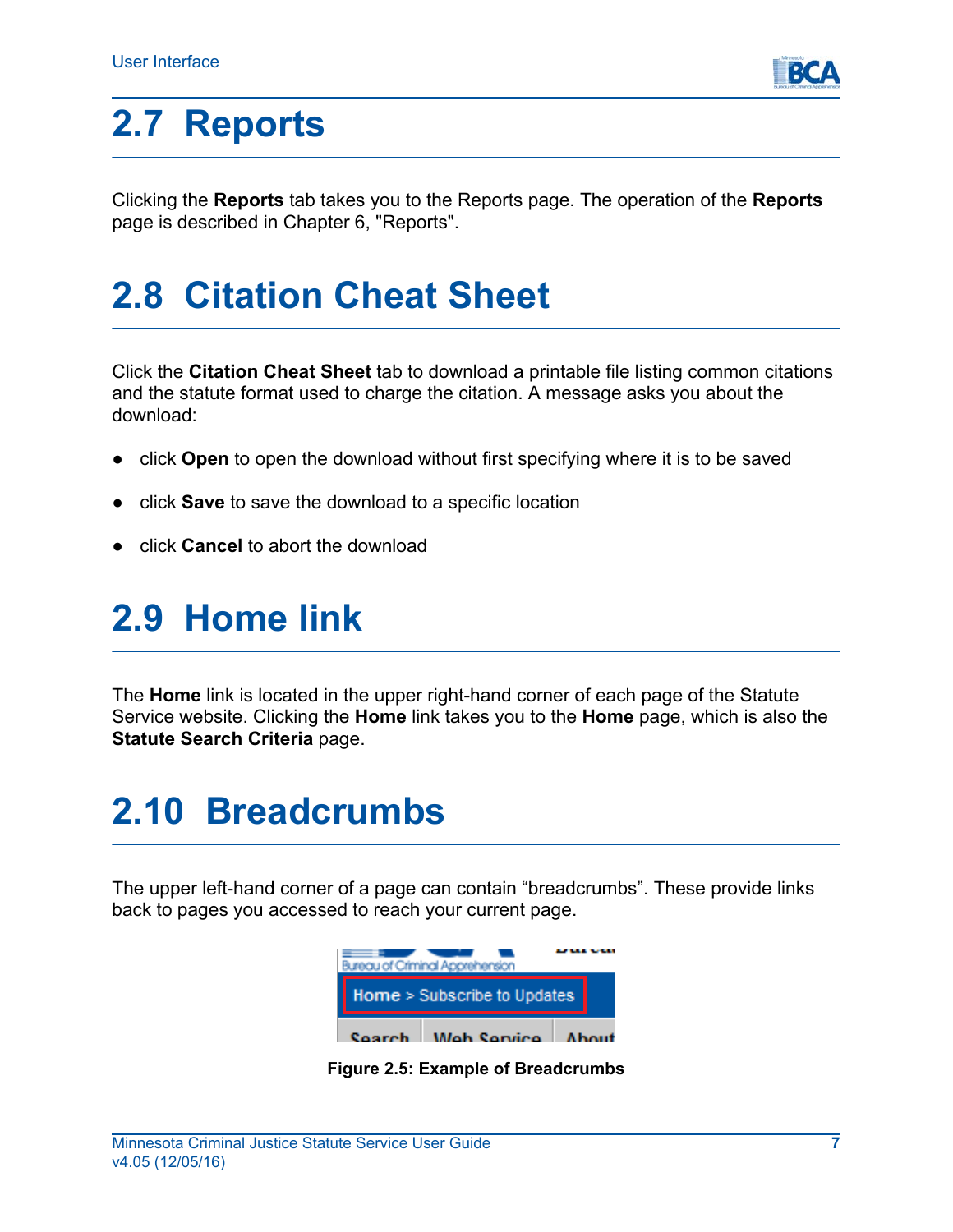## 2.7 Reports

Clicking the **Reports** tab takes you to the Reports page. The operation of the **Reports** page is described in Chapter 6, "Reports".

## 2.8 Citation Cheat Sheet

Click the **Citation Cheat Sheet** tab to download a printable file listing common citations and the statute format used to charge the citation. A message asks you about the download:

- click **Open** to open the download without first specifying where it is to be saved
- click **Save** to save the download to a specific location
- click **Cancel** to abort the download

## 2.9 Home link

The **Home** link is located in the upper right-hand corner of each page of the Statute Service website. Clicking the **Home** link takes you to the **Home** page, which is also the **Statute Search Criteria** page.

## 2.10 Breadcrumbs

The upper left-hand corner of a page can contain “breadcrumbs”. These provide links back to pages you accessed to reach your current page.

**Figure 2.5: Example of Breadcrumbs**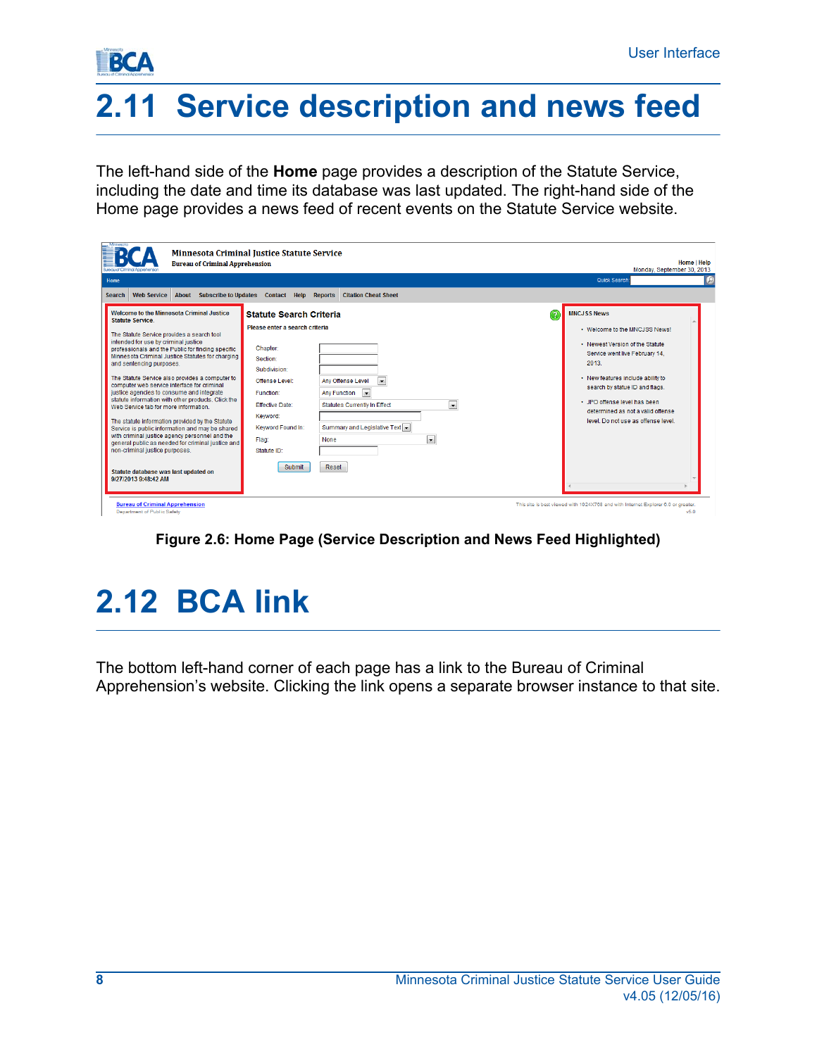## 2.11 Service description and news feed

The left-hand side of the **Home** page provides a description of the Statute Service, including the date and time its database was last updated. The right-hand side of the Home page provides a news feed of recent events on the Statute Service website.

**Figure 2.6: Home Page (Service Description and News Feed Highlighted)**

## 2.12 BCA link

The bottom left-hand corner of each page has a link to the Bureau of Criminal Apprehension's website. Clicking the link opens a separate browser instance to that site.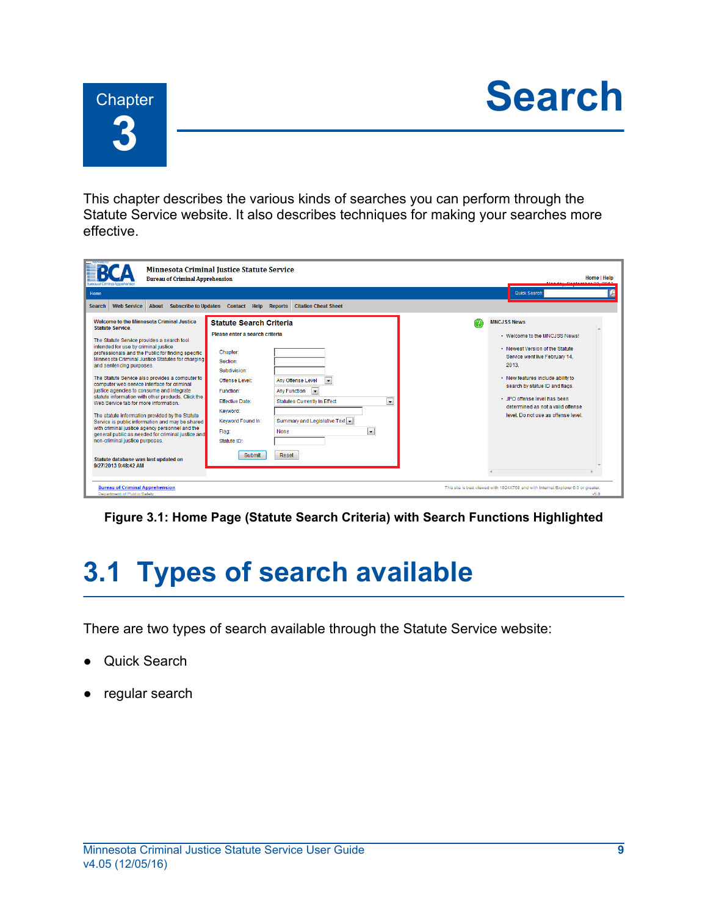# Chapter 3 Search

This chapter describes the various kinds of searches you can perform through the Statute Service website. It also describes techniques for making your searches more effective.

**Figure 3.1: Home Page (Statute Search Criteria) with Search Functions Highlighted**

## 3.1 Types of search available

There are two types of search available through the Statute Service website:

- Quick Search
- regular search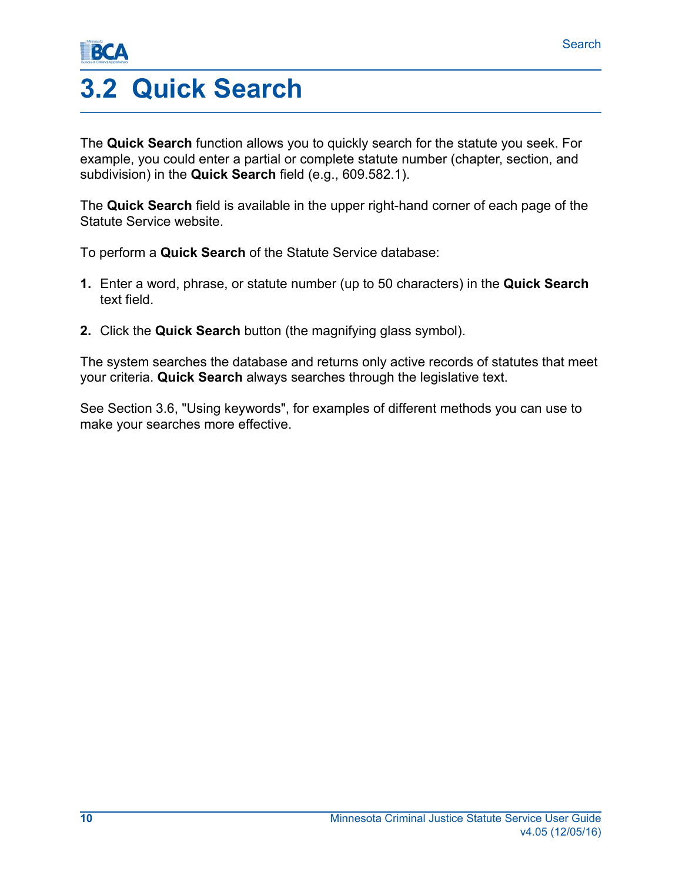# 3.2 Quick Search

The **Quick Search** function allows you to quickly search for the statute you seek. For example, you could enter a partial or complete statute number (chapter, section, and subdivision) in the **Quick Search** field (e.g., 609.582.1).

The **Quick Search** field is available in the upper right-hand corner of each page of the Statute Service website.

To perform a **Quick Search** of the Statute Service database:

1. Enter a word, phrase, or statute number (up to 50 characters) in the **Quick Search** text field.

2. Click the **Quick Search** button (the magnifying glass symbol).

The system searches the database and returns only active records of statutes that meet your criteria. **Quick Search** always searches through the legislative text.

See Section 3.6, "Using keywords", for examples of different methods you can use to make your searches more effective.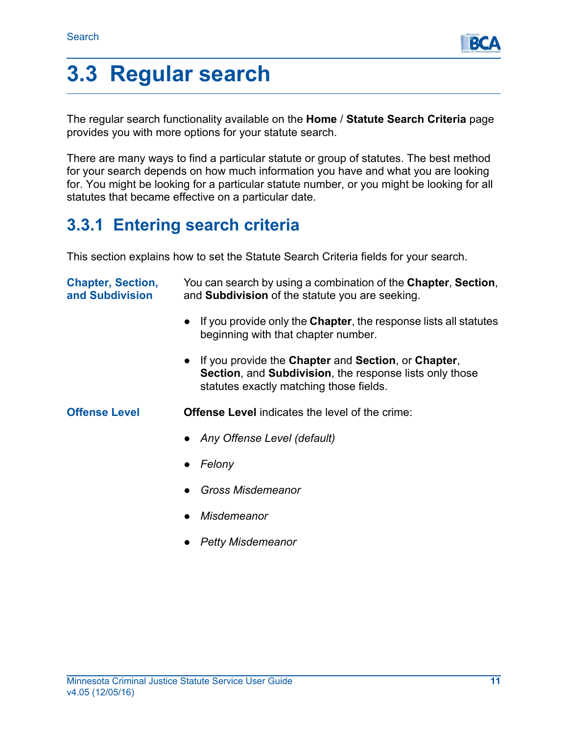# 3.3 Regular search

The regular search functionality available on the **Home** / **Statute Search Criteria** page provides you with more options for your statute search.

There are many ways to find a particular statute or group of statutes. The best method for your search depends on how much information you have and what you are looking for. You might be looking for a particular statute number, or you might be looking for all statutes that became effective on a particular date.

## 3.3.1 Entering search criteria

This section explains how to set the Statute Search Criteria fields for your search.

**Chapter, Section, and Subdivision**

You can search by using a combination of the **Chapter**, **Section**, and **Subdivision** of the statute you are seeking.

- If you provide only the **Chapter**, the response lists all statutes beginning with that chapter number.
- If you provide the **Chapter** and **Section**, or **Chapter**, **Section**, and **Subdivision**, the response lists only those statutes exactly matching those fields.

**Offense Level**

**Offense Level** indicates the level of the crime:

- *Any Offense Level (default)*
- *Felony*
- *Gross Misdemeanor*
- *Misdemeanor*
- *Petty Misdemeanor*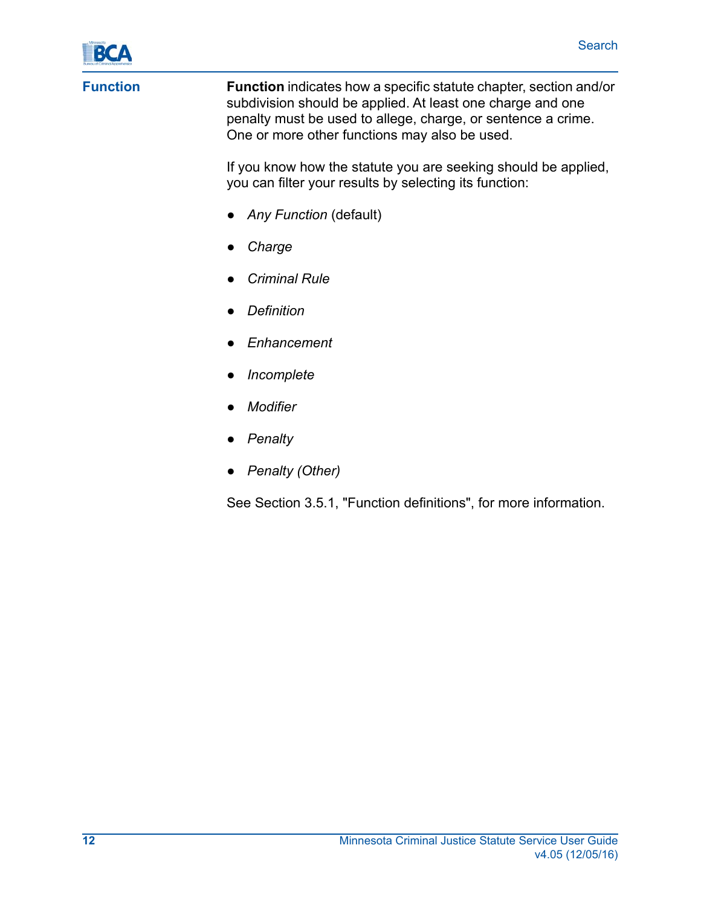### Function

**Function** indicates how a specific statute chapter, section and/or subdivision should be applied. At least one charge and one penalty must be used to allege, charge, or sentence a crime. One or more other functions may also be used.

If you know how the statute you are seeking should be applied, you can filter your results by selecting its function:

- *Any Function* (default)
- *Charge*
- *Criminal Rule*
- *Definition*
- *Enhancement*
- *Incomplete*
- *Modifier*
- *Penalty*
- *Penalty (Other)*

See Section 3.5.1, "Function definitions", for more information.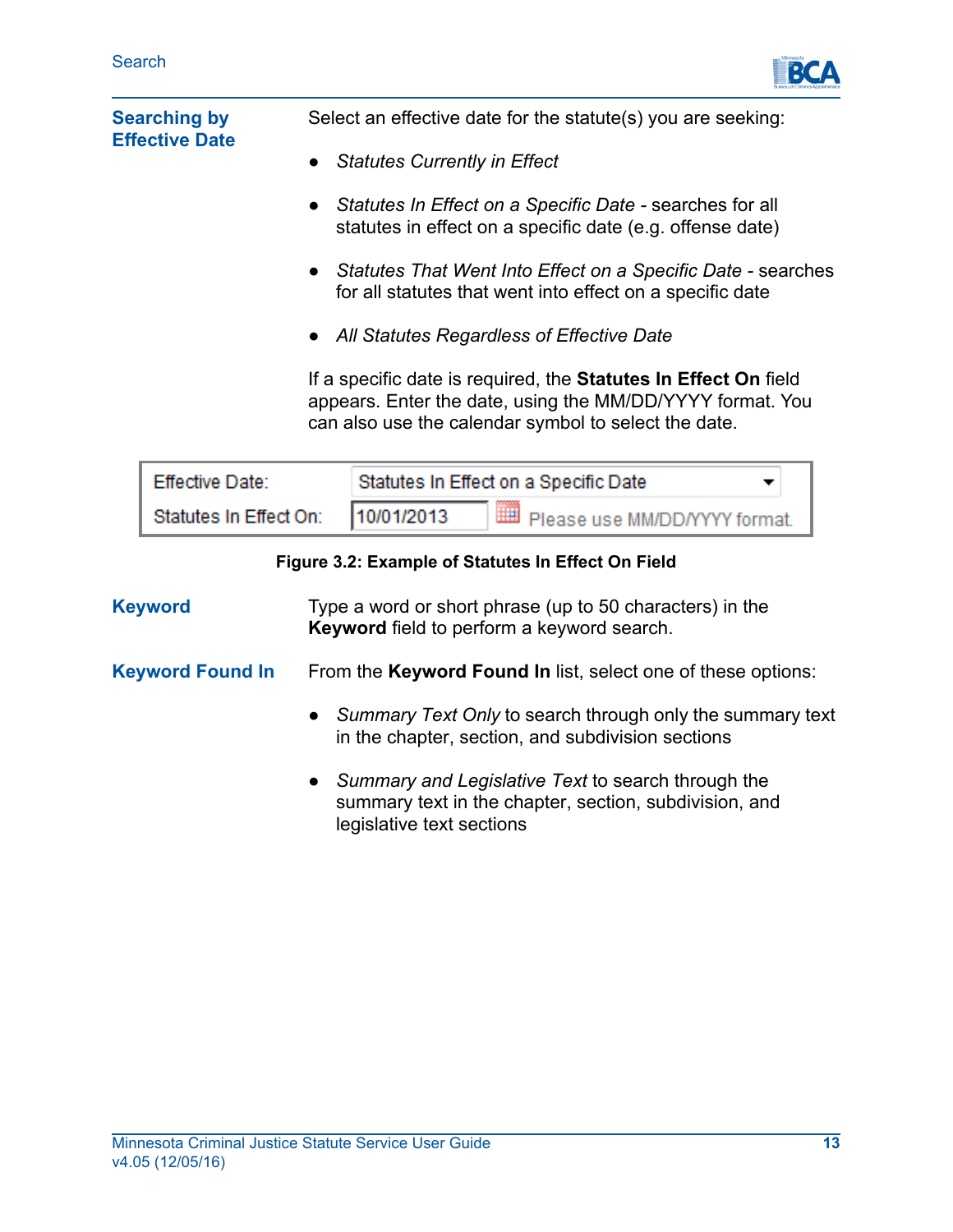## Searching by Effective Date

Select an effective date for the statute(s) you are seeking:

- *Statutes Currently in Effect*
- *Statutes In Effect on a Specific Date* - searches for all statutes in effect on a specific date (e.g. offense date)
- *Statutes That Went Into Effect on a Specific Date* - searches for all statutes that went into effect on a specific date
- *All Statutes Regardless of Effective Date*

If a specific date is required, the **Statutes In Effect On** field appears. Enter the date, using the MM/DD/YYYY format. You can also use the calendar symbol to select the date.

| Effective Date: | Statutes In Effect on a Specific Date |
|---|---|
| Statutes In Effect On: | 10/01/2013 Please use MM/DD/YYYY format. |

**Figure 3.2: Example of Statutes In Effect On Field**

## Keyword

Type a word or short phrase (up to 50 characters) in the **Keyword** field to perform a keyword search.

## Keyword Found In

From the **Keyword Found In** list, select one of these options:

- *Summary Text Only* to search through only the summary text in the chapter, section, and subdivision sections
- *Summary and Legislative Text* to search through the summary text in the chapter, section, subdivision, and legislative text sections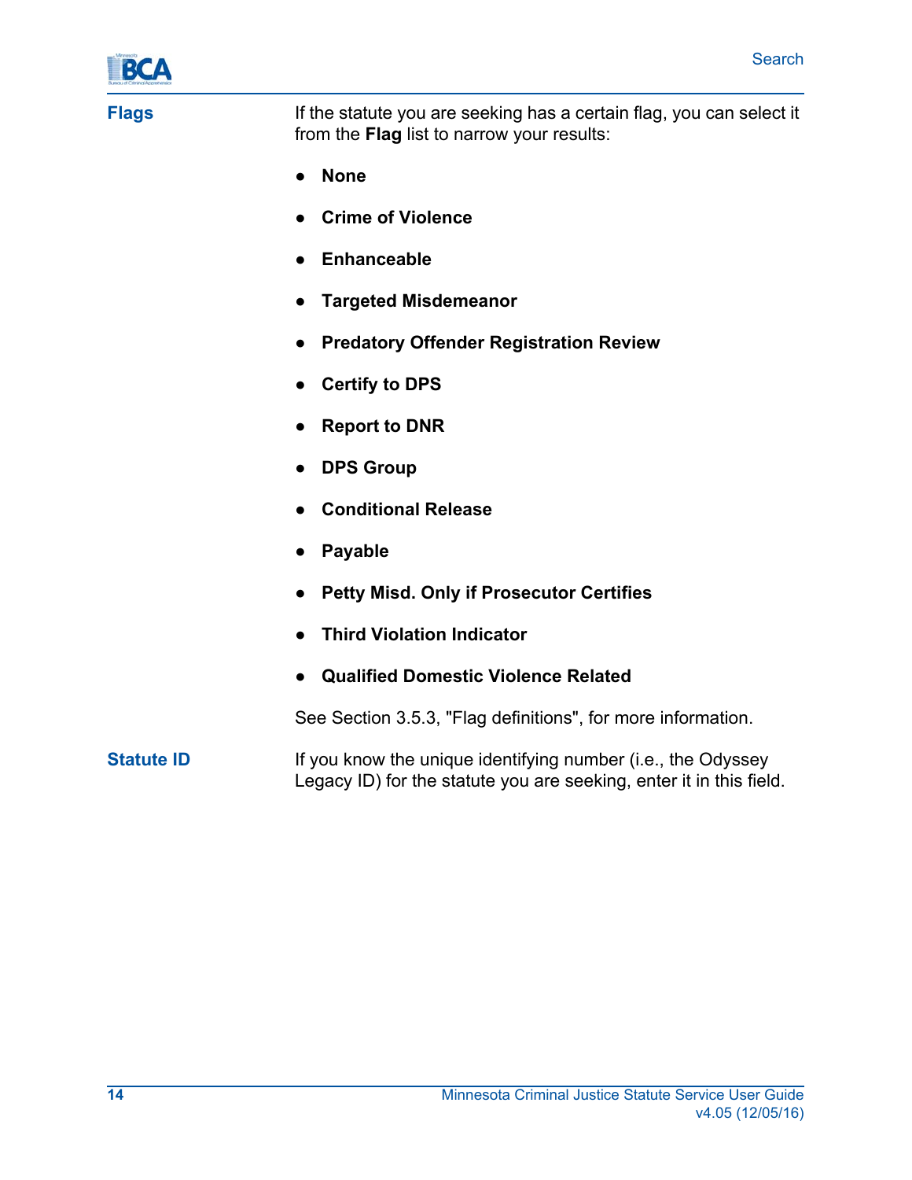**Flags**

If the statute you are seeking has a certain flag, you can select it from the **Flag** list to narrow your results:

- **None**
- **Crime of Violence**
- **Enhanceable**
- **Targeted Misdemeanor**
- **Predatory Offender Registration Review**
- **Certify to DPS**
- **Report to DNR**
- **DPS Group**
- **Conditional Release**
- **Payable**
- **Petty Misd. Only if Prosecutor Certifies**
- **Third Violation Indicator**
- **Qualified Domestic Violence Related**

See Section 3.5.3, "Flag definitions", for more information.

**Statute ID**

If you know the unique identifying number (i.e., the Odyssey Legacy ID) for the statute you are seeking, enter it in this field.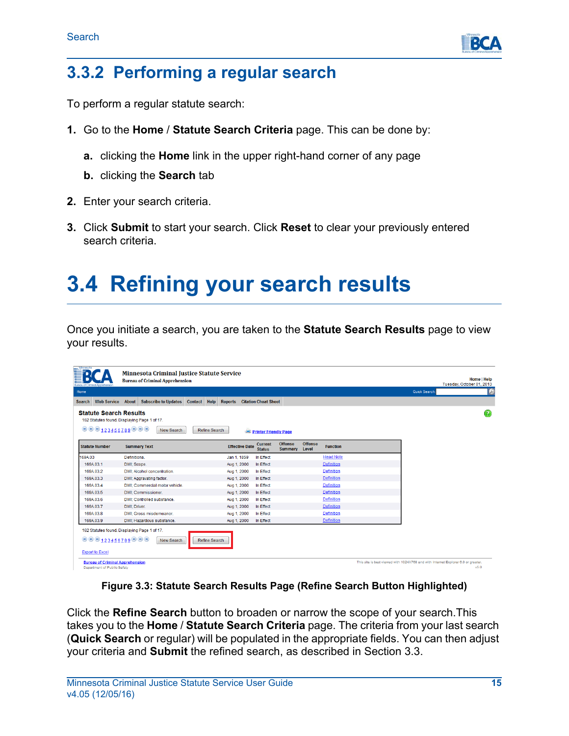### 3.3.2 Performing a regular search

To perform a regular statute search:

1. Go to the **Home** / **Statute Search Criteria** page. This can be done by:
    a. clicking the **Home** link in the upper right-hand corner of any page
    b. clicking the **Search** tab
2. Enter your search criteria.
3. Click **Submit** to start your search. Click **Reset** to clear your previously entered search criteria.

## 3.4 Refining your search results

Once you initiate a search, you are taken to the **Statute Search Results** page to view your results.

**Figure 3.3: Statute Search Results Page (Refine Search Button Highlighted)**

Click the **Refine Search** button to broaden or narrow the scope of your search.This takes you to the **Home** / **Statute Search Criteria** page. The criteria from your last search (**Quick Search** or regular) will be populated in the appropriate fields. You can then adjust your criteria and **Submit** the refined search, as described in Section 3.3.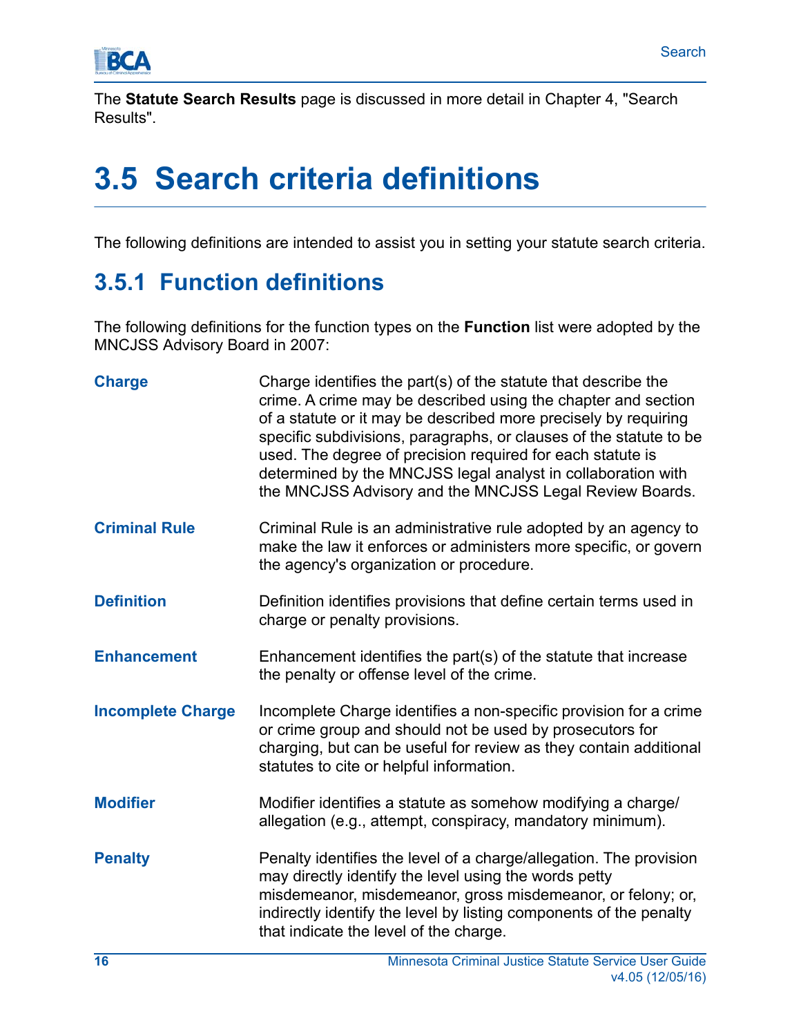The **Statute Search Results** page is discussed in more detail in Chapter 4, "Search Results".

# 3.5 Search criteria definitions

The following definitions are intended to assist you in setting your statute search criteria.

## 3.5.1 Function definitions

The following definitions for the function types on the **Function** list were adopted by the MNCJSS Advisory Board in 2007:

**Charge**

Charge identifies the part(s) of the statute that describe the crime. A crime may be described using the chapter and section of a statute or it may be described more precisely by requiring specific subdivisions, paragraphs, or clauses of the statute to be used. The degree of precision required for each statute is determined by the MNCJSS legal analyst in collaboration with the MNCJSS Advisory and the MNCJSS Legal Review Boards.

**Criminal Rule**

Criminal Rule is an administrative rule adopted by an agency to make the law it enforces or administers more specific, or govern the agency's organization or procedure.

**Definition**

Definition identifies provisions that define certain terms used in charge or penalty provisions.

**Enhancement**

Enhancement identifies the part(s) of the statute that increase the penalty or offense level of the crime.

**Incomplete Charge**

Incomplete Charge identifies a non-specific provision for a crime or crime group and should not be used by prosecutors for charging, but can be useful for review as they contain additional statutes to cite or helpful information.

**Modifier**

Modifier identifies a statute as somehow modifying a charge/allegation (e.g., attempt, conspiracy, mandatory minimum).

**Penalty**

Penalty identifies the level of a charge/allegation. The provision may directly identify the level using the words petty misdemeanor, misdemeanor, gross misdemeanor, or felony; or, indirectly identify the level by listing components of the penalty that indicate the level of the charge.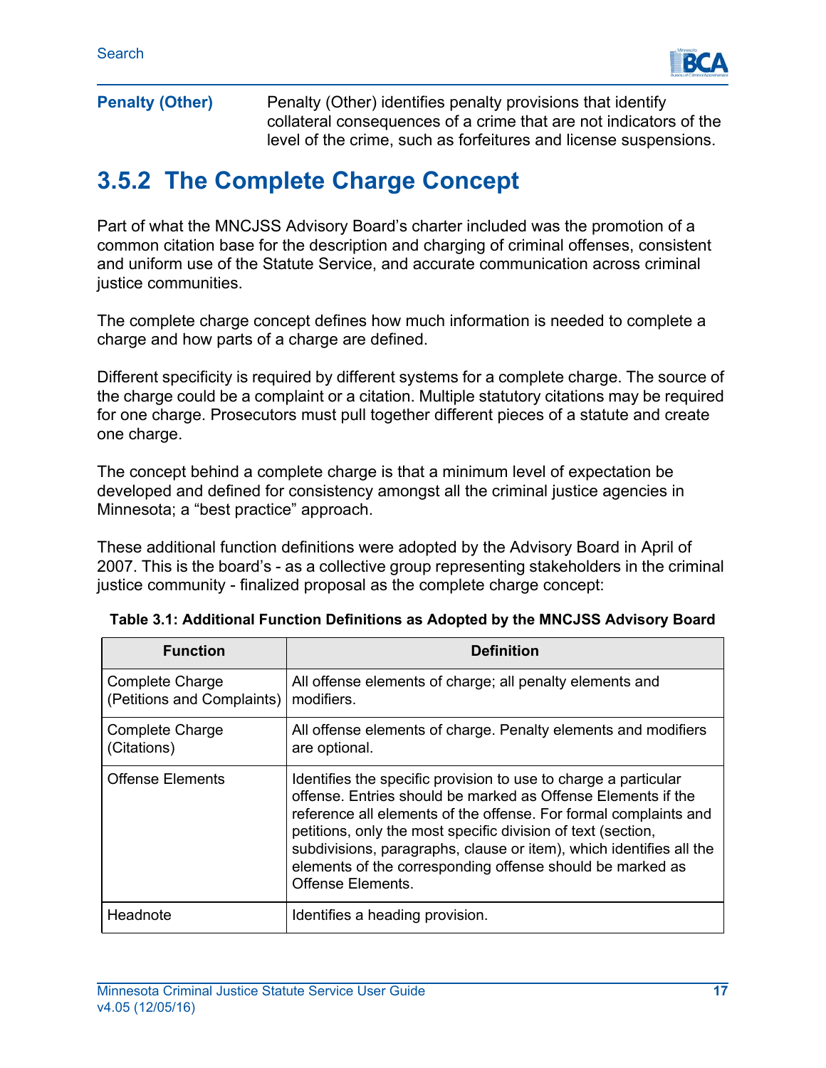**Penalty (Other)** Penalty (Other) identifies penalty provisions that identify collateral consequences of a crime that are not indicators of the level of the crime, such as forfeitures and license suspensions.

## 3.5.2 The Complete Charge Concept

Part of what the MNCJSS Advisory Board's charter included was the promotion of a common citation base for the description and charging of criminal offenses, consistent and uniform use of the Statute Service, and accurate communication across criminal justice communities.

The complete charge concept defines how much information is needed to complete a charge and how parts of a charge are defined.

Different specificity is required by different systems for a complete charge. The source of the charge could be a complaint or a citation. Multiple statutory citations may be required for one charge. Prosecutors must pull together different pieces of a statute and create one charge.

The concept behind a complete charge is that a minimum level of expectation be developed and defined for consistency amongst all the criminal justice agencies in Minnesota; a "best practice" approach.

These additional function definitions were adopted by the Advisory Board in April of 2007. This is the board's - as a collective group representing stakeholders in the criminal justice community - finalized proposal as the complete charge concept:

**Table 3.1: Additional Function Definitions as Adopted by the MNCJSS Advisory Board**

| Function | Definition |
|---|---|
| Complete Charge (Petitions and Complaints) | All offense elements of charge; all penalty elements and modifiers. |
| Complete Charge (Citations) | All offense elements of charge. Penalty elements and modifiers are optional. |
| Offense Elements | Identifies the specific provision to use to charge a particular offense. Entries should be marked as Offense Elements if the reference all elements of the offense. For formal complaints and petitions, only the most specific division of text (section, subdivisions, paragraphs, clause or item), which identifies all the elements of the corresponding offense should be marked as Offense Elements. |
| Headnote | Identifies a heading provision. |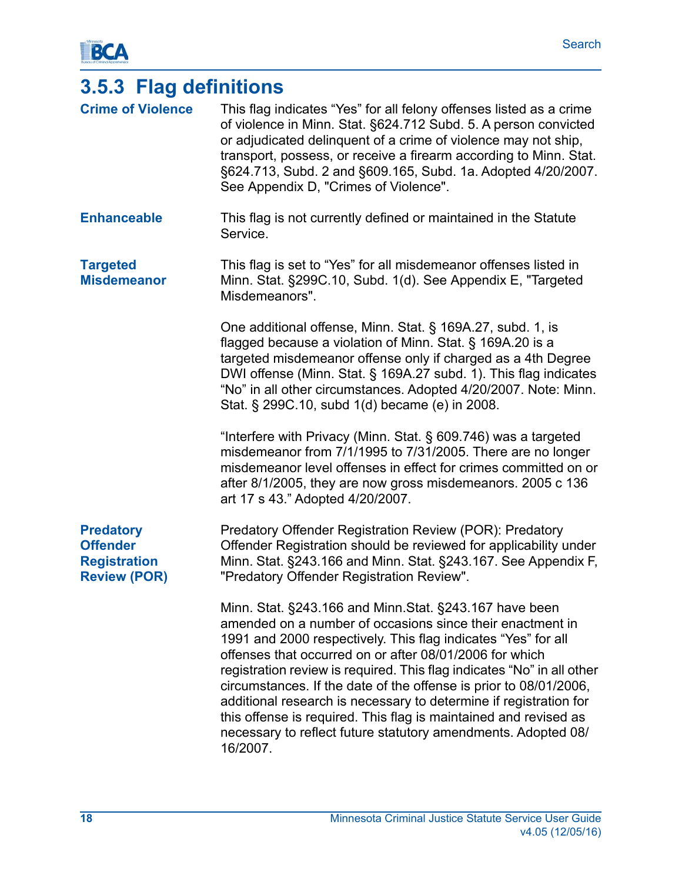### 3.5.3 Flag definitions

**Crime of Violence**

This flag indicates “Yes” for all felony offenses listed as a crime of violence in Minn. Stat. §624.712 Subd. 5. A person convicted or adjudicated delinquent of a crime of violence may not ship, transport, possess, or receive a firearm according to Minn. Stat. §624.713, Subd. 2 and §609.165, Subd. 1a. Adopted 4/20/2007. See Appendix D, "Crimes of Violence".

**Enhanceable**

This flag is not currently defined or maintained in the Statute Service.

**Targeted Misdemeanor**

This flag is set to “Yes” for all misdemeanor offenses listed in Minn. Stat. §299C.10, Subd. 1(d). See Appendix E, "Targeted Misdemeanors".

One additional offense, Minn. Stat. § 169A.27, subd. 1, is flagged because a violation of Minn. Stat. § 169A.20 is a targeted misdemeanor offense only if charged as a 4th Degree DWI offense (Minn. Stat. § 169A.27 subd. 1). This flag indicates “No” in all other circumstances. Adopted 4/20/2007. Note: Minn. Stat. § 299C.10, subd 1(d) became (e) in 2008.

“Interfere with Privacy (Minn. Stat. § 609.746) was a targeted misdemeanor from 7/1/1995 to 7/31/2005. There are no longer misdemeanor level offenses in effect for crimes committed on or after 8/1/2005, they are now gross misdemeanors. 2005 c 136 art 17 s 43.” Adopted 4/20/2007.

**Predatory Offender Registration Review (POR)**

Predatory Offender Registration Review (POR): Predatory Offender Registration should be reviewed for applicability under Minn. Stat. §243.166 and Minn. Stat. §243.167. See Appendix F, "Predatory Offender Registration Review".

Minn. Stat. §243.166 and Minn.Stat. §243.167 have been amended on a number of occasions since their enactment in 1991 and 2000 respectively. This flag indicates “Yes” for all offenses that occurred on or after 08/01/2006 for which registration review is required. This flag indicates “No” in all other circumstances. If the date of the offense is prior to 08/01/2006, additional research is necessary to determine if registration for this offense is required. This flag is maintained and revised as necessary to reflect future statutory amendments. Adopted 08/16/2007.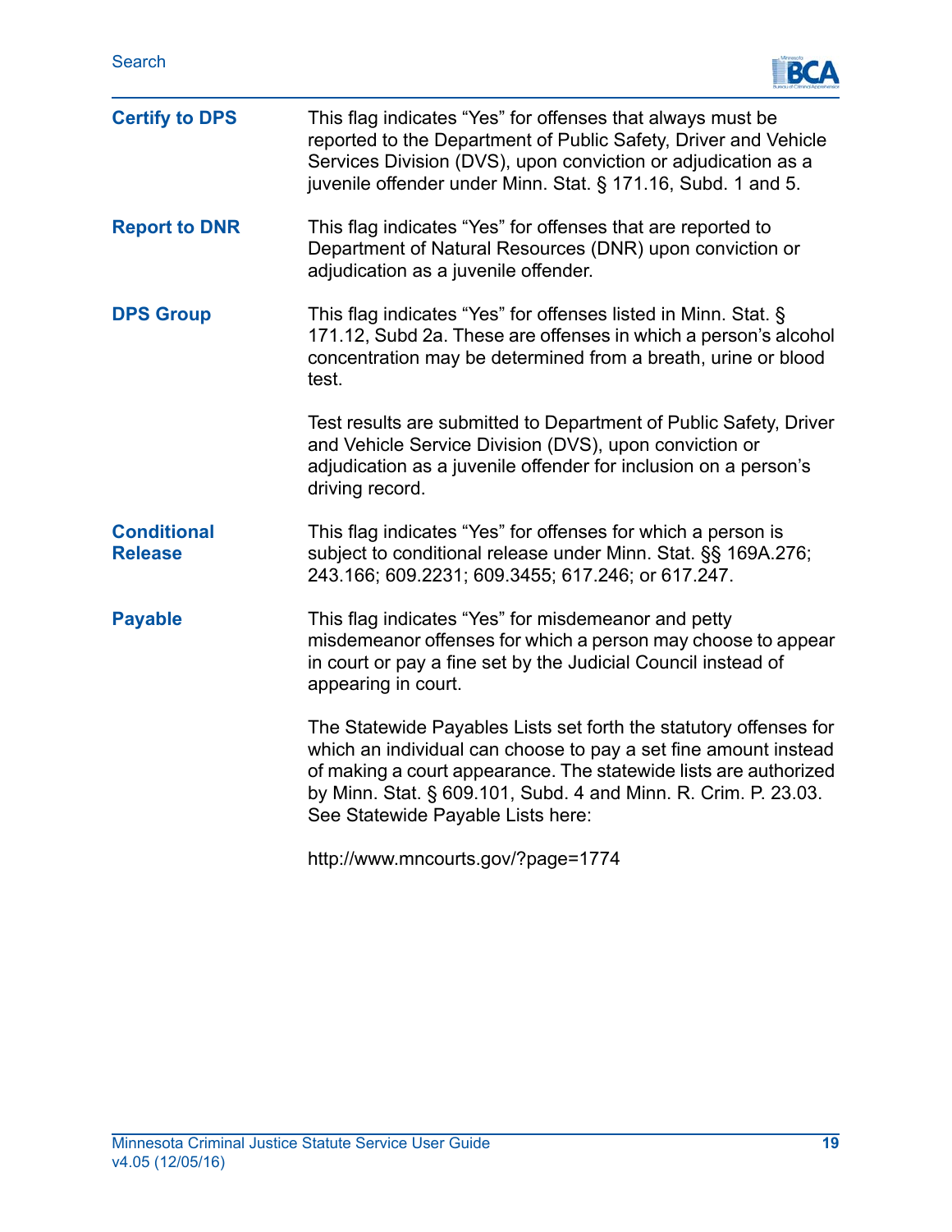**Certify to DPS**

This flag indicates "Yes" for offenses that always must be reported to the Department of Public Safety, Driver and Vehicle Services Division (DVS), upon conviction or adjudication as a juvenile offender under Minn. Stat. § 171.16, Subd. 1 and 5.

**Report to DNR**

This flag indicates "Yes" for offenses that are reported to Department of Natural Resources (DNR) upon conviction or adjudication as a juvenile offender.

**DPS Group**

This flag indicates "Yes" for offenses listed in Minn. Stat. § 171.12, Subd 2a. These are offenses in which a person's alcohol concentration may be determined from a breath, urine or blood test.

Test results are submitted to Department of Public Safety, Driver and Vehicle Service Division (DVS), upon conviction or adjudication as a juvenile offender for inclusion on a person's driving record.

**Conditional Release**

This flag indicates "Yes" for offenses for which a person is subject to conditional release under Minn. Stat. §§ 169A.276; 243.166; 609.2231; 609.3455; 617.246; or 617.247.

**Payable**

This flag indicates "Yes" for misdemeanor and petty misdemeanor offenses for which a person may choose to appear in court or pay a fine set by the Judicial Council instead of appearing in court.

The Statewide Payables Lists set forth the statutory offenses for which an individual can choose to pay a set fine amount instead of making a court appearance. The statewide lists are authorized by Minn. Stat. § 609.101, Subd. 4 and Minn. R. Crim. P. 23.03. See Statewide Payable Lists here:

http://www.mncourts.gov/?page=1774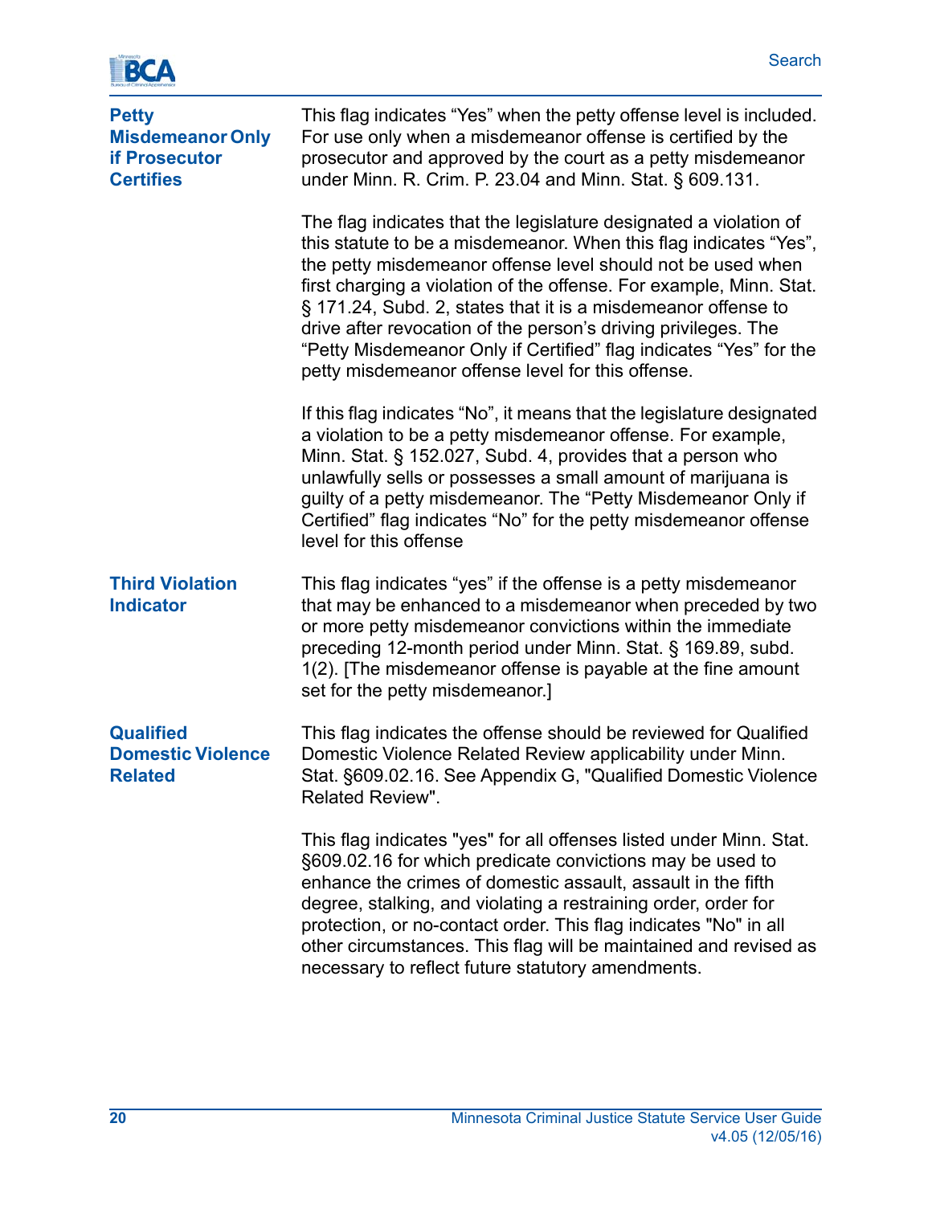**Petty Misdemeanor Only if Prosecutor Certifies**

This flag indicates “Yes” when the petty offense level is included. For use only when a misdemeanor offense is certified by the prosecutor and approved by the court as a petty misdemeanor under Minn. R. Crim. P. 23.04 and Minn. Stat. § 609.131.

The flag indicates that the legislature designated a violation of this statute to be a misdemeanor. When this flag indicates “Yes”, the petty misdemeanor offense level should not be used when first charging a violation of the offense. For example, Minn. Stat. § 171.24, Subd. 2, states that it is a misdemeanor offense to drive after revocation of the person’s driving privileges. The “Petty Misdemeanor Only if Certified” flag indicates “Yes” for the petty misdemeanor offense level for this offense.

If this flag indicates “No”, it means that the legislature designated a violation to be a petty misdemeanor offense. For example, Minn. Stat. § 152.027, Subd. 4, provides that a person who unlawfully sells or possesses a small amount of marijuana is guilty of a petty misdemeanor. The “Petty Misdemeanor Only if Certified” flag indicates “No” for the petty misdemeanor offense level for this offense

**Third Violation Indicator**

This flag indicates “yes” if the offense is a petty misdemeanor that may be enhanced to a misdemeanor when preceded by two or more petty misdemeanor convictions within the immediate preceding 12-month period under Minn. Stat. § 169.89, subd. 1(2). [The misdemeanor offense is payable at the fine amount set for the petty misdemeanor.]

**Qualified Domestic Violence Related**

This flag indicates the offense should be reviewed for Qualified Domestic Violence Related Review applicability under Minn. Stat. §609.02.16. See Appendix G, "Qualified Domestic Violence Related Review".

This flag indicates "yes" for all offenses listed under Minn. Stat. §609.02.16 for which predicate convictions may be used to enhance the crimes of domestic assault, assault in the fifth degree, stalking, and violating a restraining order, order for protection, or no-contact order. This flag indicates "No" in all other circumstances. This flag will be maintained and revised as necessary to reflect future statutory amendments.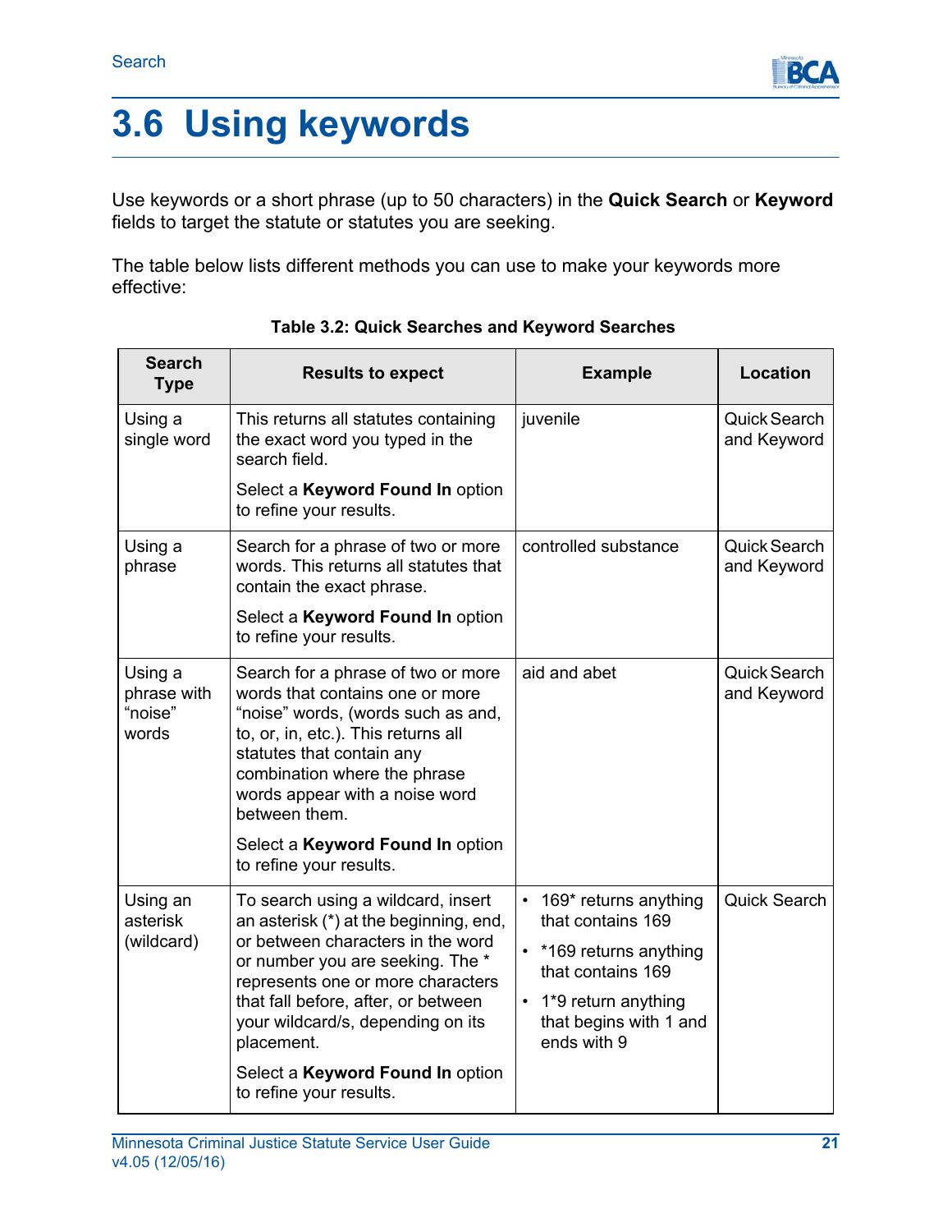# 3.6 Using keywords

Use keywords or a short phrase (up to 50 characters) in the **Quick Search** or **Keyword** fields to target the statute or statutes you are seeking.

The table below lists different methods you can use to make your keywords more effective:

**Table 3.2: Quick Searches and Keyword Searches**

| Search Type | Results to expect | Example | Location |
|---|---|---|---|
| Using a single word | This returns all statutes containing the exact word you typed in the search field.<br><br>Select a **Keyword Found In** option to refine your results. | juvenile | Quick Search and Keyword |
| Using a phrase | Search for a phrase of two or more words. This returns all statutes that contain the exact phrase.<br><br>Select a **Keyword Found In** option to refine your results. | controlled substance | Quick Search and Keyword |
| Using a phrase with "noise" words | Search for a phrase of two or more words that contains one or more "noise" words, (words such as and, to, or, in, etc.). This returns all statutes that contain any combination where the phrase words appear with a noise word between them.<br><br>Select a **Keyword Found In** option to refine your results. | aid and abet | Quick Search and Keyword |
| Using an asterisk (wildcard) | To search using a wildcard, insert an asterisk (*) at the beginning, end, or between characters in the word or number you are seeking. The * represents one or more characters that fall before, after, or between your wildcard/s, depending on its placement.<br><br>Select a **Keyword Found In** option to refine your results. | • 169* returns anything that contains 169<br>• *169 returns anything that contains 169<br>• 1*9 return anything that begins with 1 and ends with 9 | Quick Search |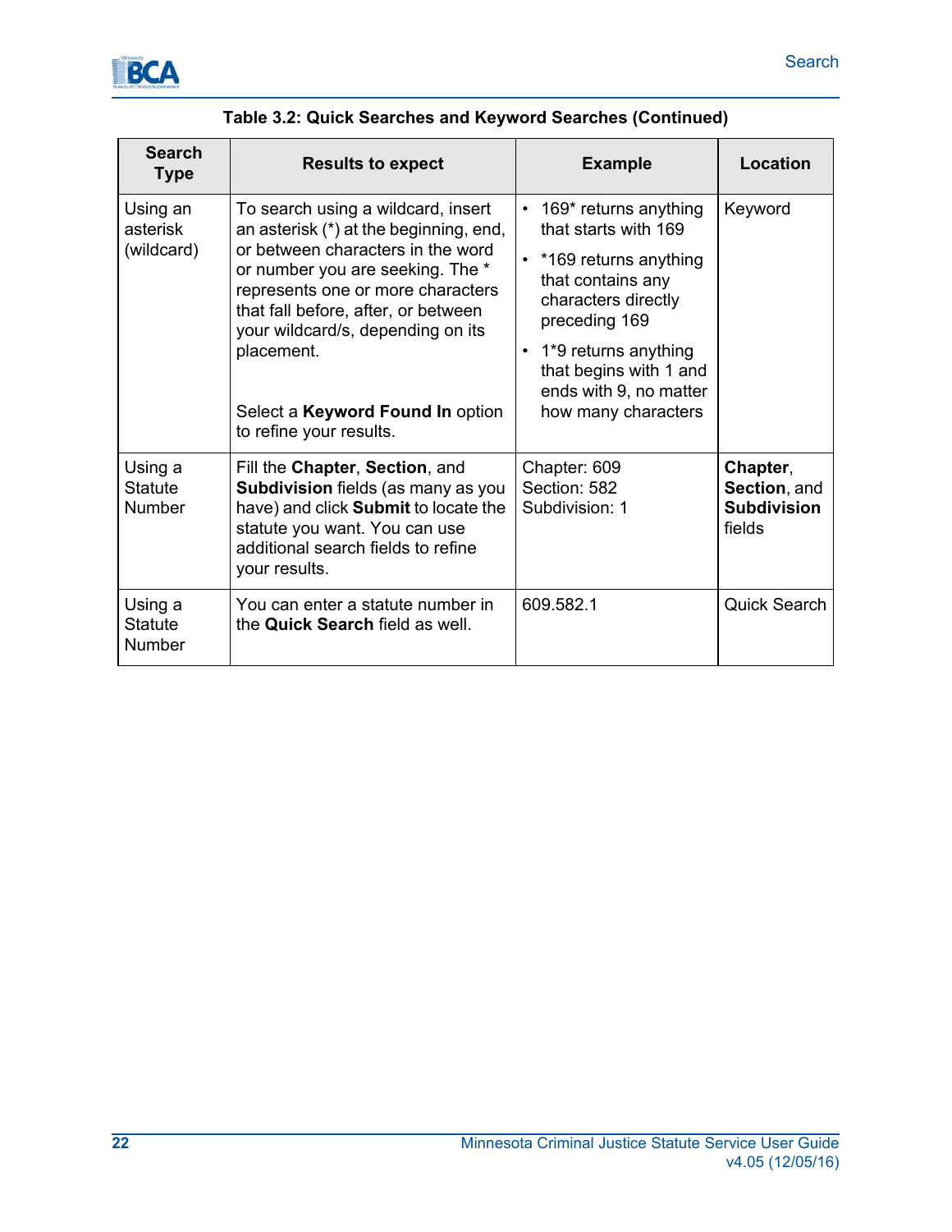**Table 3.2: Quick Searches and Keyword Searches (Continued)**

| Search Type | Results to expect | Example | Location |
|---|---|---|---|
| Using an asterisk (wildcard) | To search using a wildcard, insert an asterisk (*) at the beginning, end, or between characters in the word or number you are seeking. The * represents one or more characters that fall before, after, or between your wildcard/s, depending on its placement.<br><br>Select a **Keyword Found In** option to refine your results. | • 169* returns anything that starts with 169<br>• *169 returns anything that contains any characters directly preceding 169<br>• 1*9 returns anything that begins with 1 and ends with 9, no matter how many characters | Keyword |
| Using a Statute Number | Fill the **Chapter**, **Section**, and **Subdivision** fields (as many as you have) and click **Submit** to locate the statute you want. You can use additional search fields to refine your results. | Chapter: 609<br>Section: 582<br>Subdivision: 1 | **Chapter**, **Section**, and **Subdivision** fields |
| Using a Statute Number | You can enter a statute number in the **Quick Search** field as well. | 609.582.1 | Quick Search |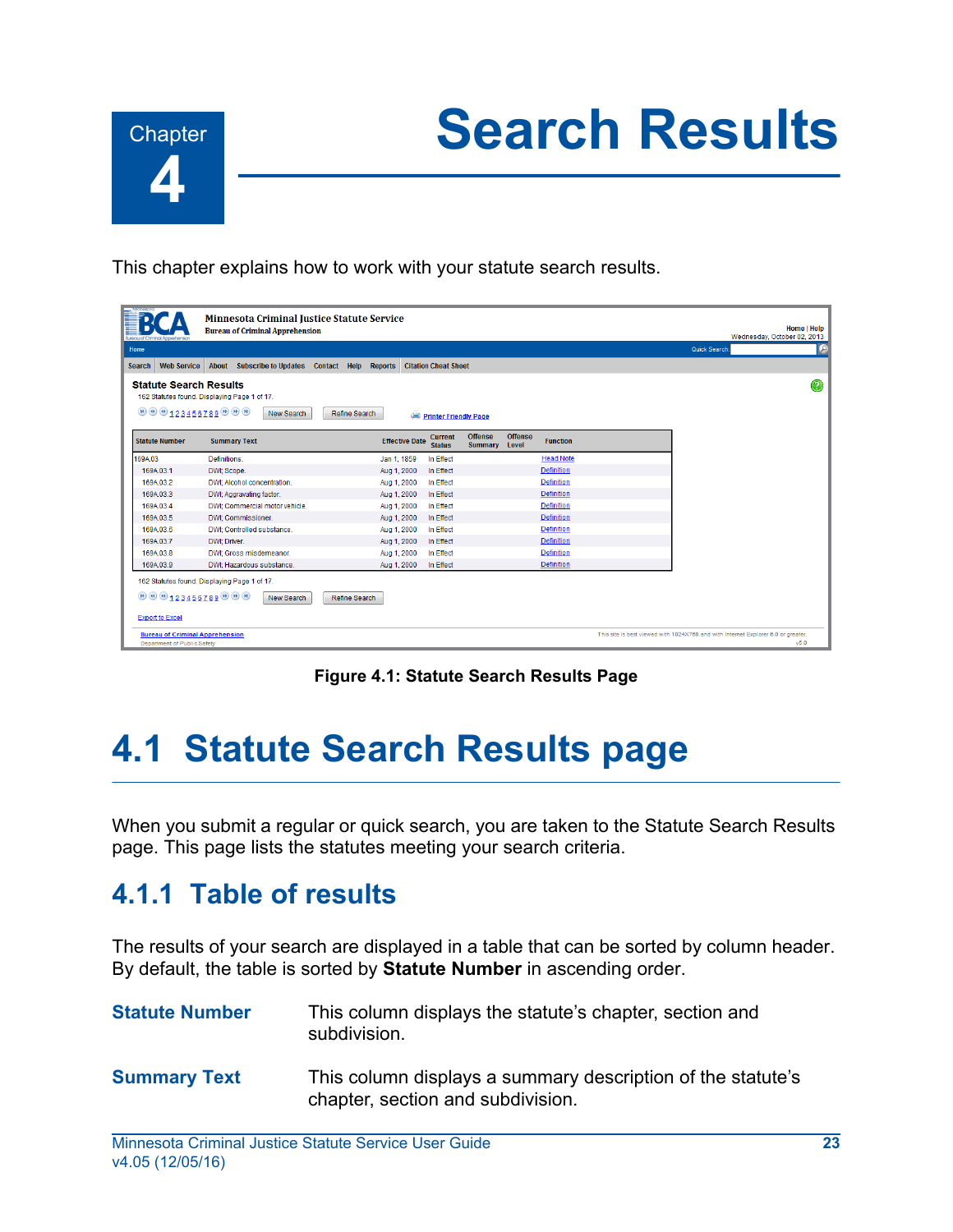# Chapter 4 Search Results

This chapter explains how to work with your statute search results.

**Figure 4.1: Statute Search Results Page**

## 4.1 Statute Search Results page

When you submit a regular or quick search, you are taken to the Statute Search Results page. This page lists the statutes meeting your search criteria.

### 4.1.1 Table of results

The results of your search are displayed in a table that can be sorted by column header. By default, the table is sorted by **Statute Number** in ascending order.

**Statute Number** — This column displays the statute's chapter, section and subdivision.

**Summary Text** — This column displays a summary description of the statute's chapter, section and subdivision.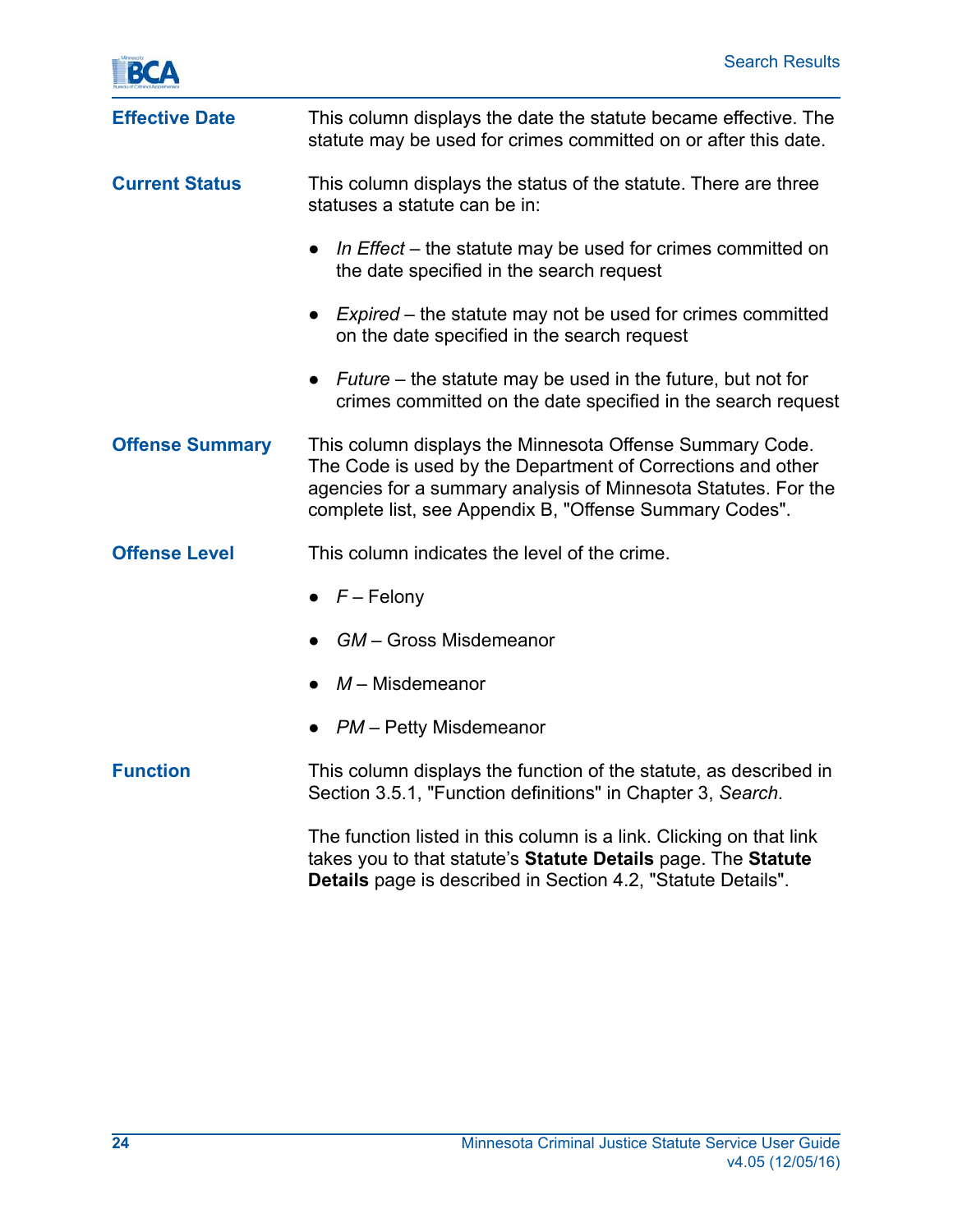**Effective Date**

This column displays the date the statute became effective. The statute may be used for crimes committed on or after this date.

**Current Status**

This column displays the status of the statute. There are three statuses a statute can be in:

- *In Effect* – the statute may be used for crimes committed on the date specified in the search request
- *Expired* – the statute may not be used for crimes committed on the date specified in the search request
- *Future* – the statute may be used in the future, but not for crimes committed on the date specified in the search request

**Offense Summary**

This column displays the Minnesota Offense Summary Code. The Code is used by the Department of Corrections and other agencies for a summary analysis of Minnesota Statutes. For the complete list, see Appendix B, "Offense Summary Codes".

**Offense Level**

This column indicates the level of the crime.

- *F* – Felony
- *GM* – Gross Misdemeanor
- *M* – Misdemeanor
- *PM* – Petty Misdemeanor

**Function**

This column displays the function of the statute, as described in Section 3.5.1, "Function definitions" in Chapter 3, *Search*.

The function listed in this column is a link. Clicking on that link takes you to that statute's **Statute Details** page. The **Statute Details** page is described in Section 4.2, "Statute Details".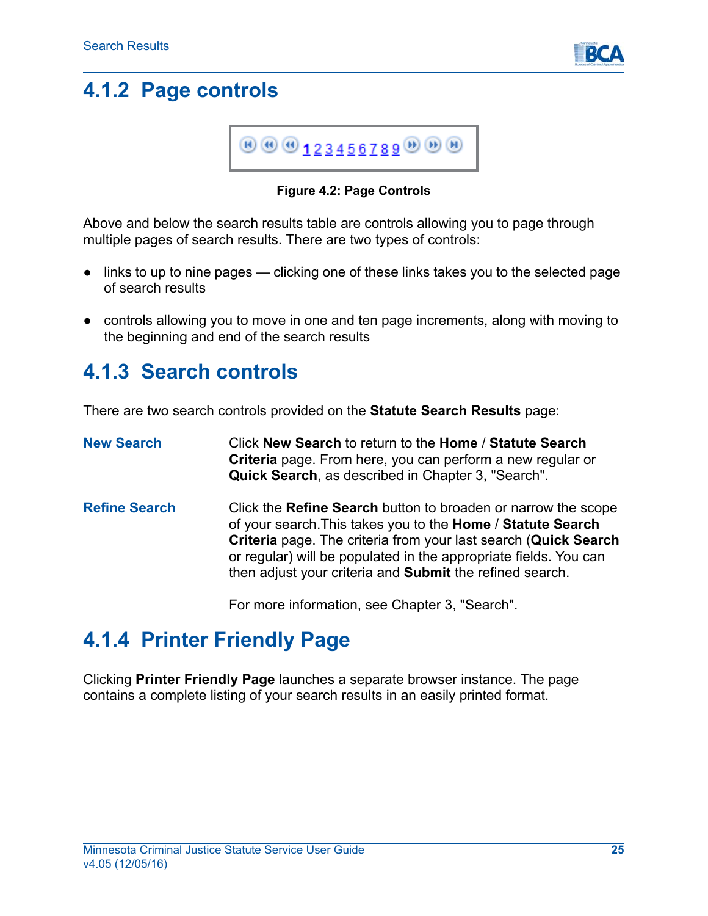## 4.1.2 Page controls

Figure 4.2: Page Controls

Above and below the search results table are controls allowing you to page through multiple pages of search results. There are two types of controls:

- links to up to nine pages — clicking one of these links takes you to the selected page of search results
- controls allowing you to move in one and ten page increments, along with moving to the beginning and end of the search results

## 4.1.3 Search controls

There are two search controls provided on the **Statute Search Results** page:

**New Search** Click **New Search** to return to the **Home** / **Statute Search Criteria** page. From here, you can perform a new regular or **Quick Search**, as described in Chapter 3, "Search".

**Refine Search** Click the **Refine Search** button to broaden or narrow the scope of your search.This takes you to the **Home** / **Statute Search Criteria** page. The criteria from your last search (**Quick Search** or regular) will be populated in the appropriate fields. You can then adjust your criteria and **Submit** the refined search.

For more information, see Chapter 3, "Search".

## 4.1.4 Printer Friendly Page

Clicking **Printer Friendly Page** launches a separate browser instance. The page contains a complete listing of your search results in an easily printed format.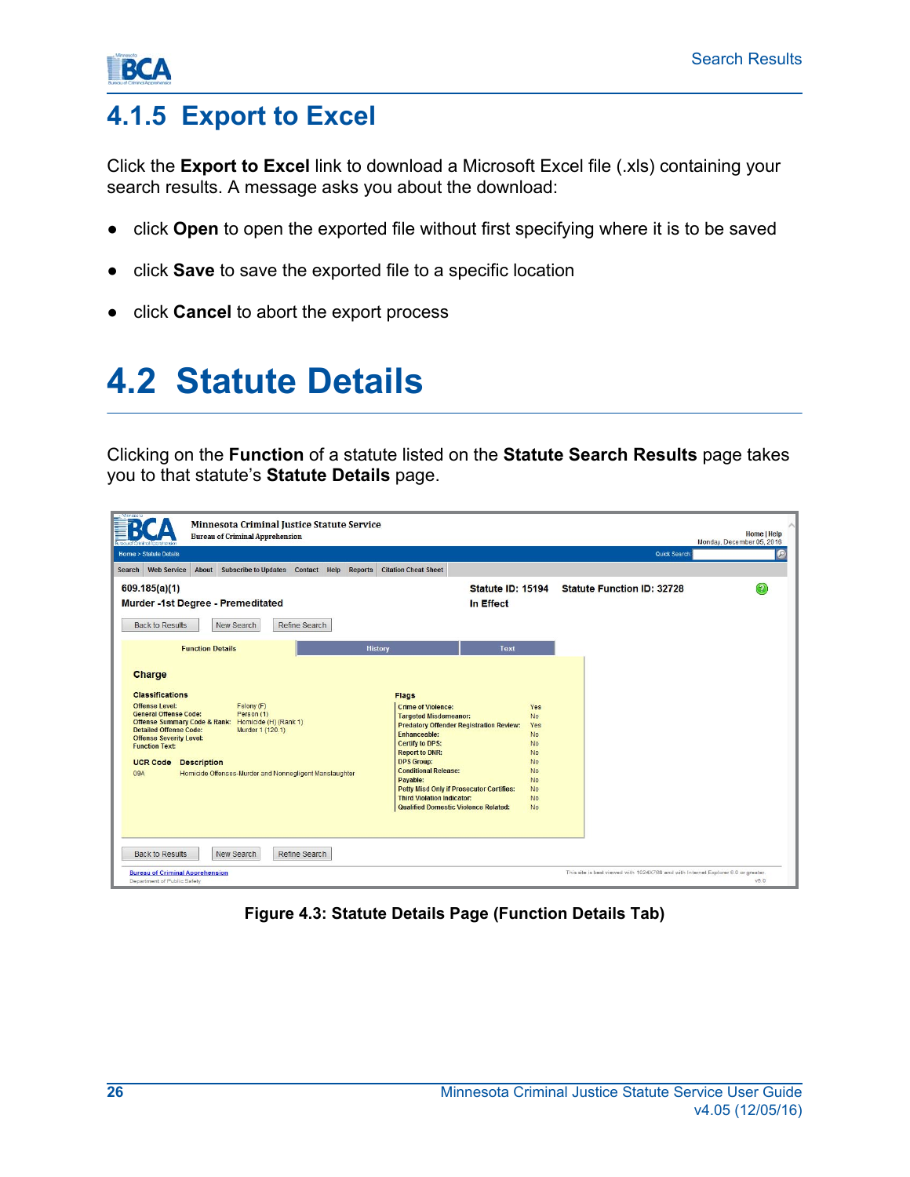## 4.1.5 Export to Excel

Click the **Export to Excel** link to download a Microsoft Excel file (.xls) containing your search results. A message asks you about the download:

- click **Open** to open the exported file without first specifying where it is to be saved
- click **Save** to save the exported file to a specific location
- click **Cancel** to abort the export process

# 4.2 Statute Details

Clicking on the **Function** of a statute listed on the **Statute Search Results** page takes you to that statute's **Statute Details** page.

**Figure 4.3: Statute Details Page (Function Details Tab)**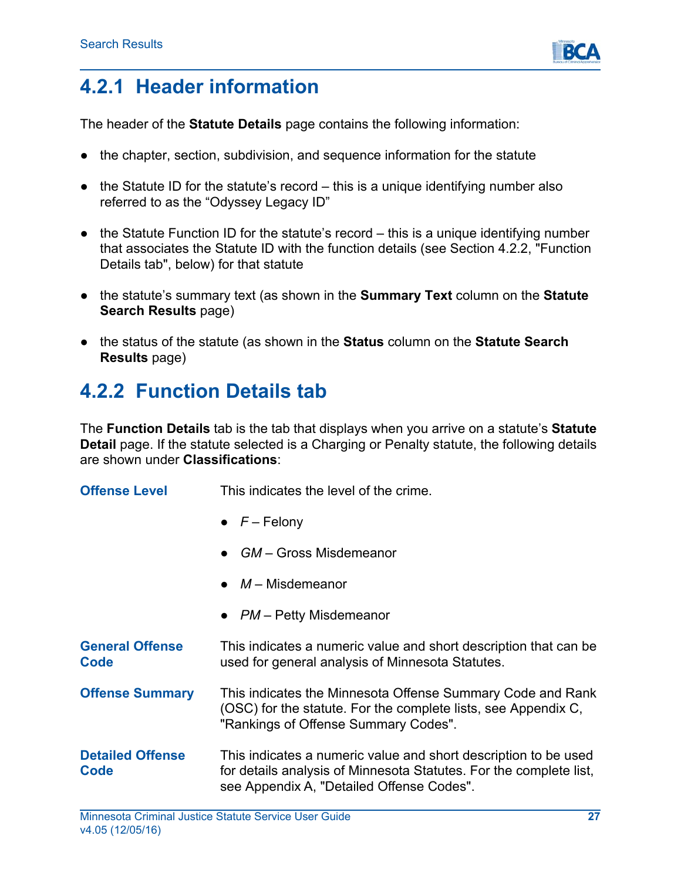## 4.2.1 Header information

The header of the **Statute Details** page contains the following information:

- the chapter, section, subdivision, and sequence information for the statute
- the Statute ID for the statute's record – this is a unique identifying number also referred to as the "Odyssey Legacy ID"
- the Statute Function ID for the statute's record – this is a unique identifying number that associates the Statute ID with the function details (see Section 4.2.2, "Function Details tab", below) for that statute
- the statute's summary text (as shown in the **Summary Text** column on the **Statute Search Results** page)
- the status of the statute (as shown in the **Status** column on the **Statute Search Results** page)

## 4.2.2 Function Details tab

The **Function Details** tab is the tab that displays when you arrive on a statute's **Statute Detail** page. If the statute selected is a Charging or Penalty statute, the following details are shown under **Classifications**:

**Offense Level**

This indicates the level of the crime.

- *F* – Felony
- *GM* – Gross Misdemeanor
- *M* – Misdemeanor
- *PM* – Petty Misdemeanor

**General Offense Code**

This indicates a numeric value and short description that can be used for general analysis of Minnesota Statutes.

**Offense Summary**

This indicates the Minnesota Offense Summary Code and Rank (OSC) for the statute. For the complete lists, see Appendix C, "Rankings of Offense Summary Codes".

**Detailed Offense Code**

This indicates a numeric value and short description to be used for details analysis of Minnesota Statutes. For the complete list, see Appendix A, "Detailed Offense Codes".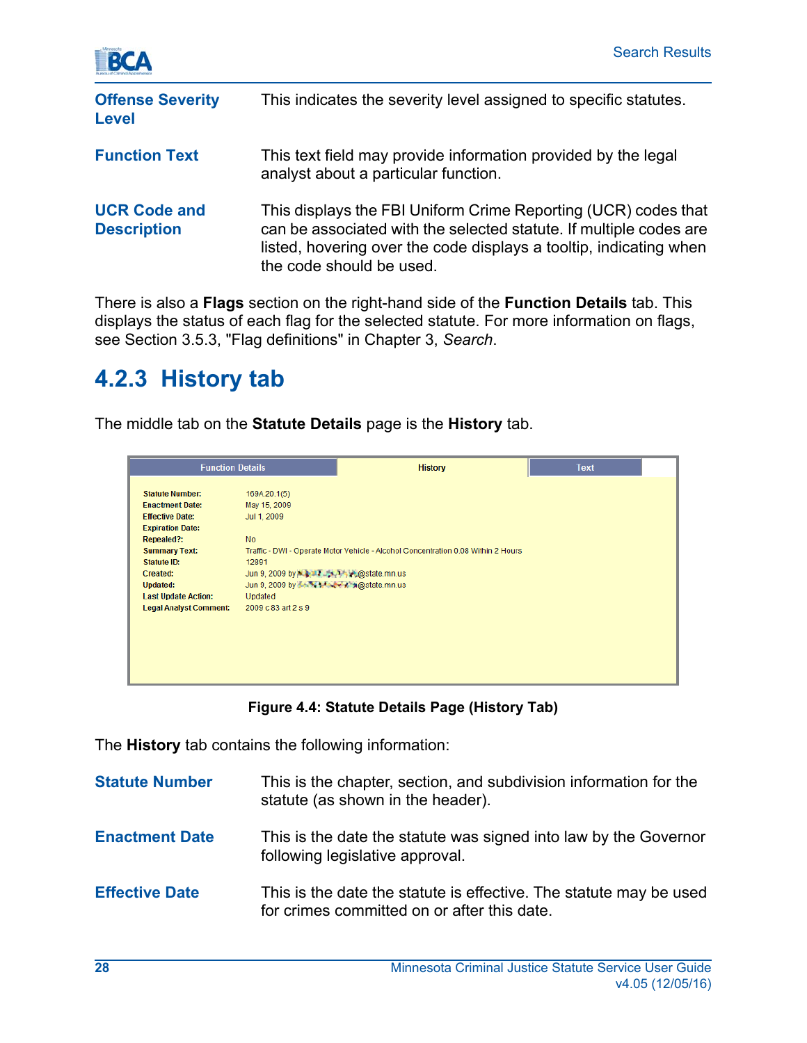**Offense Severity Level** This indicates the severity level assigned to specific statutes.

**Function Text** This text field may provide information provided by the legal analyst about a particular function.

**UCR Code and Description** This displays the FBI Uniform Crime Reporting (UCR) codes that can be associated with the selected statute. If multiple codes are listed, hovering over the code displays a tooltip, indicating when the code should be used.

There is also a **Flags** section on the right-hand side of the **Function Details** tab. This displays the status of each flag for the selected statute. For more information on flags, see Section 3.5.3, "Flag definitions" in Chapter 3, *Search*.

### 4.2.3 History tab

The middle tab on the **Statute Details** page is the **History** tab.

| Function Details | History | Text |
|---|---|---|

| | |
|---|---|
| Statute Number: | 169A.20.1(5) |
| Enactment Date: | May 15, 2009 |
| Effective Date: | Jul 1, 2009 |
| Expiration Date: | |
| Repealed?: | No |
| Summary Text: | Traffic - DWI - Operate Motor Vehicle - Alcohol Concentration 0.08 Within 2 Hours |
| Statute ID: | 12891 |
| Created: | Jun 9, 2009 by @state.mn.us |
| Updated: | Jun 9, 2009 by @state.mn.us |
| Last Update Action: | Updated |
| Legal Analyst Comment: | 2009 c 83 art 2 s 9 |

**Figure 4.4: Statute Details Page (History Tab)**

The **History** tab contains the following information:

**Statute Number** This is the chapter, section, and subdivision information for the statute (as shown in the header).

**Enactment Date** This is the date the statute was signed into law by the Governor following legislative approval.

**Effective Date** This is the date the statute is effective. The statute may be used for crimes committed on or after this date.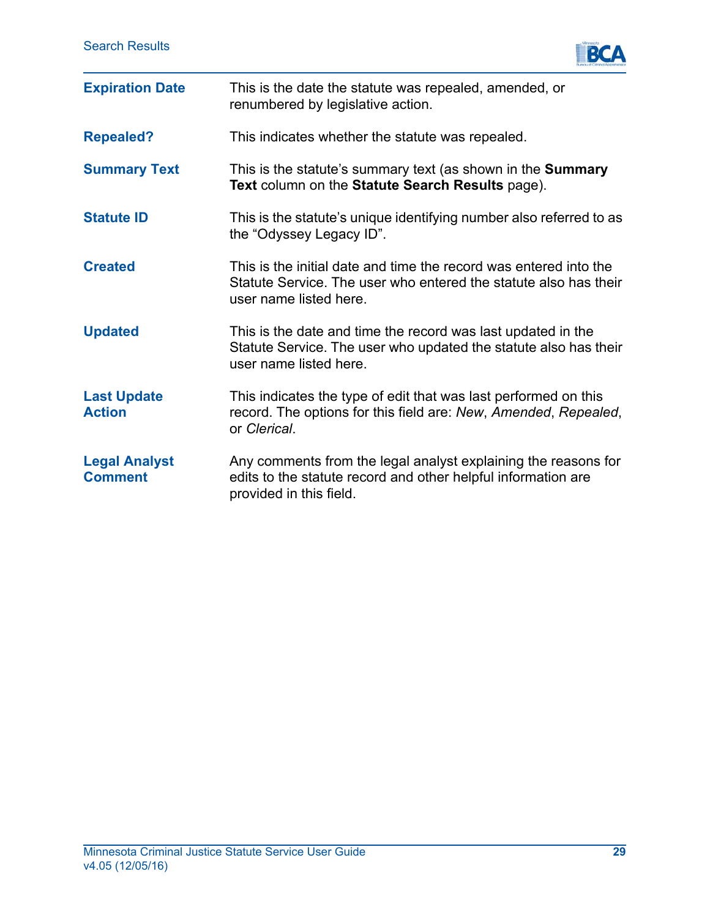**Expiration Date**

This is the date the statute was repealed, amended, or renumbered by legislative action.

**Repealed?**

This indicates whether the statute was repealed.

**Summary Text**

This is the statute's summary text (as shown in the **Summary Text** column on the **Statute Search Results** page).

**Statute ID**

This is the statute's unique identifying number also referred to as the "Odyssey Legacy ID".

**Created**

This is the initial date and time the record was entered into the Statute Service. The user who entered the statute also has their user name listed here.

**Updated**

This is the date and time the record was last updated in the Statute Service. The user who updated the statute also has their user name listed here.

**Last Update Action**

This indicates the type of edit that was last performed on this record. The options for this field are: *New*, *Amended*, *Repealed*, or *Clerical*.

**Legal Analyst Comment**

Any comments from the legal analyst explaining the reasons for edits to the statute record and other helpful information are provided in this field.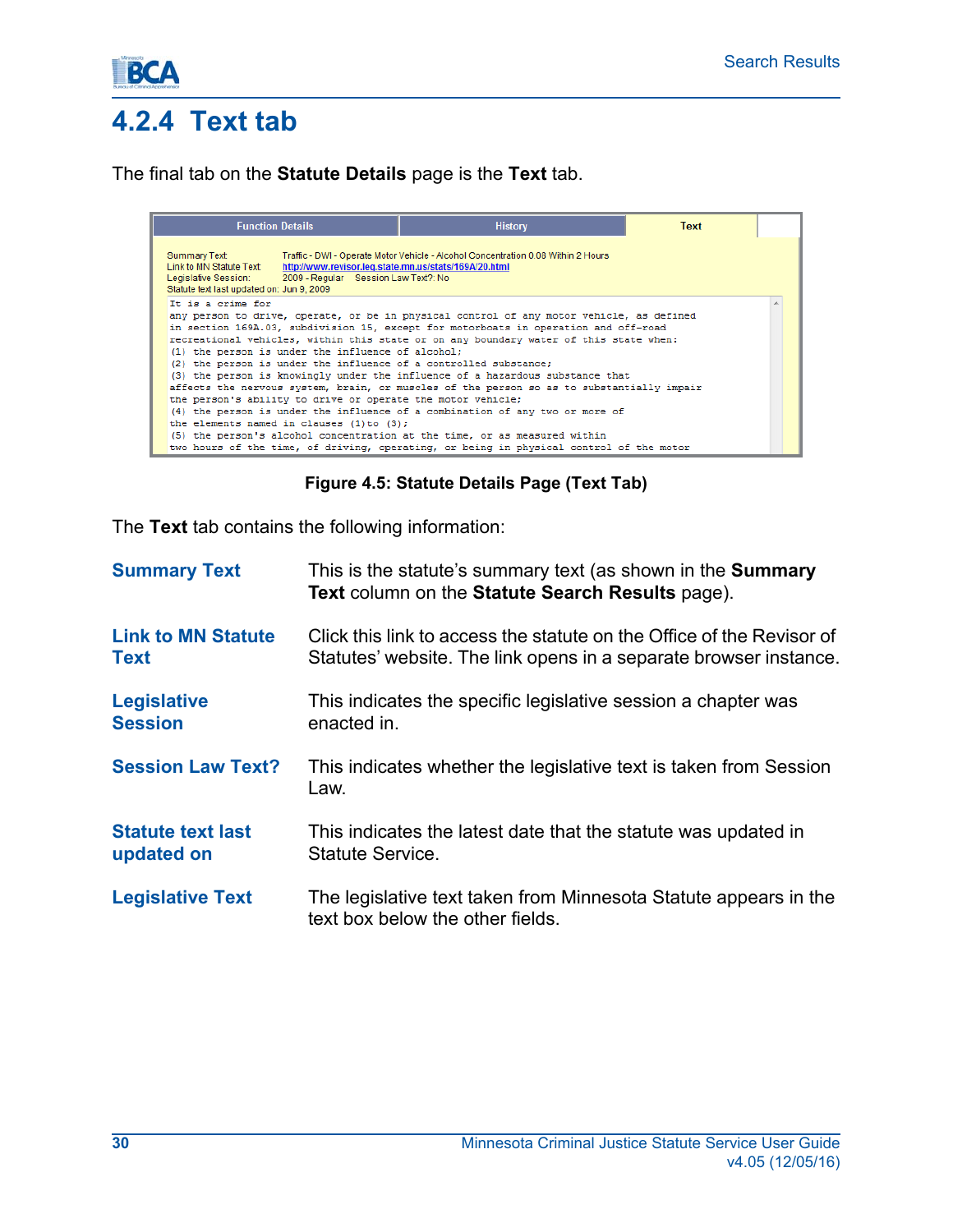## 4.2.4 Text tab

The final tab on the **Statute Details** page is the **Text** tab.

**Figure 4.5: Statute Details Page (Text Tab)**

The **Text** tab contains the following information:

**Summary Text** — This is the statute's summary text (as shown in the **Summary Text** column on the **Statute Search Results** page).

**Link to MN Statute Text** — Click this link to access the statute on the Office of the Revisor of Statutes' website. The link opens in a separate browser instance.

**Legislative Session** — This indicates the specific legislative session a chapter was enacted in.

**Session Law Text?** — This indicates whether the legislative text is taken from Session Law.

**Statute text last updated on** — This indicates the latest date that the statute was updated in Statute Service.

**Legislative Text** — The legislative text taken from Minnesota Statute appears in the text box below the other fields.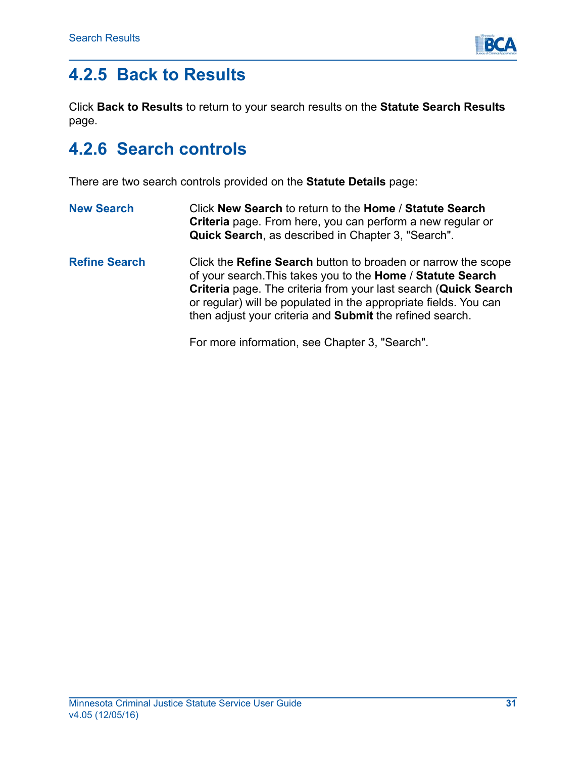## 4.2.5 Back to Results

Click **Back to Results** to return to your search results on the **Statute Search Results** page.

## 4.2.6 Search controls

There are two search controls provided on the **Statute Details** page:

**New Search**

Click **New Search** to return to the **Home** / **Statute Search Criteria** page. From here, you can perform a new regular or **Quick Search**, as described in Chapter 3, "Search".

**Refine Search**

Click the **Refine Search** button to broaden or narrow the scope of your search.This takes you to the **Home** / **Statute Search Criteria** page. The criteria from your last search (**Quick Search** or regular) will be populated in the appropriate fields. You can then adjust your criteria and **Submit** the refined search.

For more information, see Chapter 3, "Search".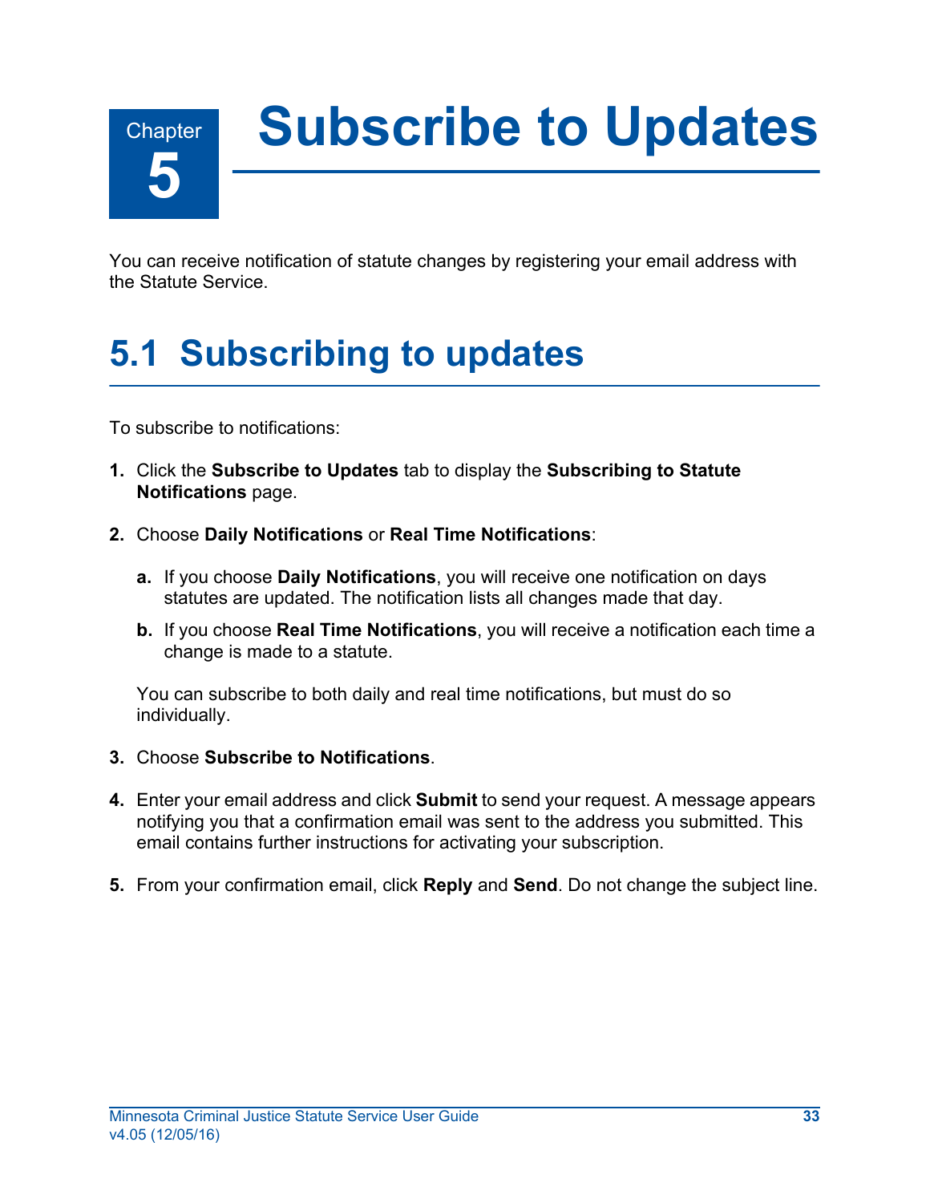# Chapter 5 Subscribe to Updates

You can receive notification of statute changes by registering your email address with the Statute Service.

## 5.1 Subscribing to updates

To subscribe to notifications:

1. Click the **Subscribe to Updates** tab to display the **Subscribing to Statute Notifications** page.

2. Choose **Daily Notifications** or **Real Time Notifications**:

   a. If you choose **Daily Notifications**, you will receive one notification on days statutes are updated. The notification lists all changes made that day.

   b. If you choose **Real Time Notifications**, you will receive a notification each time a change is made to a statute.

   You can subscribe to both daily and real time notifications, but must do so individually.

3. Choose **Subscribe to Notifications**.

4. Enter your email address and click **Submit** to send your request. A message appears notifying you that a confirmation email was sent to the address you submitted. This email contains further instructions for activating your subscription.

5. From your confirmation email, click **Reply** and **Send**. Do not change the subject line.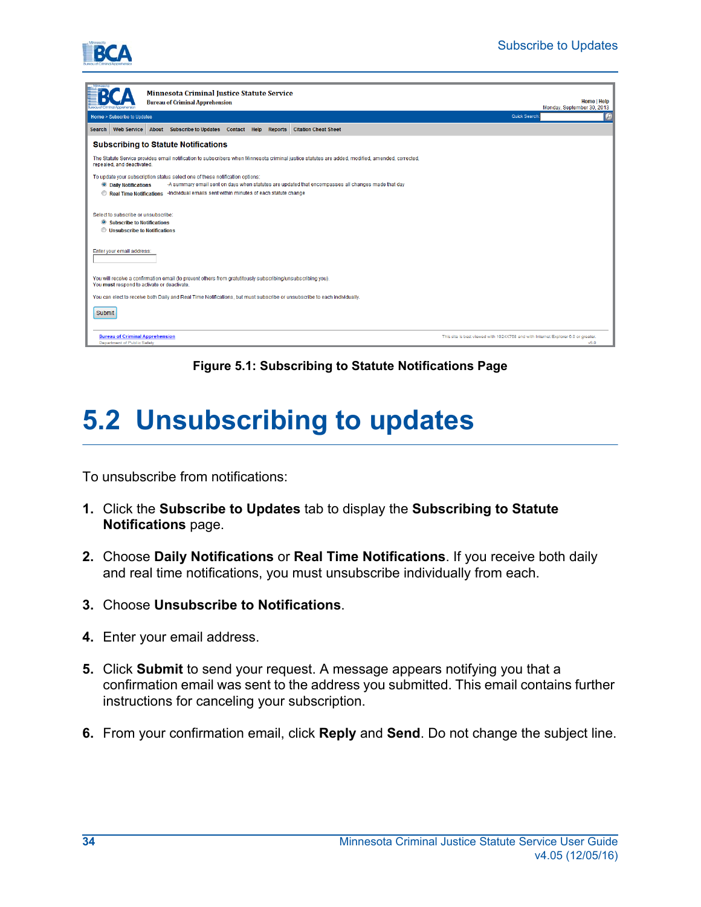Figure 5.1: Subscribing to Statute Notifications Page

## 5.2 Unsubscribing to updates

To unsubscribe from notifications:

1. Click the **Subscribe to Updates** tab to display the **Subscribing to Statute Notifications** page.
2. Choose **Daily Notifications** or **Real Time Notifications**. If you receive both daily and real time notifications, you must unsubscribe individually from each.
3. Choose **Unsubscribe to Notifications**.
4. Enter your email address.
5. Click **Submit** to send your request. A message appears notifying you that a confirmation email was sent to the address you submitted. This email contains further instructions for canceling your subscription.
6. From your confirmation email, click **Reply** and **Send**. Do not change the subject line.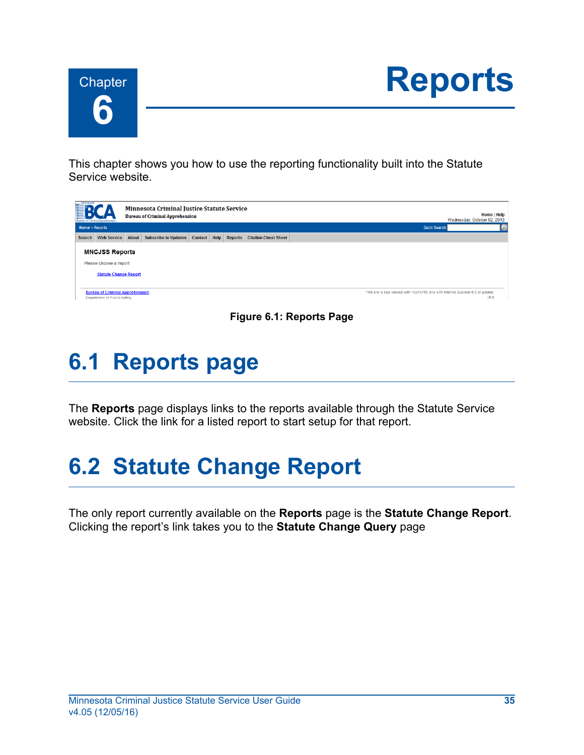# Chapter 6 Reports

This chapter shows you how to use the reporting functionality built into the Statute Service website.

**Figure 6.1: Reports Page**

## 6.1 Reports page

The **Reports** page displays links to the reports available through the Statute Service website. Click the link for a listed report to start setup for that report.

## 6.2 Statute Change Report

The only report currently available on the **Reports** page is the **Statute Change Report**. Clicking the report's link takes you to the **Statute Change Query** page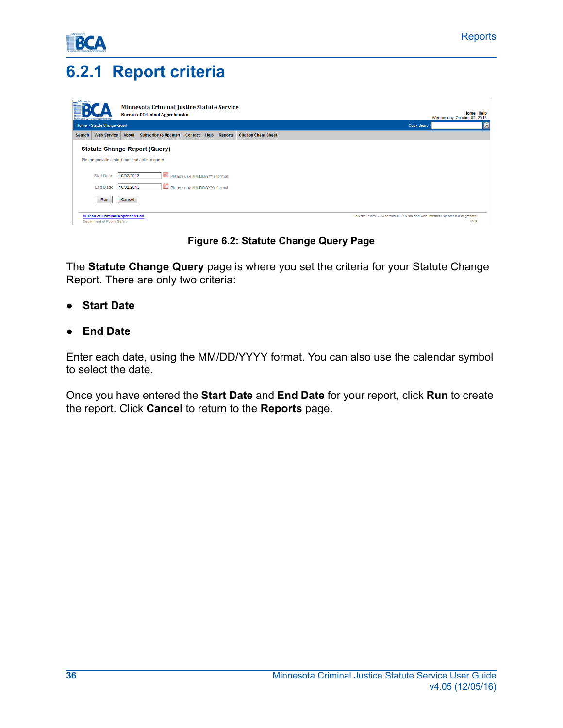## 6.2.1 Report criteria

**Figure 6.2: Statute Change Query Page**

The **Statute Change Query** page is where you set the criteria for your Statute Change Report. There are only two criteria:

- **Start Date**
- **End Date**

Enter each date, using the MM/DD/YYYY format. You can also use the calendar symbol to select the date.

Once you have entered the **Start Date** and **End Date** for your report, click **Run** to create the report. Click **Cancel** to return to the **Reports** page.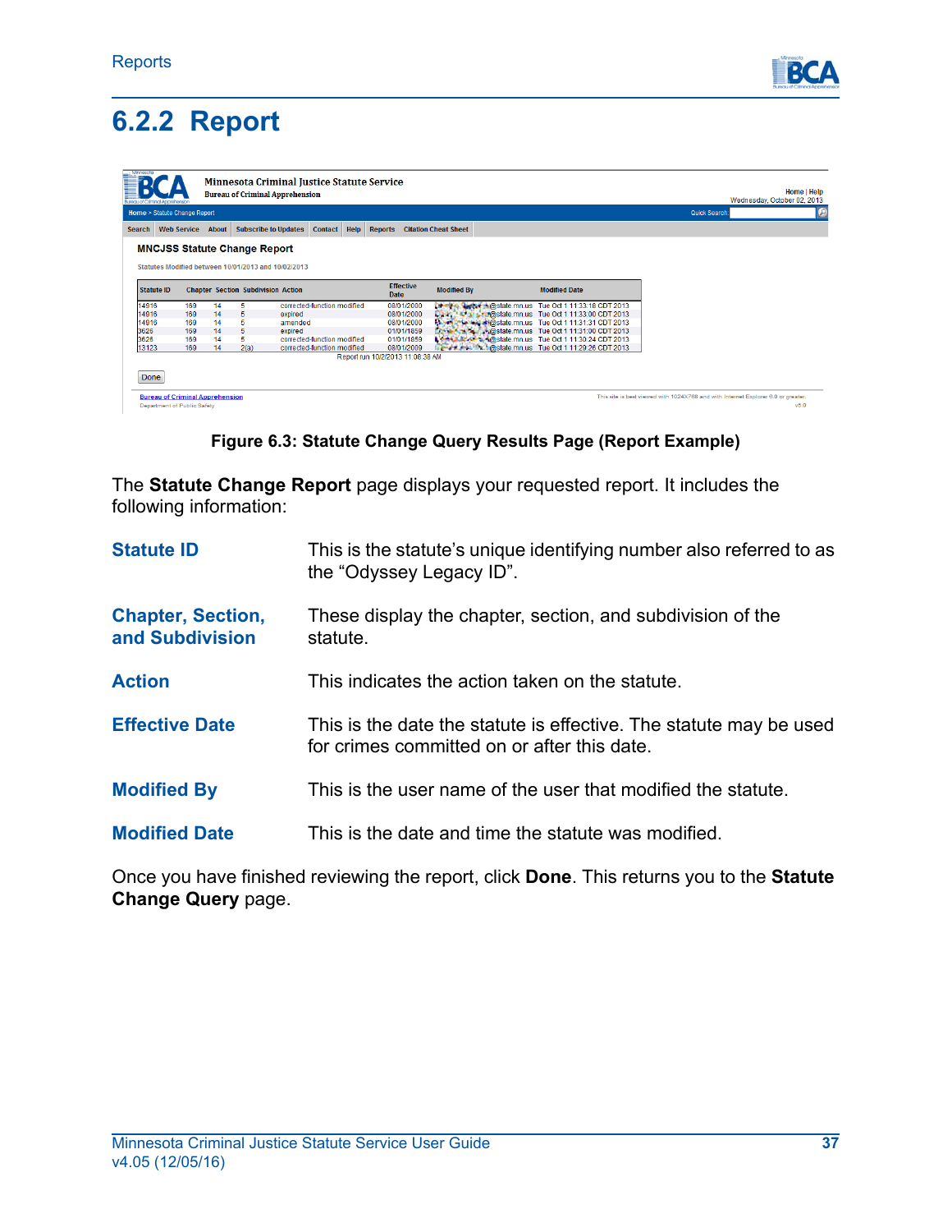## 6.2.2 Report

Figure 6.3: Statute Change Query Results Page (Report Example)

The **Statute Change Report** page displays your requested report. It includes the following information:

**Statute ID** — This is the statute's unique identifying number also referred to as the "Odyssey Legacy ID".

**Chapter, Section, and Subdivision** — These display the chapter, section, and subdivision of the statute.

**Action** — This indicates the action taken on the statute.

**Effective Date** — This is the date the statute is effective. The statute may be used for crimes committed on or after this date.

**Modified By** — This is the user name of the user that modified the statute.

**Modified Date** — This is the date and time the statute was modified.

Once you have finished reviewing the report, click **Done**. This returns you to the **Statute Change Query** page.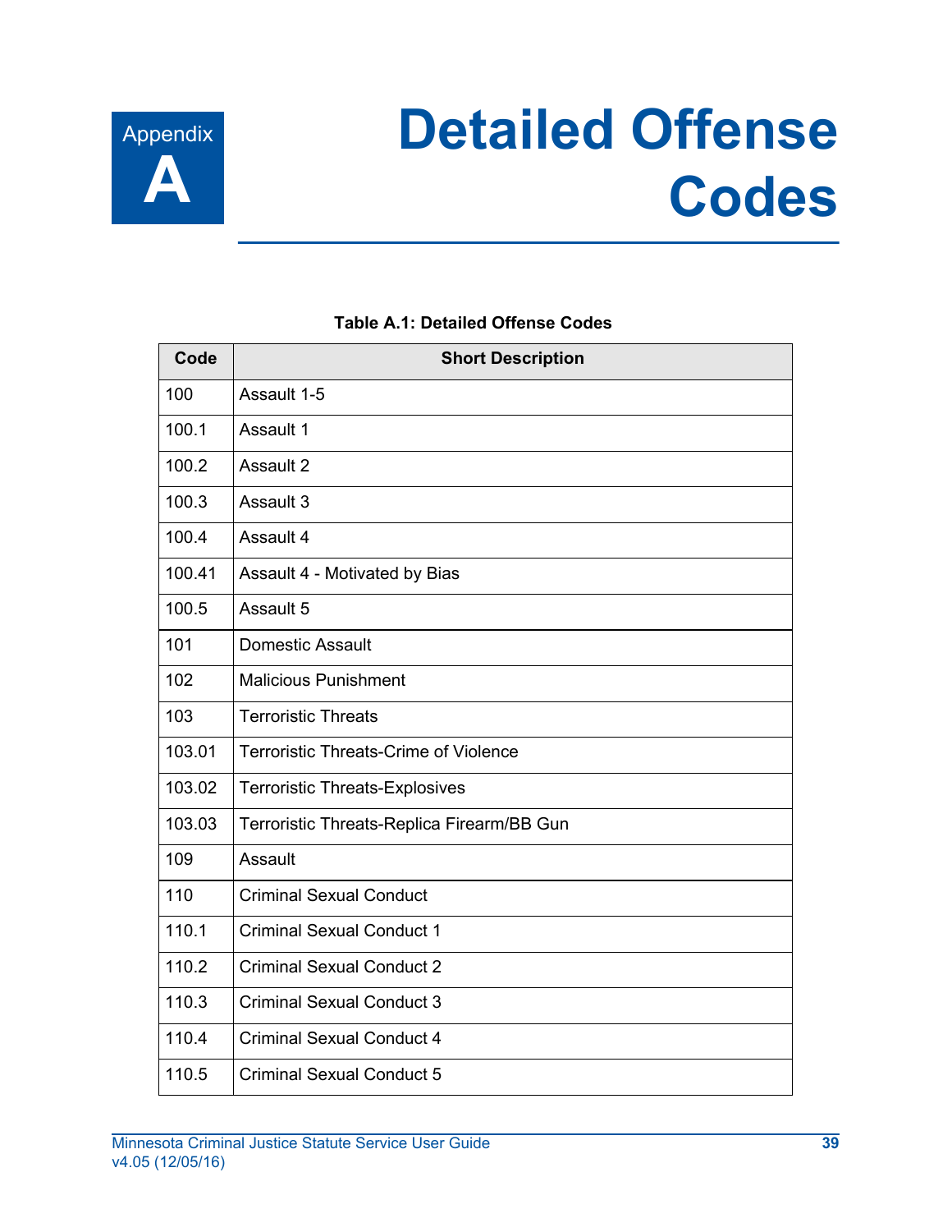# Appendix A Detailed Offense Codes

**Table A.1: Detailed Offense Codes**

| Code | Short Description |
|---|---|
| 100 | Assault 1-5 |
| 100.1 | Assault 1 |
| 100.2 | Assault 2 |
| 100.3 | Assault 3 |
| 100.4 | Assault 4 |
| 100.41 | Assault 4 - Motivated by Bias |
| 100.5 | Assault 5 |
| 101 | Domestic Assault |
| 102 | Malicious Punishment |
| 103 | Terroristic Threats |
| 103.01 | Terroristic Threats-Crime of Violence |
| 103.02 | Terroristic Threats-Explosives |
| 103.03 | Terroristic Threats-Replica Firearm/BB Gun |
| 109 | Assault |
| 110 | Criminal Sexual Conduct |
| 110.1 | Criminal Sexual Conduct 1 |
| 110.2 | Criminal Sexual Conduct 2 |
| 110.3 | Criminal Sexual Conduct 3 |
| 110.4 | Criminal Sexual Conduct 4 |
| 110.5 | Criminal Sexual Conduct 5 |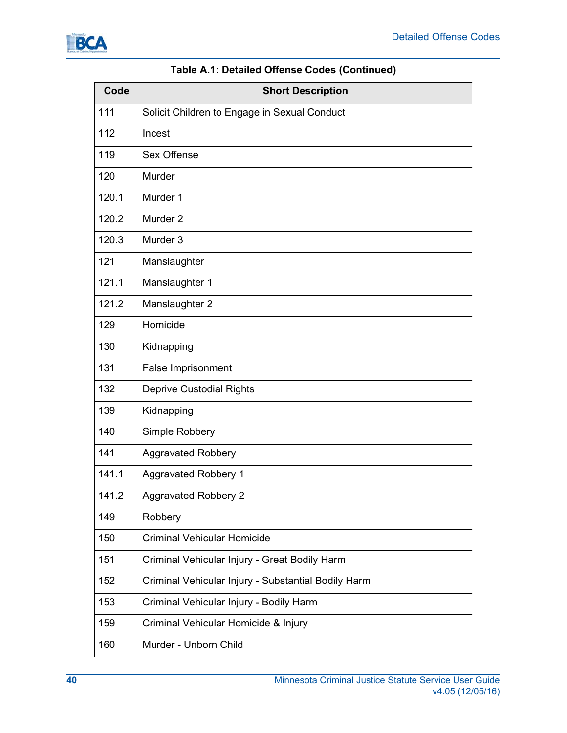**Table A.1: Detailed Offense Codes (Continued)**

| Code | Short Description |
|---|---|
| 111 | Solicit Children to Engage in Sexual Conduct |
| 112 | Incest |
| 119 | Sex Offense |
| 120 | Murder |
| 120.1 | Murder 1 |
| 120.2 | Murder 2 |
| 120.3 | Murder 3 |
| 121 | Manslaughter |
| 121.1 | Manslaughter 1 |
| 121.2 | Manslaughter 2 |
| 129 | Homicide |
| 130 | Kidnapping |
| 131 | False Imprisonment |
| 132 | Deprive Custodial Rights |
| 139 | Kidnapping |
| 140 | Simple Robbery |
| 141 | Aggravated Robbery |
| 141.1 | Aggravated Robbery 1 |
| 141.2 | Aggravated Robbery 2 |
| 149 | Robbery |
| 150 | Criminal Vehicular Homicide |
| 151 | Criminal Vehicular Injury - Great Bodily Harm |
| 152 | Criminal Vehicular Injury - Substantial Bodily Harm |
| 153 | Criminal Vehicular Injury - Bodily Harm |
| 159 | Criminal Vehicular Homicide & Injury |
| 160 | Murder - Unborn Child |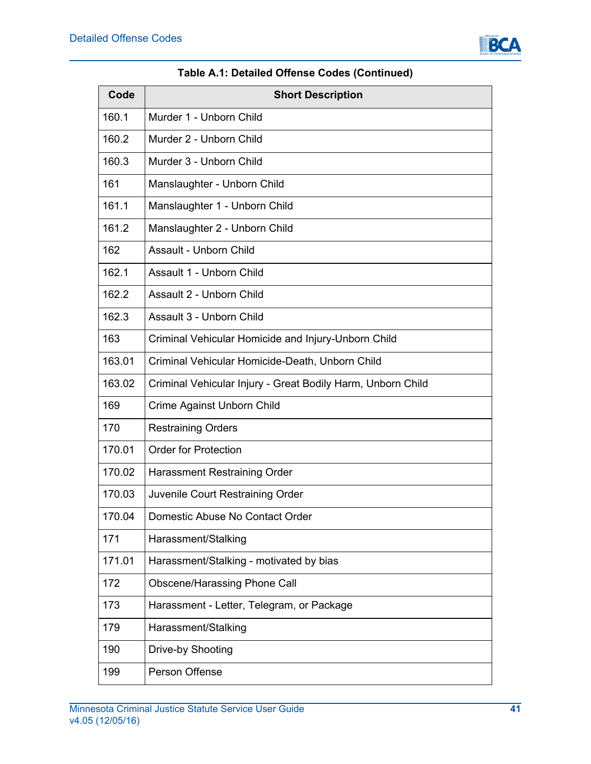**Table A.1: Detailed Offense Codes (Continued)**

| Code | Short Description |
|---|---|
| 160.1 | Murder 1 - Unborn Child |
| 160.2 | Murder 2 - Unborn Child |
| 160.3 | Murder 3 - Unborn Child |
| 161 | Manslaughter - Unborn Child |
| 161.1 | Manslaughter 1 - Unborn Child |
| 161.2 | Manslaughter 2 - Unborn Child |
| 162 | Assault - Unborn Child |
| 162.1 | Assault 1 - Unborn Child |
| 162.2 | Assault 2 - Unborn Child |
| 162.3 | Assault 3 - Unborn Child |
| 163 | Criminal Vehicular Homicide and Injury-Unborn Child |
| 163.01 | Criminal Vehicular Homicide-Death, Unborn Child |
| 163.02 | Criminal Vehicular Injury - Great Bodily Harm, Unborn Child |
| 169 | Crime Against Unborn Child |
| 170 | Restraining Orders |
| 170.01 | Order for Protection |
| 170.02 | Harassment Restraining Order |
| 170.03 | Juvenile Court Restraining Order |
| 170.04 | Domestic Abuse No Contact Order |
| 171 | Harassment/Stalking |
| 171.01 | Harassment/Stalking - motivated by bias |
| 172 | Obscene/Harassing Phone Call |
| 173 | Harassment - Letter, Telegram, or Package |
| 179 | Harassment/Stalking |
| 190 | Drive-by Shooting |
| 199 | Person Offense |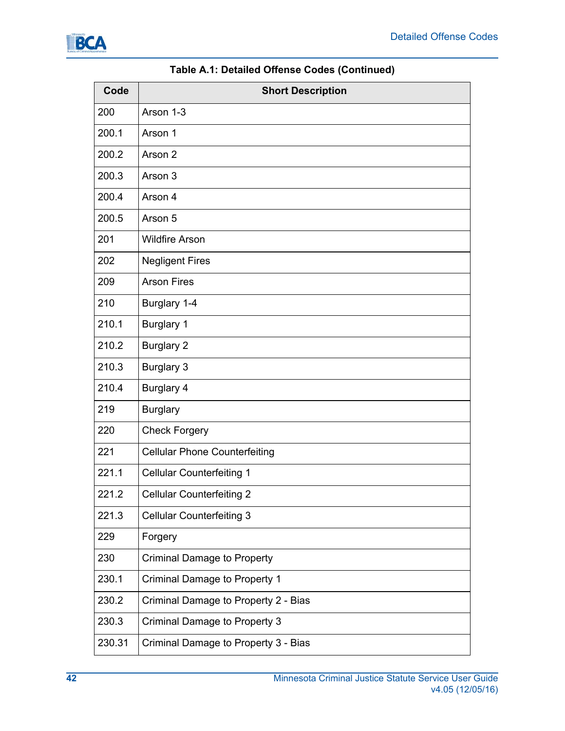**Table A.1: Detailed Offense Codes (Continued)**

| Code | Short Description |
|---|---|
| 200 | Arson 1-3 |
| 200.1 | Arson 1 |
| 200.2 | Arson 2 |
| 200.3 | Arson 3 |
| 200.4 | Arson 4 |
| 200.5 | Arson 5 |
| 201 | Wildfire Arson |
| 202 | Negligent Fires |
| 209 | Arson Fires |
| 210 | Burglary 1-4 |
| 210.1 | Burglary 1 |
| 210.2 | Burglary 2 |
| 210.3 | Burglary 3 |
| 210.4 | Burglary 4 |
| 219 | Burglary |
| 220 | Check Forgery |
| 221 | Cellular Phone Counterfeiting |
| 221.1 | Cellular Counterfeiting 1 |
| 221.2 | Cellular Counterfeiting 2 |
| 221.3 | Cellular Counterfeiting 3 |
| 229 | Forgery |
| 230 | Criminal Damage to Property |
| 230.1 | Criminal Damage to Property 1 |
| 230.2 | Criminal Damage to Property 2 - Bias |
| 230.3 | Criminal Damage to Property 3 |
| 230.31 | Criminal Damage to Property 3 - Bias |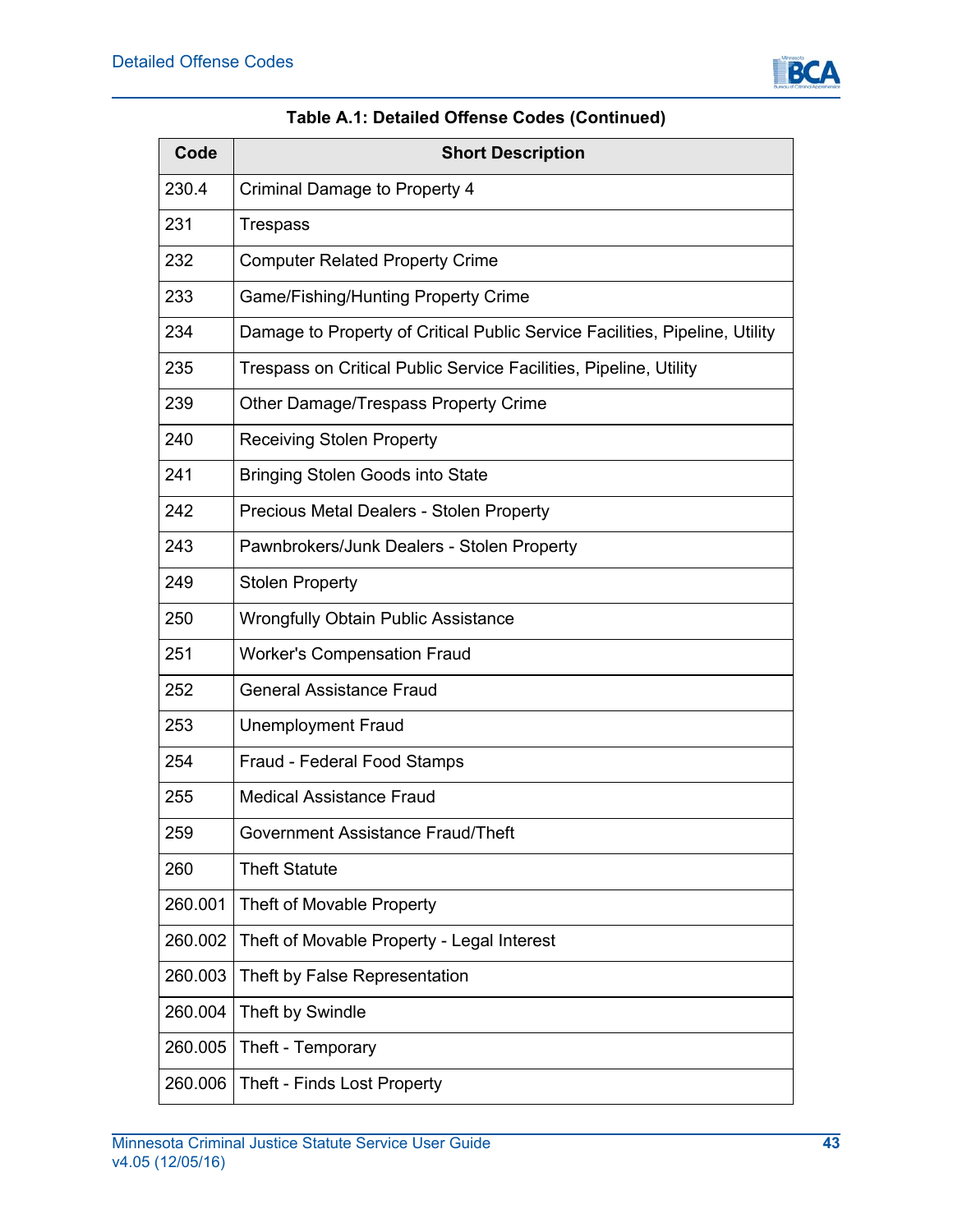**Table A.1: Detailed Offense Codes (Continued)**

| Code | Short Description |
|---|---|
| 230.4 | Criminal Damage to Property 4 |
| 231 | Trespass |
| 232 | Computer Related Property Crime |
| 233 | Game/Fishing/Hunting Property Crime |
| 234 | Damage to Property of Critical Public Service Facilities, Pipeline, Utility |
| 235 | Trespass on Critical Public Service Facilities, Pipeline, Utility |
| 239 | Other Damage/Trespass Property Crime |
| 240 | Receiving Stolen Property |
| 241 | Bringing Stolen Goods into State |
| 242 | Precious Metal Dealers - Stolen Property |
| 243 | Pawnbrokers/Junk Dealers - Stolen Property |
| 249 | Stolen Property |
| 250 | Wrongfully Obtain Public Assistance |
| 251 | Worker's Compensation Fraud |
| 252 | General Assistance Fraud |
| 253 | Unemployment Fraud |
| 254 | Fraud - Federal Food Stamps |
| 255 | Medical Assistance Fraud |
| 259 | Government Assistance Fraud/Theft |
| 260 | Theft Statute |
| 260.001 | Theft of Movable Property |
| 260.002 | Theft of Movable Property - Legal Interest |
| 260.003 | Theft by False Representation |
| 260.004 | Theft by Swindle |
| 260.005 | Theft - Temporary |
| 260.006 | Theft - Finds Lost Property |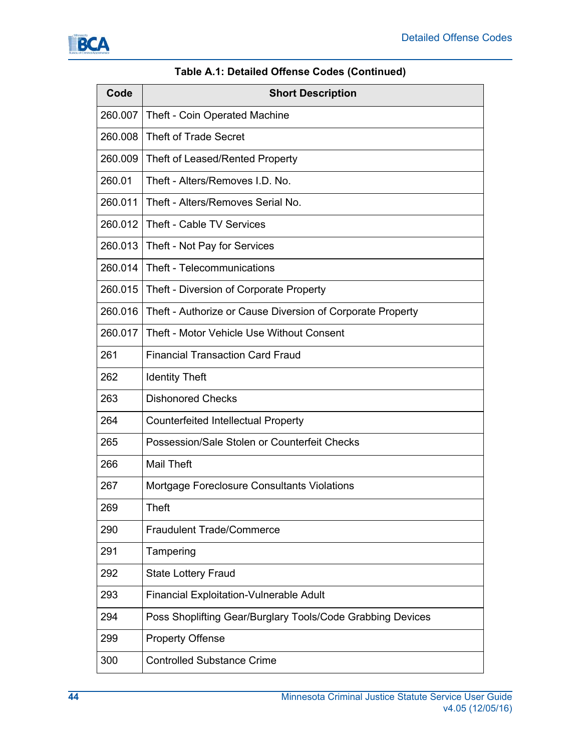**Table A.1: Detailed Offense Codes (Continued)**

| Code | Short Description |
|---|---|
| 260.007 | Theft - Coin Operated Machine |
| 260.008 | Theft of Trade Secret |
| 260.009 | Theft of Leased/Rented Property |
| 260.01 | Theft - Alters/Removes I.D. No. |
| 260.011 | Theft - Alters/Removes Serial No. |
| 260.012 | Theft - Cable TV Services |
| 260.013 | Theft - Not Pay for Services |
| 260.014 | Theft - Telecommunications |
| 260.015 | Theft - Diversion of Corporate Property |
| 260.016 | Theft - Authorize or Cause Diversion of Corporate Property |
| 260.017 | Theft - Motor Vehicle Use Without Consent |
| 261 | Financial Transaction Card Fraud |
| 262 | Identity Theft |
| 263 | Dishonored Checks |
| 264 | Counterfeited Intellectual Property |
| 265 | Possession/Sale Stolen or Counterfeit Checks |
| 266 | Mail Theft |
| 267 | Mortgage Foreclosure Consultants Violations |
| 269 | Theft |
| 290 | Fraudulent Trade/Commerce |
| 291 | Tampering |
| 292 | State Lottery Fraud |
| 293 | Financial Exploitation-Vulnerable Adult |
| 294 | Poss Shoplifting Gear/Burglary Tools/Code Grabbing Devices |
| 299 | Property Offense |
| 300 | Controlled Substance Crime |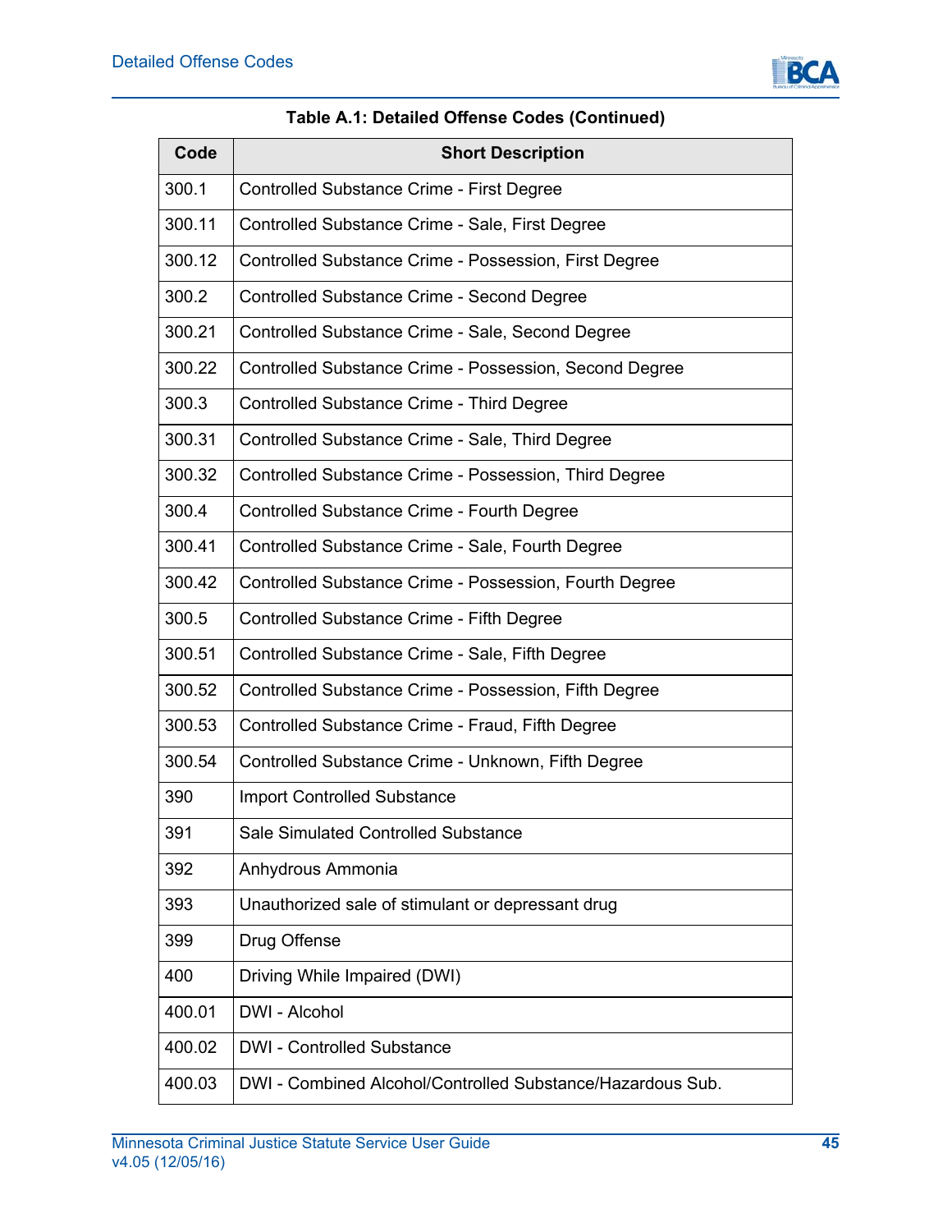**Table A.1: Detailed Offense Codes (Continued)**

| Code | Short Description |
|---|---|
| 300.1 | Controlled Substance Crime - First Degree |
| 300.11 | Controlled Substance Crime - Sale, First Degree |
| 300.12 | Controlled Substance Crime - Possession, First Degree |
| 300.2 | Controlled Substance Crime - Second Degree |
| 300.21 | Controlled Substance Crime - Sale, Second Degree |
| 300.22 | Controlled Substance Crime - Possession, Second Degree |
| 300.3 | Controlled Substance Crime - Third Degree |
| 300.31 | Controlled Substance Crime - Sale, Third Degree |
| 300.32 | Controlled Substance Crime - Possession, Third Degree |
| 300.4 | Controlled Substance Crime - Fourth Degree |
| 300.41 | Controlled Substance Crime - Sale, Fourth Degree |
| 300.42 | Controlled Substance Crime - Possession, Fourth Degree |
| 300.5 | Controlled Substance Crime - Fifth Degree |
| 300.51 | Controlled Substance Crime - Sale, Fifth Degree |
| 300.52 | Controlled Substance Crime - Possession, Fifth Degree |
| 300.53 | Controlled Substance Crime - Fraud, Fifth Degree |
| 300.54 | Controlled Substance Crime - Unknown, Fifth Degree |
| 390 | Import Controlled Substance |
| 391 | Sale Simulated Controlled Substance |
| 392 | Anhydrous Ammonia |
| 393 | Unauthorized sale of stimulant or depressant drug |
| 399 | Drug Offense |
| 400 | Driving While Impaired (DWI) |
| 400.01 | DWI - Alcohol |
| 400.02 | DWI - Controlled Substance |
| 400.03 | DWI - Combined Alcohol/Controlled Substance/Hazardous Sub. |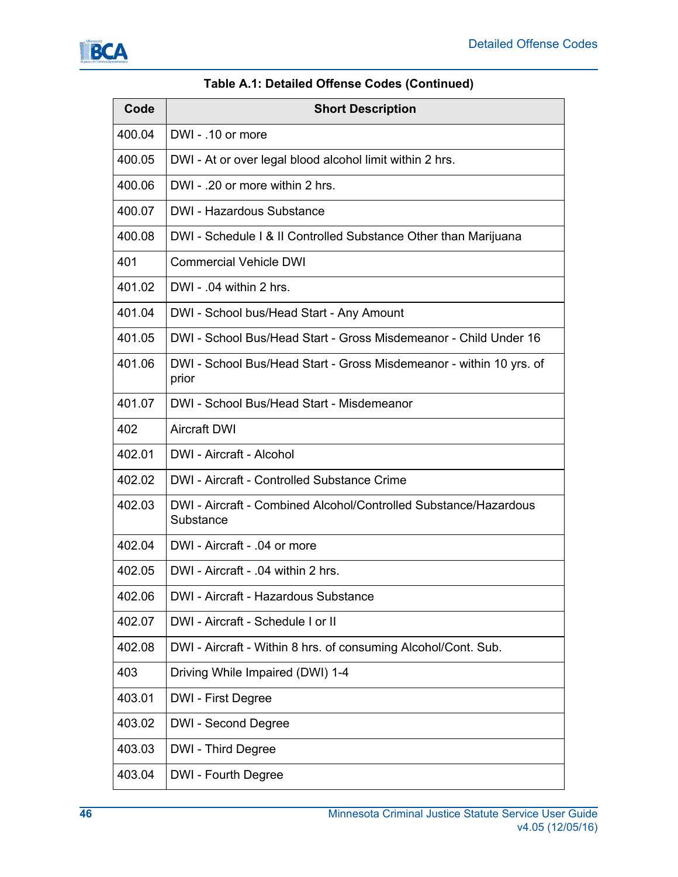**Table A.1: Detailed Offense Codes (Continued)**

| Code | Short Description |
|---|---|
| 400.04 | DWI - .10 or more |
| 400.05 | DWI - At or over legal blood alcohol limit within 2 hrs. |
| 400.06 | DWI - .20 or more within 2 hrs. |
| 400.07 | DWI - Hazardous Substance |
| 400.08 | DWI - Schedule I & II Controlled Substance Other than Marijuana |
| 401 | Commercial Vehicle DWI |
| 401.02 | DWI - .04 within 2 hrs. |
| 401.04 | DWI - School bus/Head Start - Any Amount |
| 401.05 | DWI - School Bus/Head Start - Gross Misdemeanor - Child Under 16 |
| 401.06 | DWI - School Bus/Head Start - Gross Misdemeanor - within 10 yrs. of prior |
| 401.07 | DWI - School Bus/Head Start - Misdemeanor |
| 402 | Aircraft DWI |
| 402.01 | DWI - Aircraft - Alcohol |
| 402.02 | DWI - Aircraft - Controlled Substance Crime |
| 402.03 | DWI - Aircraft - Combined Alcohol/Controlled Substance/Hazardous Substance |
| 402.04 | DWI - Aircraft - .04 or more |
| 402.05 | DWI - Aircraft - .04 within 2 hrs. |
| 402.06 | DWI - Aircraft - Hazardous Substance |
| 402.07 | DWI - Aircraft - Schedule I or II |
| 402.08 | DWI - Aircraft - Within 8 hrs. of consuming Alcohol/Cont. Sub. |
| 403 | Driving While Impaired (DWI) 1-4 |
| 403.01 | DWI - First Degree |
| 403.02 | DWI - Second Degree |
| 403.03 | DWI - Third Degree |
| 403.04 | DWI - Fourth Degree |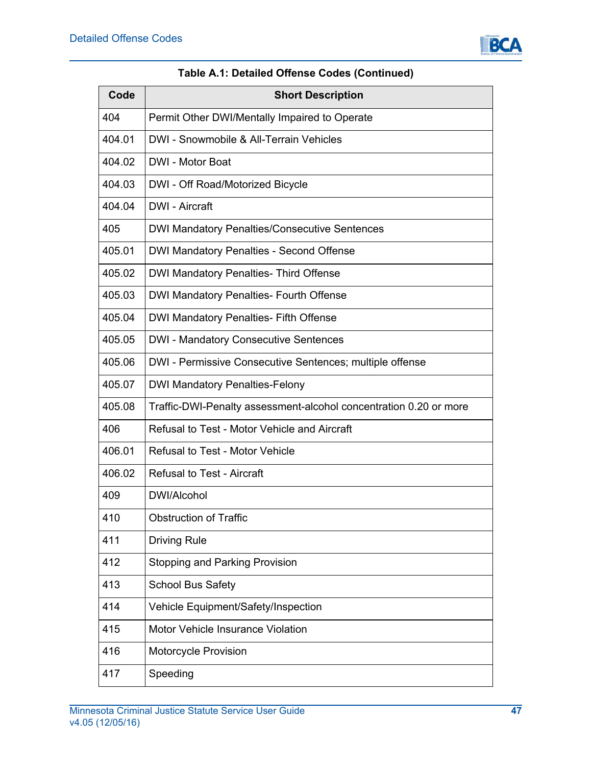**Table A.1: Detailed Offense Codes (Continued)**

| Code | Short Description |
| --- | --- |
| 404 | Permit Other DWI/Mentally Impaired to Operate |
| 404.01 | DWI - Snowmobile & All-Terrain Vehicles |
| 404.02 | DWI - Motor Boat |
| 404.03 | DWI - Off Road/Motorized Bicycle |
| 404.04 | DWI - Aircraft |
| 405 | DWI Mandatory Penalties/Consecutive Sentences |
| 405.01 | DWI Mandatory Penalties - Second Offense |
| 405.02 | DWI Mandatory Penalties- Third Offense |
| 405.03 | DWI Mandatory Penalties- Fourth Offense |
| 405.04 | DWI Mandatory Penalties- Fifth Offense |
| 405.05 | DWI - Mandatory Consecutive Sentences |
| 405.06 | DWI - Permissive Consecutive Sentences; multiple offense |
| 405.07 | DWI Mandatory Penalties-Felony |
| 405.08 | Traffic-DWI-Penalty assessment-alcohol concentration 0.20 or more |
| 406 | Refusal to Test - Motor Vehicle and Aircraft |
| 406.01 | Refusal to Test - Motor Vehicle |
| 406.02 | Refusal to Test - Aircraft |
| 409 | DWI/Alcohol |
| 410 | Obstruction of Traffic |
| 411 | Driving Rule |
| 412 | Stopping and Parking Provision |
| 413 | School Bus Safety |
| 414 | Vehicle Equipment/Safety/Inspection |
| 415 | Motor Vehicle Insurance Violation |
| 416 | Motorcycle Provision |
| 417 | Speeding |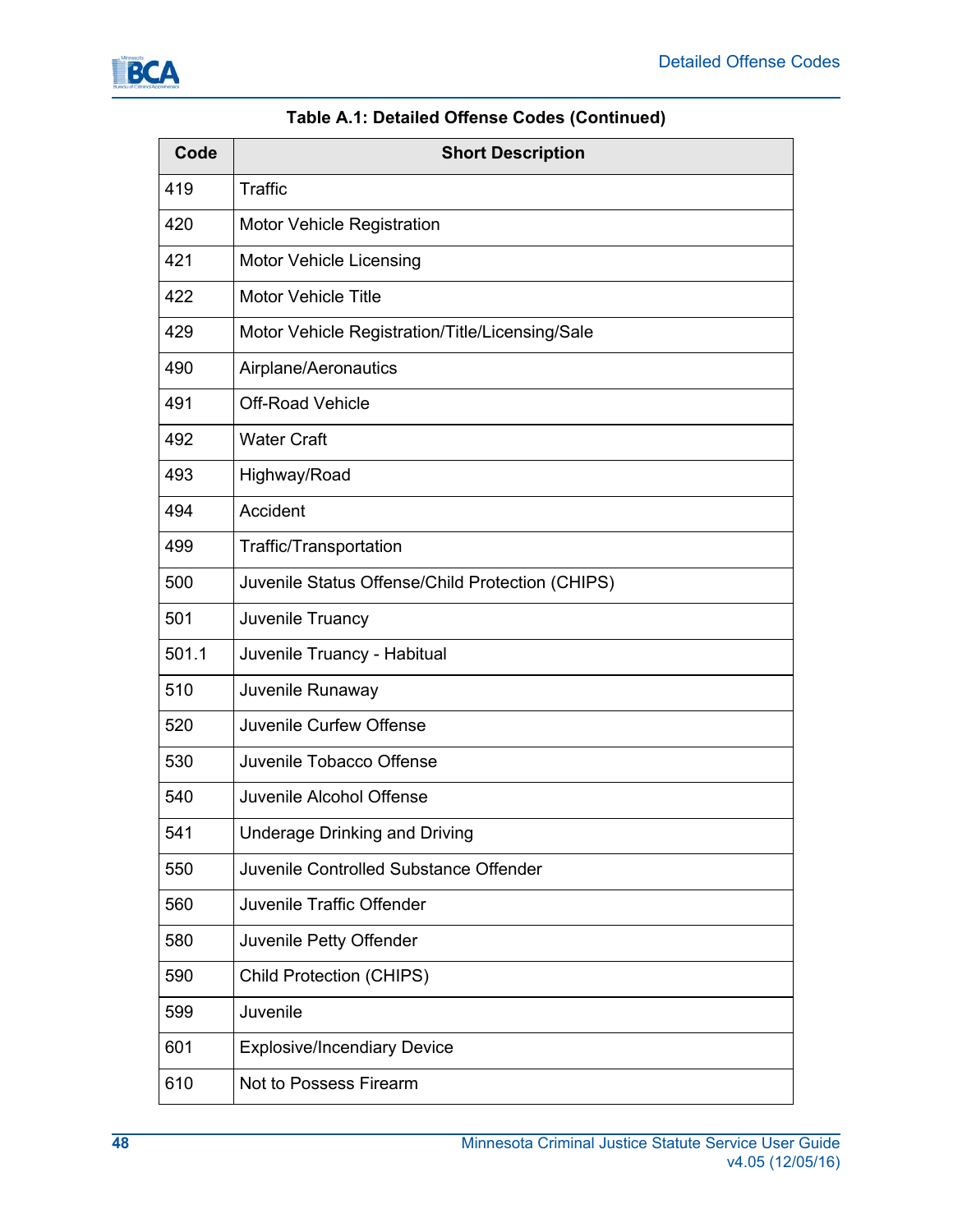**Table A.1: Detailed Offense Codes (Continued)**

| Code | Short Description |
|---|---|
| 419 | Traffic |
| 420 | Motor Vehicle Registration |
| 421 | Motor Vehicle Licensing |
| 422 | Motor Vehicle Title |
| 429 | Motor Vehicle Registration/Title/Licensing/Sale |
| 490 | Airplane/Aeronautics |
| 491 | Off-Road Vehicle |
| 492 | Water Craft |
| 493 | Highway/Road |
| 494 | Accident |
| 499 | Traffic/Transportation |
| 500 | Juvenile Status Offense/Child Protection (CHIPS) |
| 501 | Juvenile Truancy |
| 501.1 | Juvenile Truancy - Habitual |
| 510 | Juvenile Runaway |
| 520 | Juvenile Curfew Offense |
| 530 | Juvenile Tobacco Offense |
| 540 | Juvenile Alcohol Offense |
| 541 | Underage Drinking and Driving |
| 550 | Juvenile Controlled Substance Offender |
| 560 | Juvenile Traffic Offender |
| 580 | Juvenile Petty Offender |
| 590 | Child Protection (CHIPS) |
| 599 | Juvenile |
| 601 | Explosive/Incendiary Device |
| 610 | Not to Possess Firearm |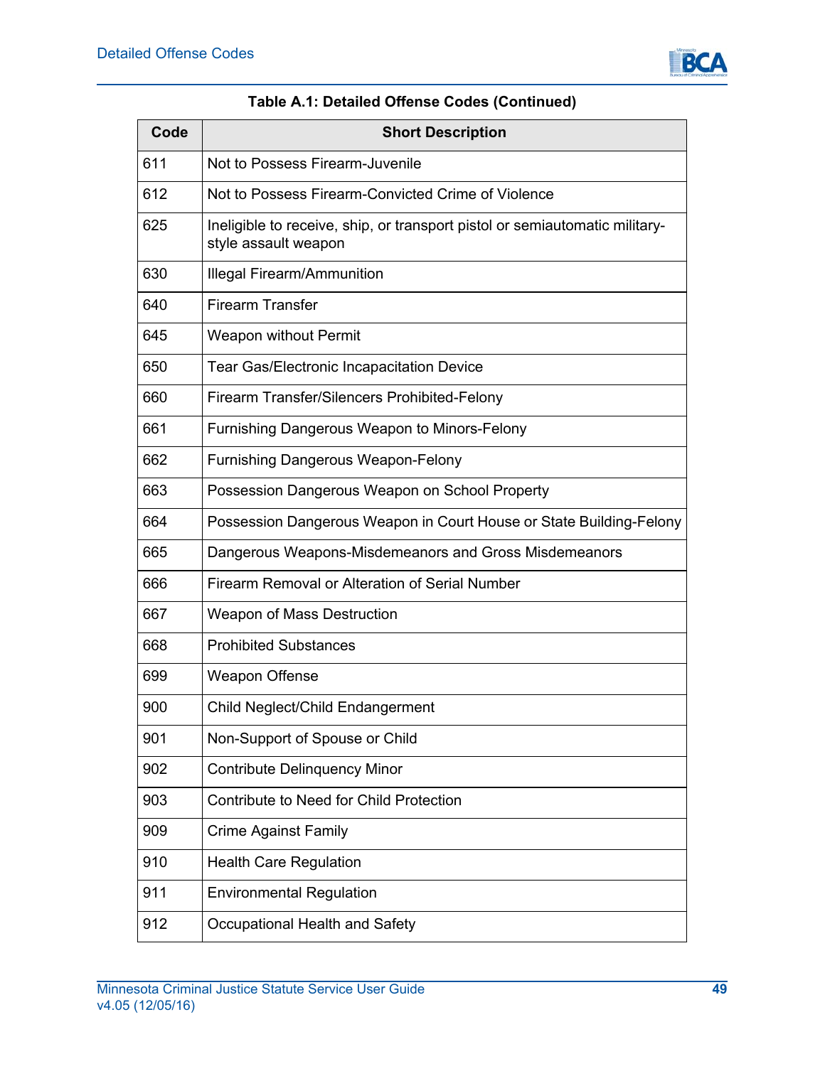**Table A.1: Detailed Offense Codes (Continued)**

| Code | Short Description |
|---|---|
| 611 | Not to Possess Firearm-Juvenile |
| 612 | Not to Possess Firearm-Convicted Crime of Violence |
| 625 | Ineligible to receive, ship, or transport pistol or semiautomatic military-style assault weapon |
| 630 | Illegal Firearm/Ammunition |
| 640 | Firearm Transfer |
| 645 | Weapon without Permit |
| 650 | Tear Gas/Electronic Incapacitation Device |
| 660 | Firearm Transfer/Silencers Prohibited-Felony |
| 661 | Furnishing Dangerous Weapon to Minors-Felony |
| 662 | Furnishing Dangerous Weapon-Felony |
| 663 | Possession Dangerous Weapon on School Property |
| 664 | Possession Dangerous Weapon in Court House or State Building-Felony |
| 665 | Dangerous Weapons-Misdemeanors and Gross Misdemeanors |
| 666 | Firearm Removal or Alteration of Serial Number |
| 667 | Weapon of Mass Destruction |
| 668 | Prohibited Substances |
| 699 | Weapon Offense |
| 900 | Child Neglect/Child Endangerment |
| 901 | Non-Support of Spouse or Child |
| 902 | Contribute Delinquency Minor |
| 903 | Contribute to Need for Child Protection |
| 909 | Crime Against Family |
| 910 | Health Care Regulation |
| 911 | Environmental Regulation |
| 912 | Occupational Health and Safety |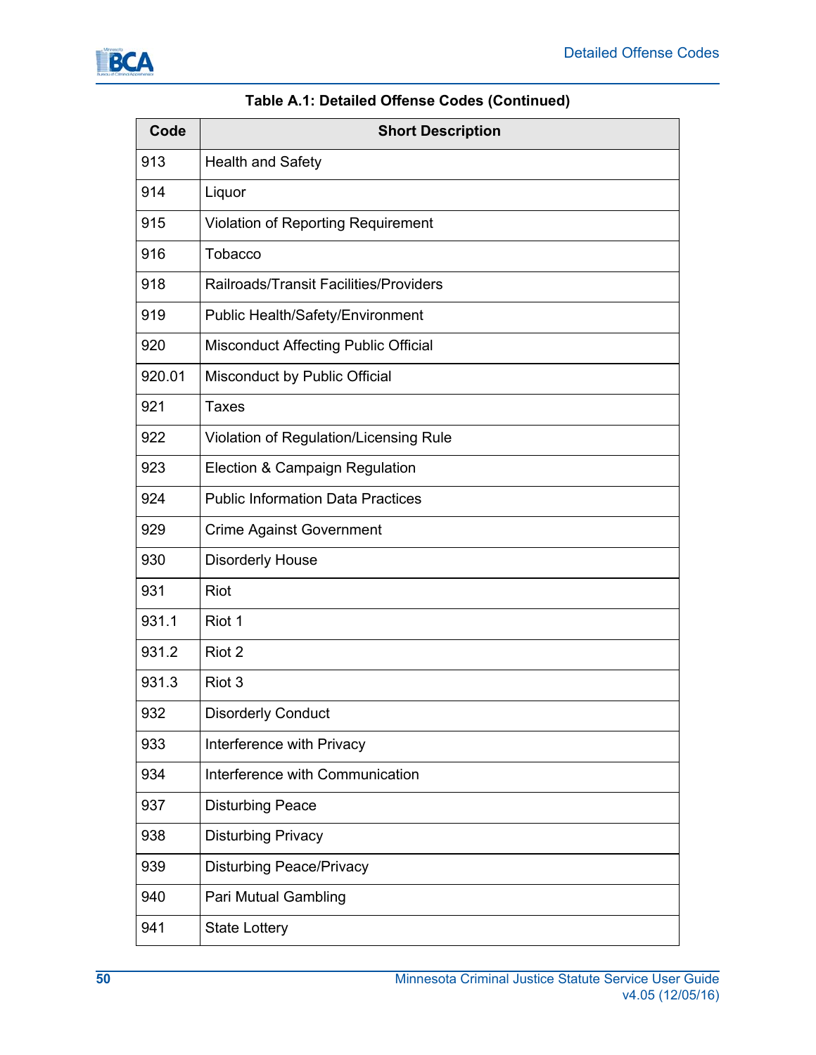**Table A.1: Detailed Offense Codes (Continued)**

| Code | Short Description |
|---|---|
| 913 | Health and Safety |
| 914 | Liquor |
| 915 | Violation of Reporting Requirement |
| 916 | Tobacco |
| 918 | Railroads/Transit Facilities/Providers |
| 919 | Public Health/Safety/Environment |
| 920 | Misconduct Affecting Public Official |
| 920.01 | Misconduct by Public Official |
| 921 | Taxes |
| 922 | Violation of Regulation/Licensing Rule |
| 923 | Election & Campaign Regulation |
| 924 | Public Information Data Practices |
| 929 | Crime Against Government |
| 930 | Disorderly House |
| 931 | Riot |
| 931.1 | Riot 1 |
| 931.2 | Riot 2 |
| 931.3 | Riot 3 |
| 932 | Disorderly Conduct |
| 933 | Interference with Privacy |
| 934 | Interference with Communication |
| 937 | Disturbing Peace |
| 938 | Disturbing Privacy |
| 939 | Disturbing Peace/Privacy |
| 940 | Pari Mutual Gambling |
| 941 | State Lottery |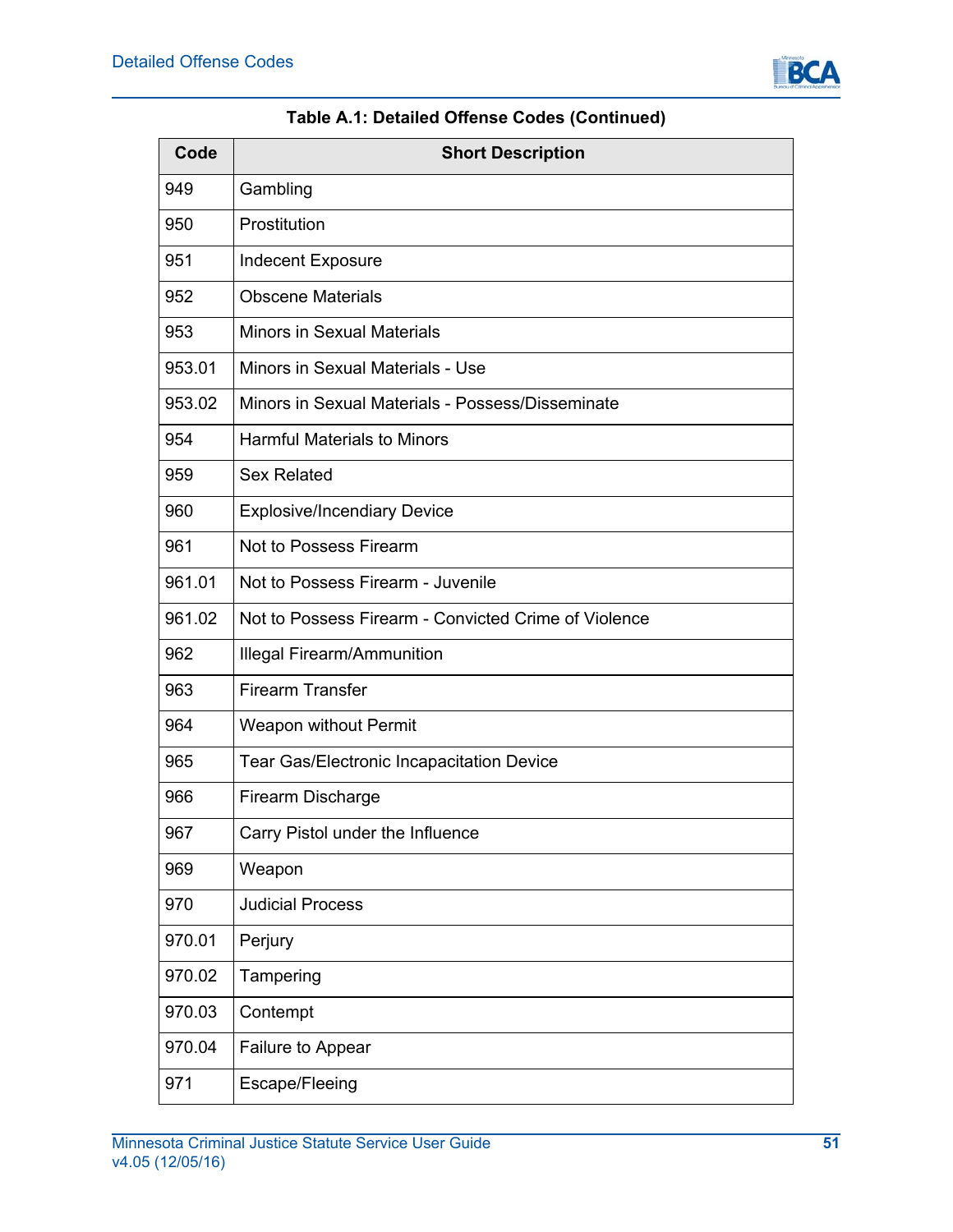**Table A.1: Detailed Offense Codes (Continued)**

| Code | Short Description |
|---|---|
| 949 | Gambling |
| 950 | Prostitution |
| 951 | Indecent Exposure |
| 952 | Obscene Materials |
| 953 | Minors in Sexual Materials |
| 953.01 | Minors in Sexual Materials - Use |
| 953.02 | Minors in Sexual Materials - Possess/Disseminate |
| 954 | Harmful Materials to Minors |
| 959 | Sex Related |
| 960 | Explosive/Incendiary Device |
| 961 | Not to Possess Firearm |
| 961.01 | Not to Possess Firearm - Juvenile |
| 961.02 | Not to Possess Firearm - Convicted Crime of Violence |
| 962 | Illegal Firearm/Ammunition |
| 963 | Firearm Transfer |
| 964 | Weapon without Permit |
| 965 | Tear Gas/Electronic Incapacitation Device |
| 966 | Firearm Discharge |
| 967 | Carry Pistol under the Influence |
| 969 | Weapon |
| 970 | Judicial Process |
| 970.01 | Perjury |
| 970.02 | Tampering |
| 970.03 | Contempt |
| 970.04 | Failure to Appear |
| 971 | Escape/Fleeing |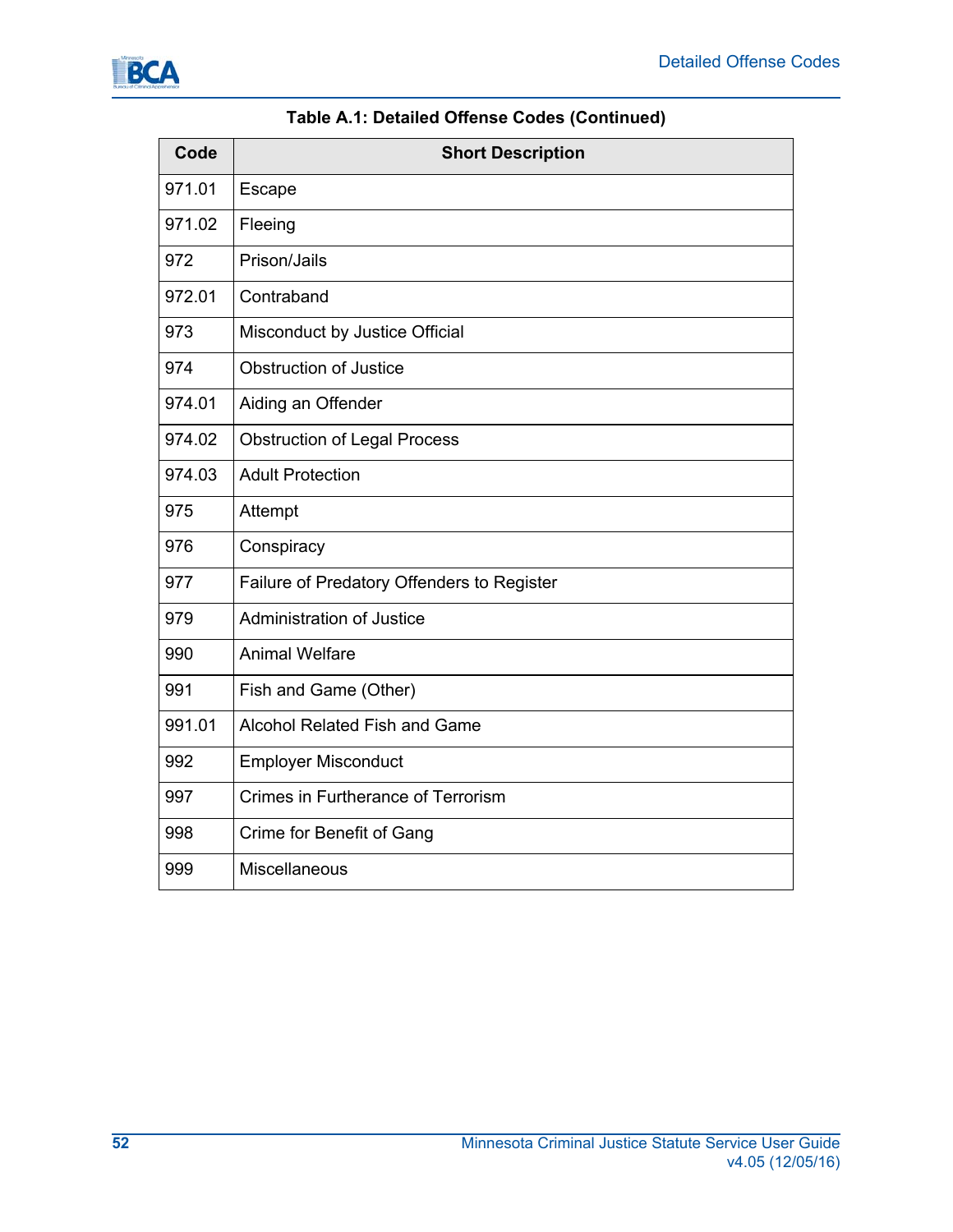**Table A.1: Detailed Offense Codes (Continued)**

| Code | Short Description |
|---|---|
| 971.01 | Escape |
| 971.02 | Fleeing |
| 972 | Prison/Jails |
| 972.01 | Contraband |
| 973 | Misconduct by Justice Official |
| 974 | Obstruction of Justice |
| 974.01 | Aiding an Offender |
| 974.02 | Obstruction of Legal Process |
| 974.03 | Adult Protection |
| 975 | Attempt |
| 976 | Conspiracy |
| 977 | Failure of Predatory Offenders to Register |
| 979 | Administration of Justice |
| 990 | Animal Welfare |
| 991 | Fish and Game (Other) |
| 991.01 | Alcohol Related Fish and Game |
| 992 | Employer Misconduct |
| 997 | Crimes in Furtherance of Terrorism |
| 998 | Crime for Benefit of Gang |
| 999 | Miscellaneous |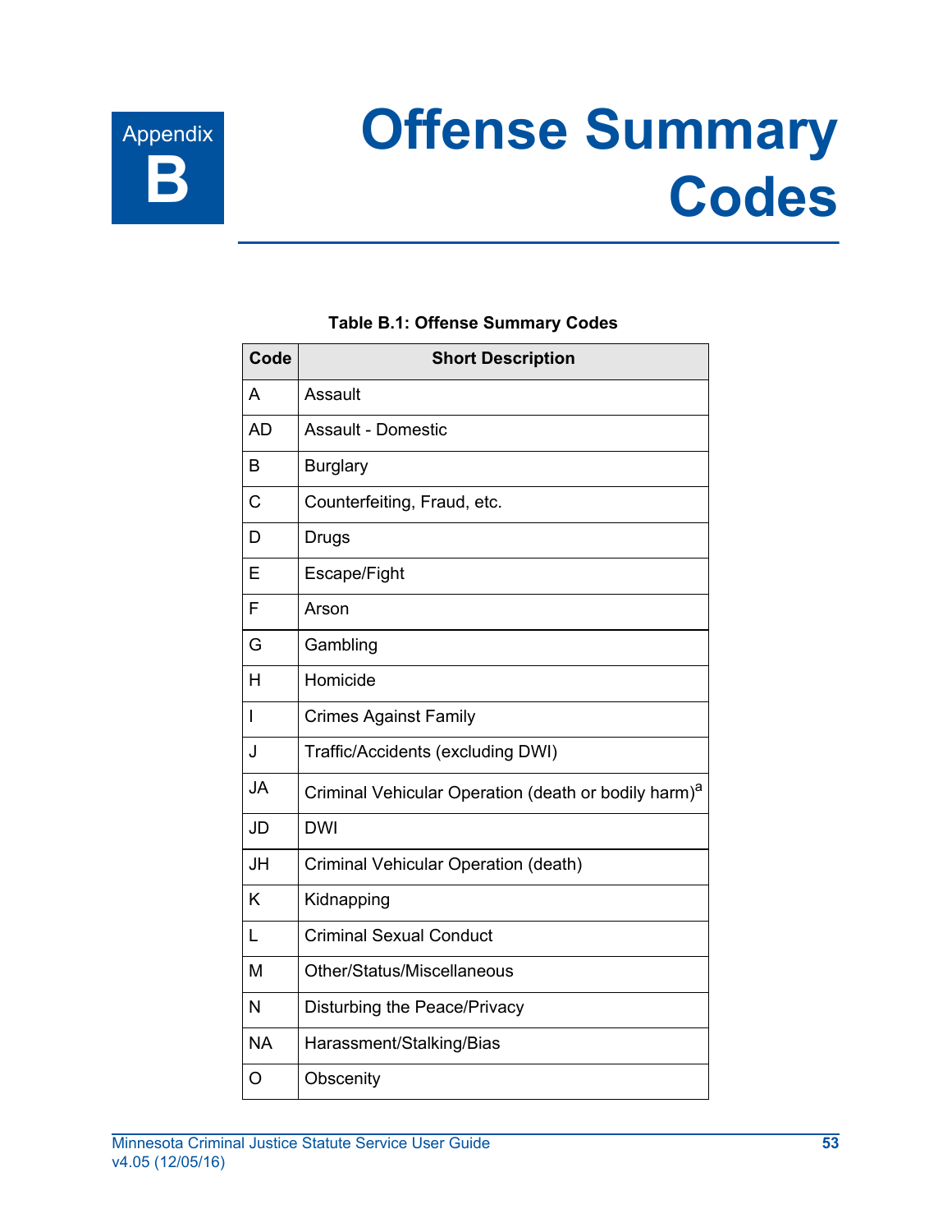# Appendix B

# Offense Summary Codes

**Table B.1: Offense Summary Codes**

| Code | Short Description |
|---|---|
| A | Assault |
| AD | Assault - Domestic |
| B | Burglary |
| C | Counterfeiting, Fraud, etc. |
| D | Drugs |
| E | Escape/Fight |
| F | Arson |
| G | Gambling |
| H | Homicide |
| I | Crimes Against Family |
| J | Traffic/Accidents (excluding DWI) |
| JA | Criminal Vehicular Operation (death or bodily harm)[a] |
| JD | DWI |
| JH | Criminal Vehicular Operation (death) |
| K | Kidnapping |
| L | Criminal Sexual Conduct |
| M | Other/Status/Miscellaneous |
| N | Disturbing the Peace/Privacy |
| NA | Harassment/Stalking/Bias |
| O | Obscenity |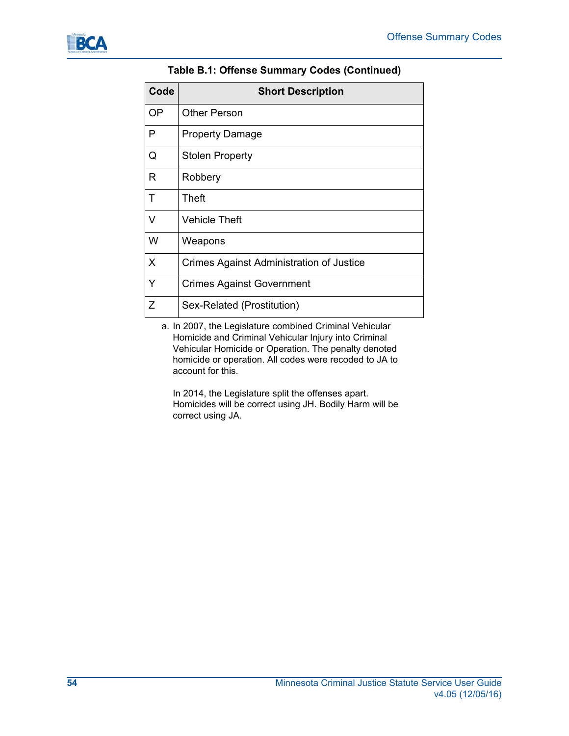**Table B.1: Offense Summary Codes (Continued)**

| Code | Short Description |
|---|---|
| OP | Other Person |
| P | Property Damage |
| Q | Stolen Property |
| R | Robbery |
| T | Theft |
| V | Vehicle Theft |
| W | Weapons |
| X | Crimes Against Administration of Justice |
| Y | Crimes Against Government |
| Z | Sex-Related (Prostitution) |

a. In 2007, the Legislature combined Criminal Vehicular Homicide and Criminal Vehicular Injury into Criminal Vehicular Homicide or Operation. The penalty denoted homicide or operation. All codes were recoded to JA to account for this.

In 2014, the Legislature split the offenses apart. Homicides will be correct using JH. Bodily Harm will be correct using JA.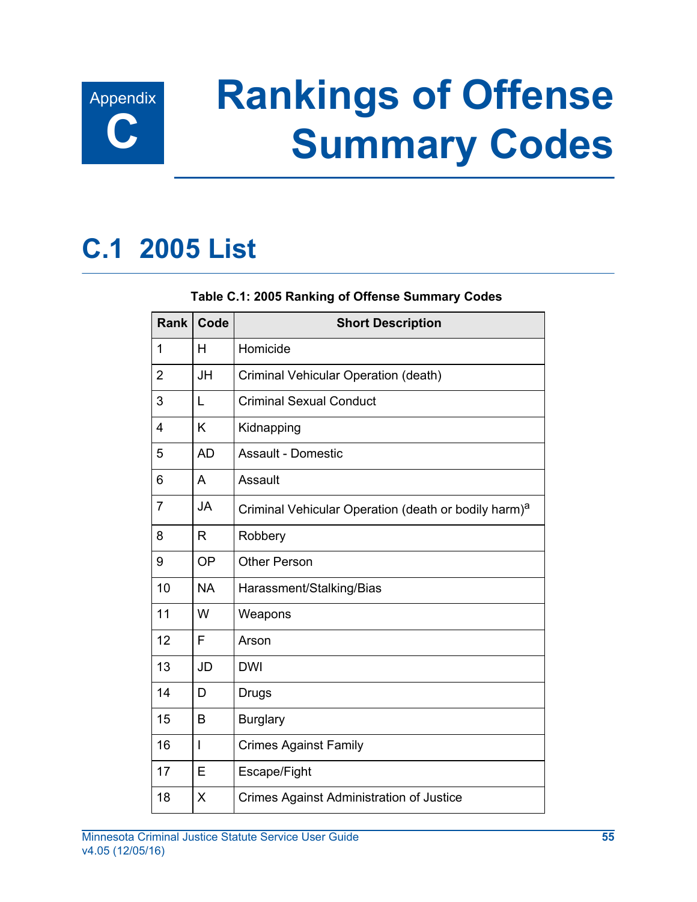Appendix C

# Rankings of Offense Summary Codes

## C.1 2005 List

**Table C.1: 2005 Ranking of Offense Summary Codes**

| Rank | Code | Short Description |
|---|---|---|
| 1 | H | Homicide |
| 2 | JH | Criminal Vehicular Operation (death) |
| 3 | L | Criminal Sexual Conduct |
| 4 | K | Kidnapping |
| 5 | AD | Assault - Domestic |
| 6 | A | Assault |
| 7 | JA | Criminal Vehicular Operation (death or bodily harm)[a] |
| 8 | R | Robbery |
| 9 | OP | Other Person |
| 10 | NA | Harassment/Stalking/Bias |
| 11 | W | Weapons |
| 12 | F | Arson |
| 13 | JD | DWI |
| 14 | D | Drugs |
| 15 | B | Burglary |
| 16 | I | Crimes Against Family |
| 17 | E | Escape/Fight |
| 18 | X | Crimes Against Administration of Justice |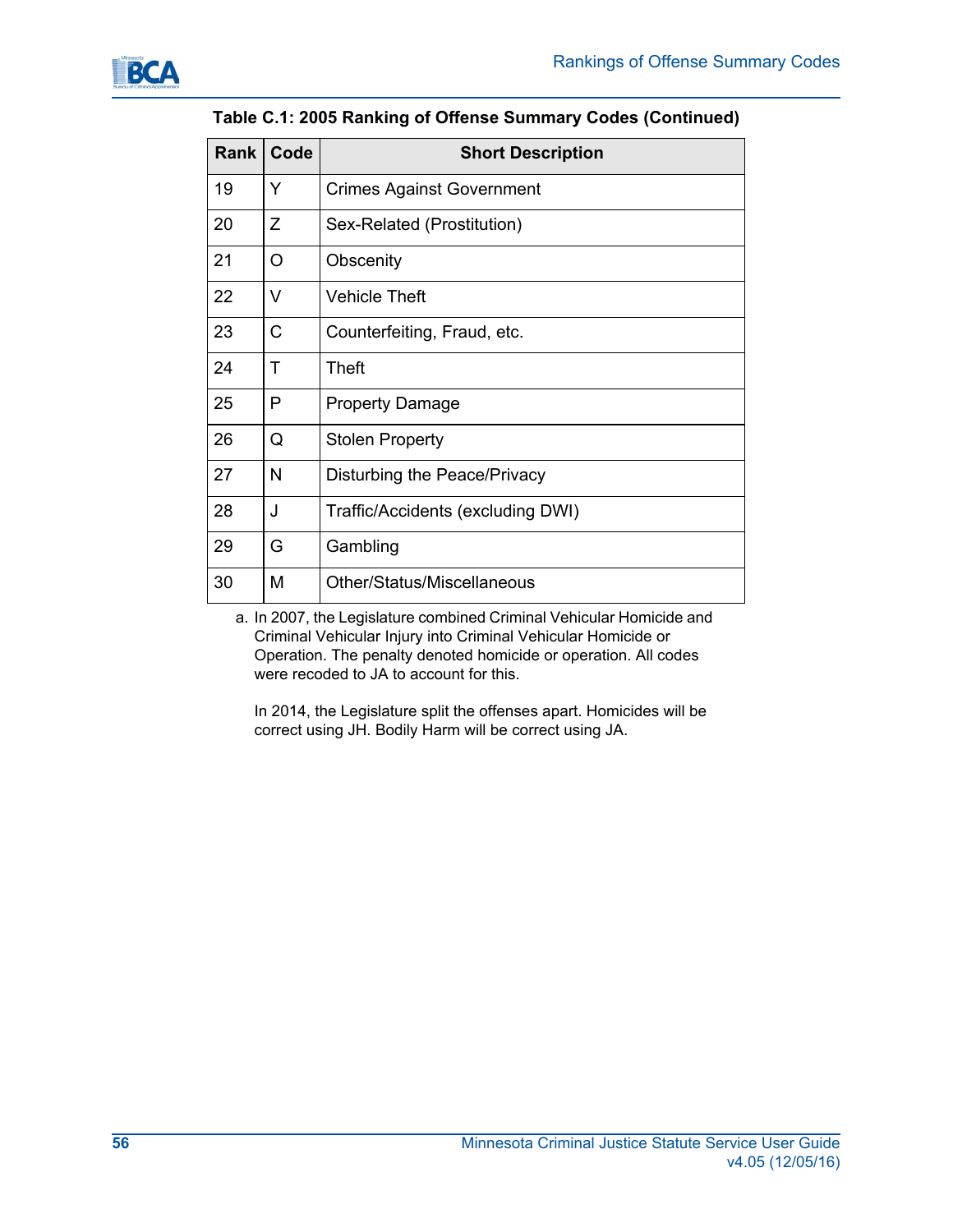**Table C.1: 2005 Ranking of Offense Summary Codes (Continued)**

| Rank | Code | Short Description |
|---|---|---|
| 19 | Y | Crimes Against Government |
| 20 | Z | Sex-Related (Prostitution) |
| 21 | O | Obscenity |
| 22 | V | Vehicle Theft |
| 23 | C | Counterfeiting, Fraud, etc. |
| 24 | T | Theft |
| 25 | P | Property Damage |
| 26 | Q | Stolen Property |
| 27 | N | Disturbing the Peace/Privacy |
| 28 | J | Traffic/Accidents (excluding DWI) |
| 29 | G | Gambling |
| 30 | M | Other/Status/Miscellaneous |

a. In 2007, the Legislature combined Criminal Vehicular Homicide and Criminal Vehicular Injury into Criminal Vehicular Homicide or Operation. The penalty denoted homicide or operation. All codes were recoded to JA to account for this.

In 2014, the Legislature split the offenses apart. Homicides will be correct using JH. Bodily Harm will be correct using JA.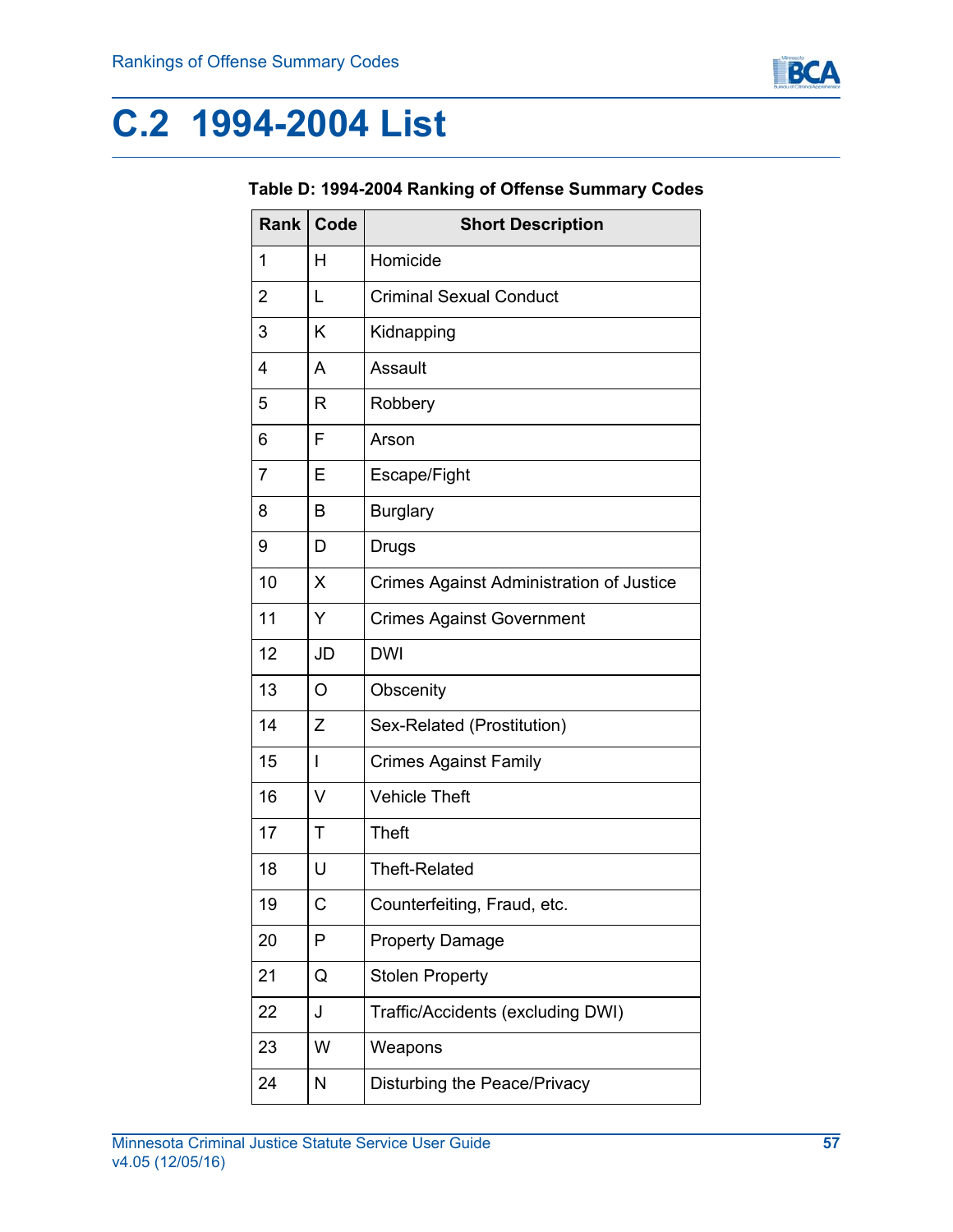# C.2 1994-2004 List

**Table D: 1994-2004 Ranking of Offense Summary Codes**

| Rank | Code | Short Description |
|---|---|---|
| 1 | H | Homicide |
| 2 | L | Criminal Sexual Conduct |
| 3 | K | Kidnapping |
| 4 | A | Assault |
| 5 | R | Robbery |
| 6 | F | Arson |
| 7 | E | Escape/Fight |
| 8 | B | Burglary |
| 9 | D | Drugs |
| 10 | X | Crimes Against Administration of Justice |
| 11 | Y | Crimes Against Government |
| 12 | JD | DWI |
| 13 | O | Obscenity |
| 14 | Z | Sex-Related (Prostitution) |
| 15 | I | Crimes Against Family |
| 16 | V | Vehicle Theft |
| 17 | T | Theft |
| 18 | U | Theft-Related |
| 19 | C | Counterfeiting, Fraud, etc. |
| 20 | P | Property Damage |
| 21 | Q | Stolen Property |
| 22 | J | Traffic/Accidents (excluding DWI) |
| 23 | W | Weapons |
| 24 | N | Disturbing the Peace/Privacy |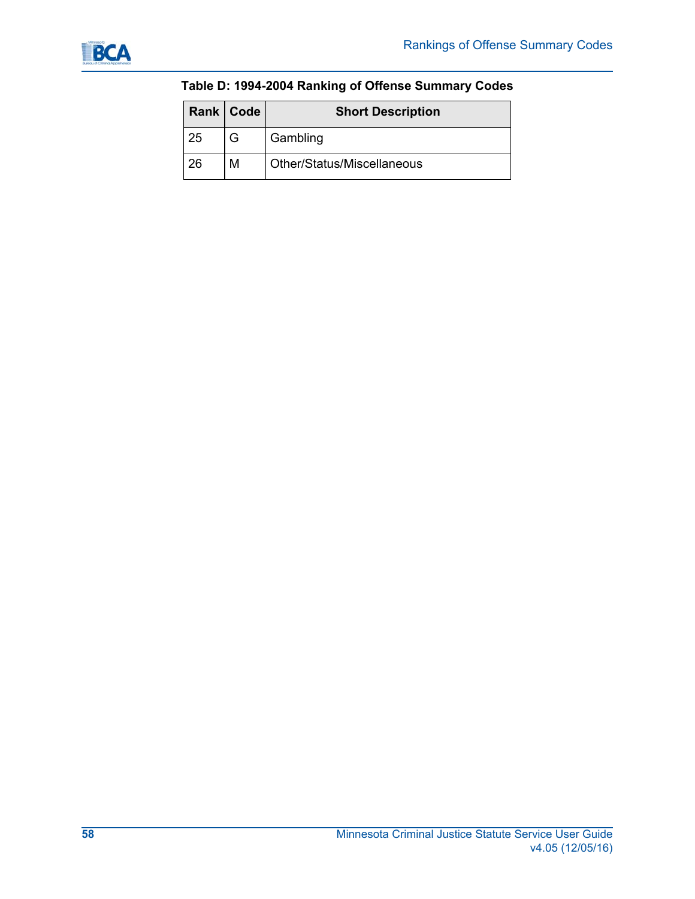**Table D: 1994-2004 Ranking of Offense Summary Codes**

| Rank | Code | Short Description |
|---|---|---|
| 25 | G | Gambling |
| 26 | M | Other/Status/Miscellaneous |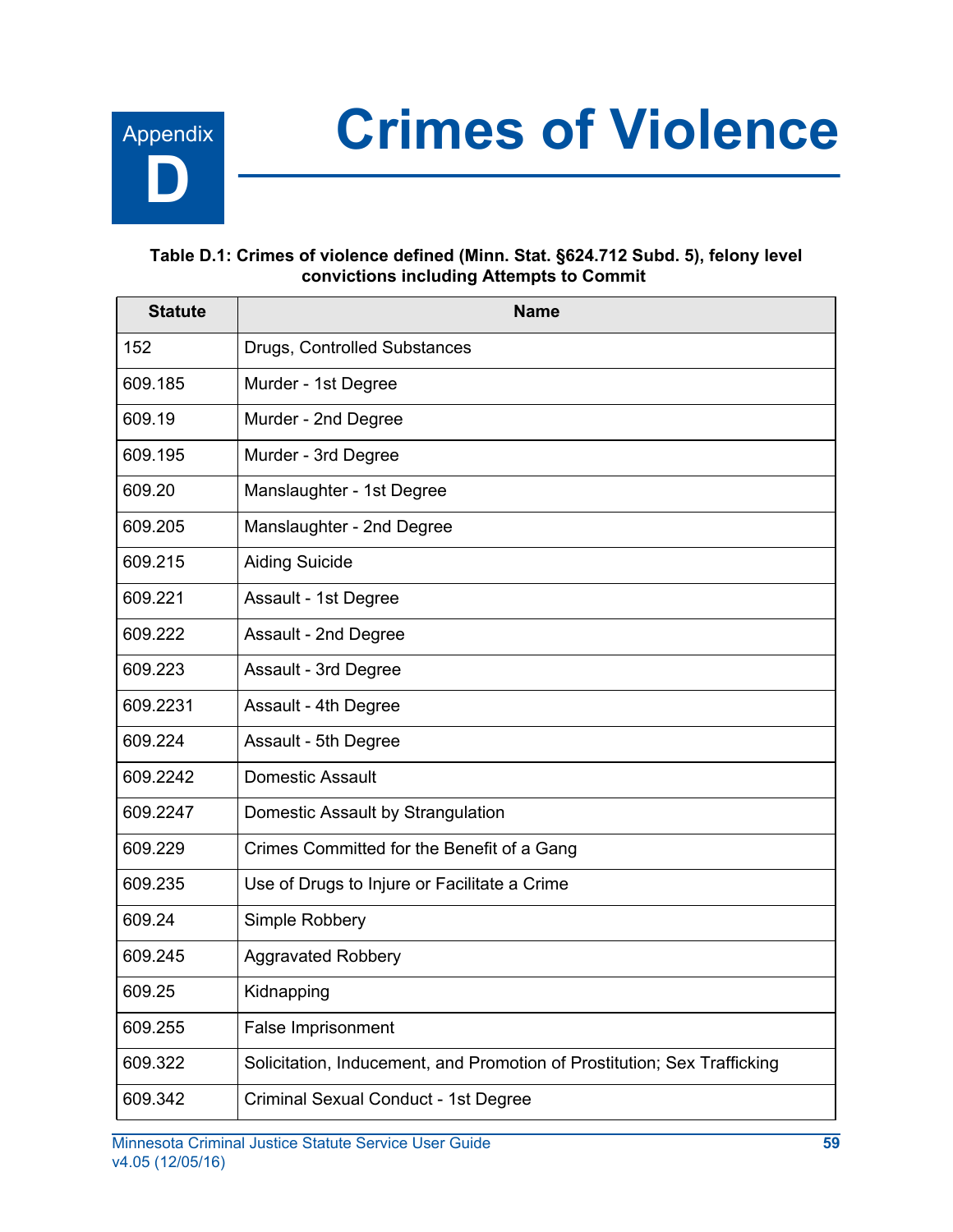# Appendix D Crimes of Violence

**Table D.1: Crimes of violence defined (Minn. Stat. §624.712 Subd. 5), felony level convictions including Attempts to Commit**

| Statute | Name |
|---|---|
| 152 | Drugs, Controlled Substances |
| 609.185 | Murder - 1st Degree |
| 609.19 | Murder - 2nd Degree |
| 609.195 | Murder - 3rd Degree |
| 609.20 | Manslaughter - 1st Degree |
| 609.205 | Manslaughter - 2nd Degree |
| 609.215 | Aiding Suicide |
| 609.221 | Assault - 1st Degree |
| 609.222 | Assault - 2nd Degree |
| 609.223 | Assault - 3rd Degree |
| 609.2231 | Assault - 4th Degree |
| 609.224 | Assault - 5th Degree |
| 609.2242 | Domestic Assault |
| 609.2247 | Domestic Assault by Strangulation |
| 609.229 | Crimes Committed for the Benefit of a Gang |
| 609.235 | Use of Drugs to Injure or Facilitate a Crime |
| 609.24 | Simple Robbery |
| 609.245 | Aggravated Robbery |
| 609.25 | Kidnapping |
| 609.255 | False Imprisonment |
| 609.322 | Solicitation, Inducement, and Promotion of Prostitution; Sex Trafficking |
| 609.342 | Criminal Sexual Conduct - 1st Degree |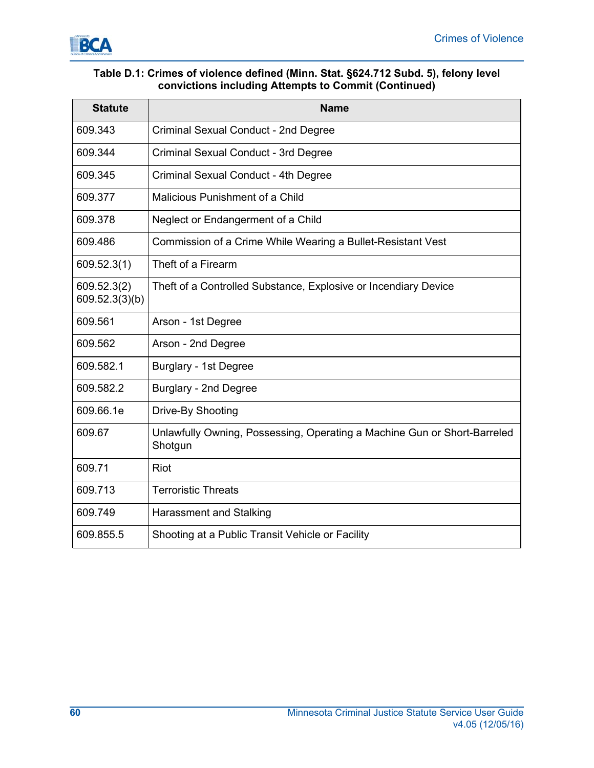**Table D.1: Crimes of violence defined (Minn. Stat. §624.712 Subd. 5), felony level convictions including Attempts to Commit (Continued)**

| Statute | Name |
|---|---|
| 609.343 | Criminal Sexual Conduct - 2nd Degree |
| 609.344 | Criminal Sexual Conduct - 3rd Degree |
| 609.345 | Criminal Sexual Conduct - 4th Degree |
| 609.377 | Malicious Punishment of a Child |
| 609.378 | Neglect or Endangerment of a Child |
| 609.486 | Commission of a Crime While Wearing a Bullet-Resistant Vest |
| 609.52.3(1) | Theft of a Firearm |
| 609.52.3(2) 609.52.3(3)(b) | Theft of a Controlled Substance, Explosive or Incendiary Device |
| 609.561 | Arson - 1st Degree |
| 609.562 | Arson - 2nd Degree |
| 609.582.1 | Burglary - 1st Degree |
| 609.582.2 | Burglary - 2nd Degree |
| 609.66.1e | Drive-By Shooting |
| 609.67 | Unlawfully Owning, Possessing, Operating a Machine Gun or Short-Barreled Shotgun |
| 609.71 | Riot |
| 609.713 | Terroristic Threats |
| 609.749 | Harassment and Stalking |
| 609.855.5 | Shooting at a Public Transit Vehicle or Facility |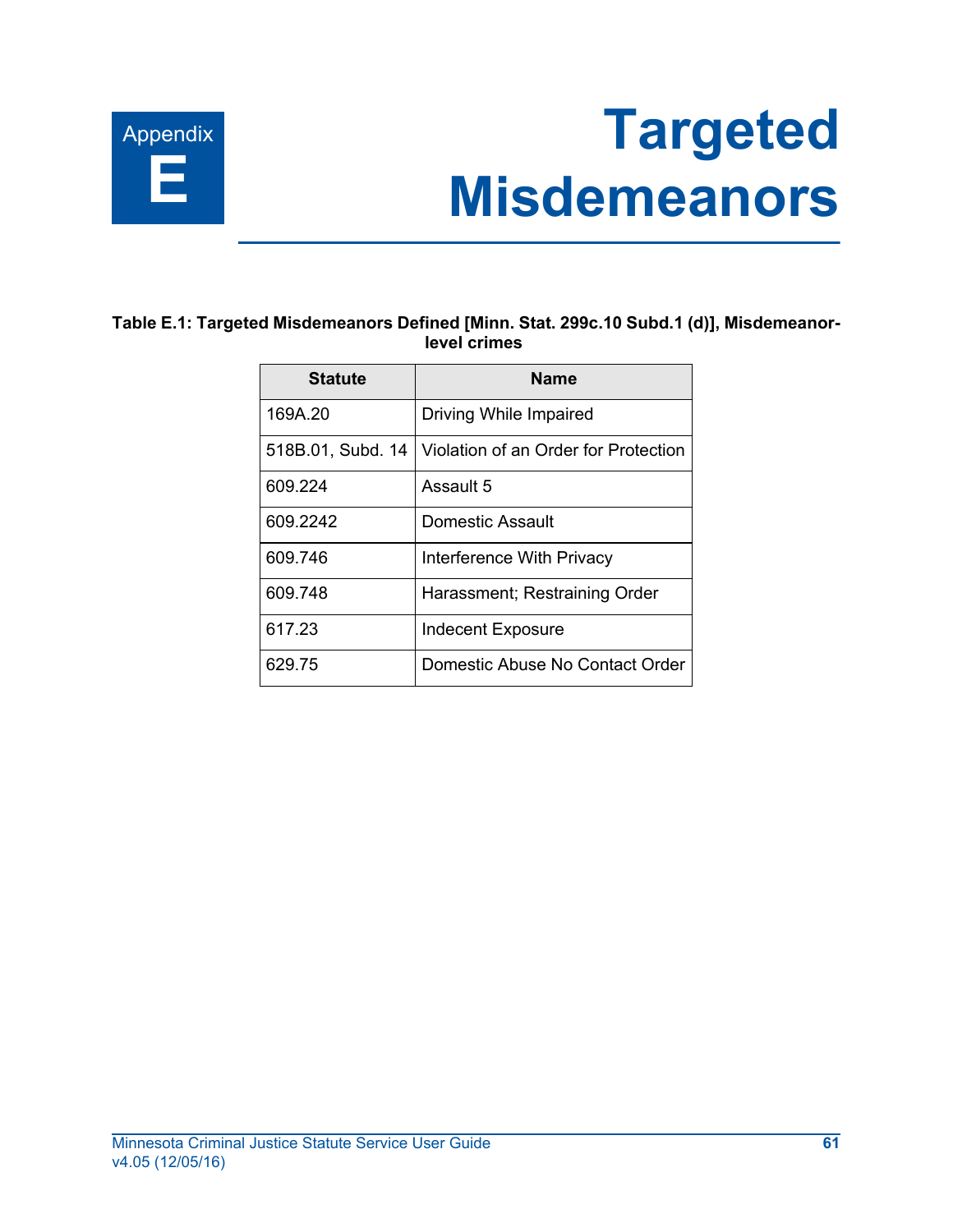# Appendix E Targeted Misdemeanors

**Table E.1: Targeted Misdemeanors Defined [Minn. Stat. 299c.10 Subd.1 (d)], Misdemeanor-level crimes**

| Statute | Name |
|---|---|
| 169A.20 | Driving While Impaired |
| 518B.01, Subd. 14 | Violation of an Order for Protection |
| 609.224 | Assault 5 |
| 609.2242 | Domestic Assault |
| 609.746 | Interference With Privacy |
| 609.748 | Harassment; Restraining Order |
| 617.23 | Indecent Exposure |
| 629.75 | Domestic Abuse No Contact Order |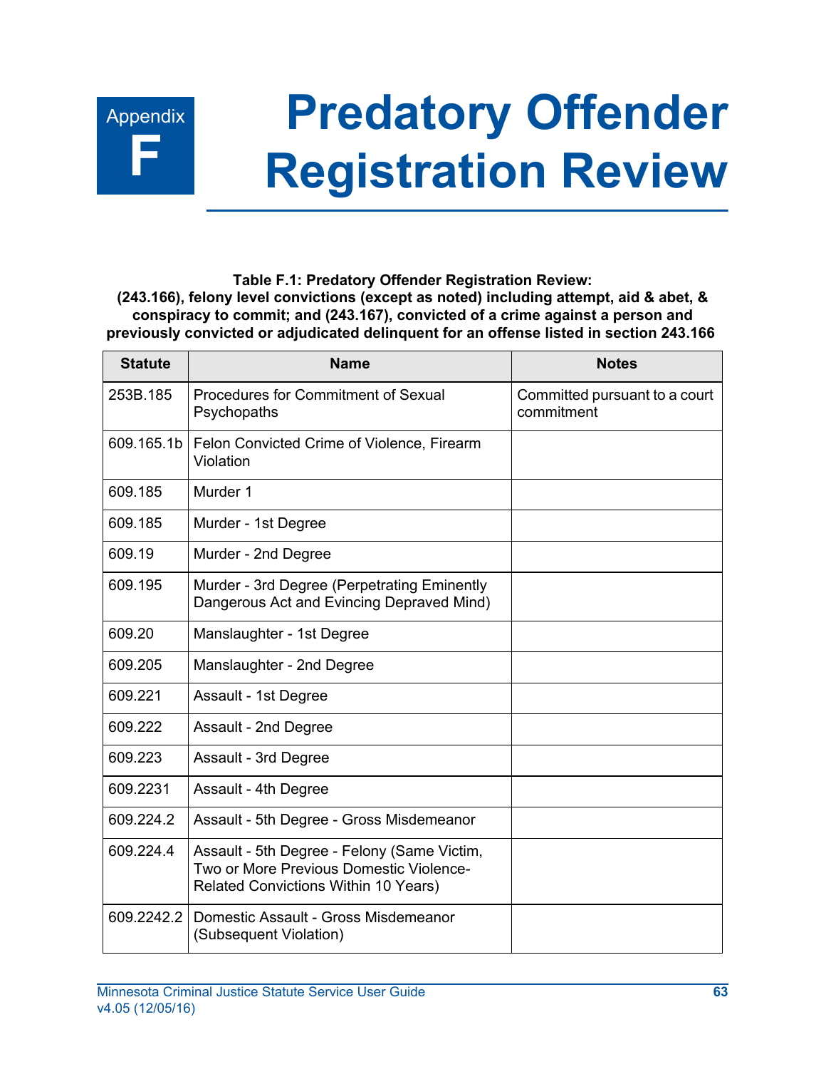# Appendix F Predatory Offender Registration Review

**Table F.1: Predatory Offender Registration Review: (243.166), felony level convictions (except as noted) including attempt, aid & abet, & conspiracy to commit; and (243.167), convicted of a crime against a person and previously convicted or adjudicated delinquent for an offense listed in section 243.166**

| Statute | Name | Notes |
|---|---|---|
| 253B.185 | Procedures for Commitment of Sexual Psychopaths | Committed pursuant to a court commitment |
| 609.165.1b | Felon Convicted Crime of Violence, Firearm Violation | |
| 609.185 | Murder 1 | |
| 609.185 | Murder - 1st Degree | |
| 609.19 | Murder - 2nd Degree | |
| 609.195 | Murder - 3rd Degree (Perpetrating Eminently Dangerous Act and Evincing Depraved Mind) | |
| 609.20 | Manslaughter - 1st Degree | |
| 609.205 | Manslaughter - 2nd Degree | |
| 609.221 | Assault - 1st Degree | |
| 609.222 | Assault - 2nd Degree | |
| 609.223 | Assault - 3rd Degree | |
| 609.2231 | Assault - 4th Degree | |
| 609.224.2 | Assault - 5th Degree - Gross Misdemeanor | |
| 609.224.4 | Assault - 5th Degree - Felony (Same Victim, Two or More Previous Domestic Violence-Related Convictions Within 10 Years) | |
| 609.2242.2 | Domestic Assault - Gross Misdemeanor (Subsequent Violation) | |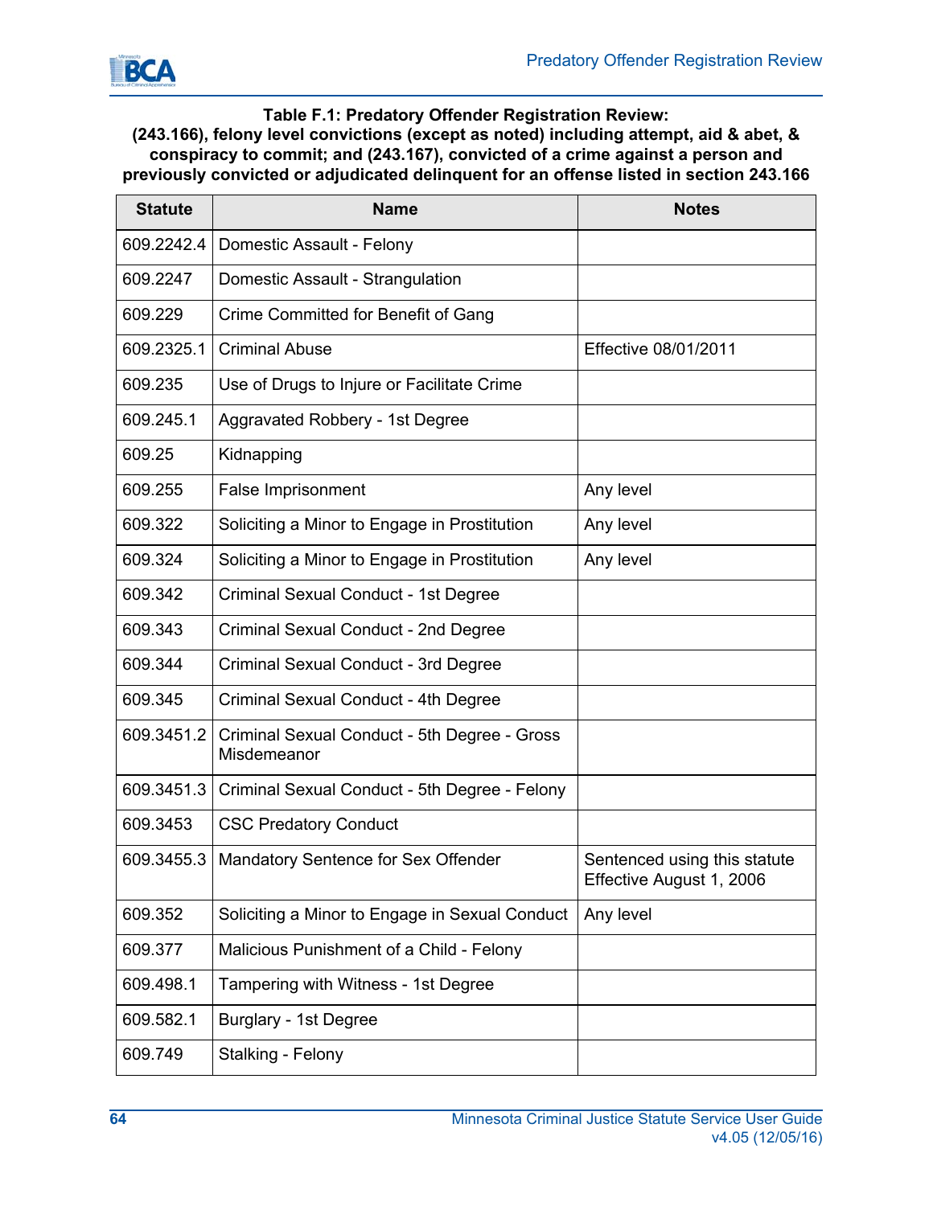**Table F.1: Predatory Offender Registration Review: (243.166), felony level convictions (except as noted) including attempt, aid & abet, & conspiracy to commit; and (243.167), convicted of a crime against a person and previously convicted or adjudicated delinquent for an offense listed in section 243.166**

| Statute | Name | Notes |
|---|---|---|
| 609.2242.4 | Domestic Assault - Felony | |
| 609.2247 | Domestic Assault - Strangulation | |
| 609.229 | Crime Committed for Benefit of Gang | |
| 609.2325.1 | Criminal Abuse | Effective 08/01/2011 |
| 609.235 | Use of Drugs to Injure or Facilitate Crime | |
| 609.245.1 | Aggravated Robbery - 1st Degree | |
| 609.25 | Kidnapping | |
| 609.255 | False Imprisonment | Any level |
| 609.322 | Soliciting a Minor to Engage in Prostitution | Any level |
| 609.324 | Soliciting a Minor to Engage in Prostitution | Any level |
| 609.342 | Criminal Sexual Conduct - 1st Degree | |
| 609.343 | Criminal Sexual Conduct - 2nd Degree | |
| 609.344 | Criminal Sexual Conduct - 3rd Degree | |
| 609.345 | Criminal Sexual Conduct - 4th Degree | |
| 609.3451.2 | Criminal Sexual Conduct - 5th Degree - Gross Misdemeanor | |
| 609.3451.3 | Criminal Sexual Conduct - 5th Degree - Felony | |
| 609.3453 | CSC Predatory Conduct | |
| 609.3455.3 | Mandatory Sentence for Sex Offender | Sentenced using this statute Effective August 1, 2006 |
| 609.352 | Soliciting a Minor to Engage in Sexual Conduct | Any level |
| 609.377 | Malicious Punishment of a Child - Felony | |
| 609.498.1 | Tampering with Witness - 1st Degree | |
| 609.582.1 | Burglary - 1st Degree | |
| 609.749 | Stalking - Felony | |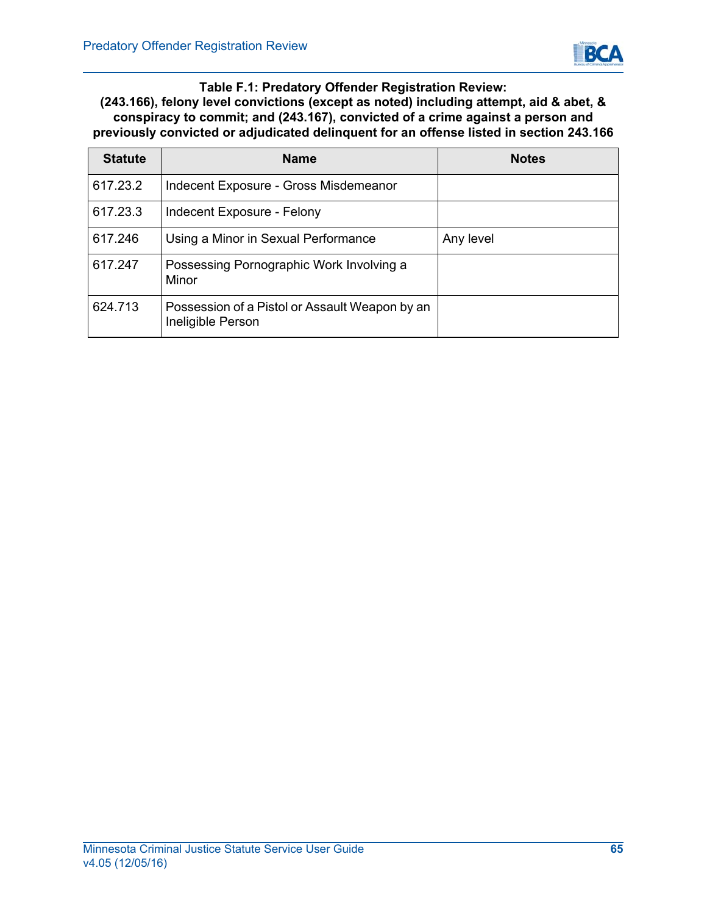**Table F.1: Predatory Offender Registration Review: (243.166), felony level convictions (except as noted) including attempt, aid & abet, & conspiracy to commit; and (243.167), convicted of a crime against a person and previously convicted or adjudicated delinquent for an offense listed in section 243.166**

| Statute | Name | Notes |
|---|---|---|
| 617.23.2 | Indecent Exposure - Gross Misdemeanor | |
| 617.23.3 | Indecent Exposure - Felony | |
| 617.246 | Using a Minor in Sexual Performance | Any level |
| 617.247 | Possessing Pornographic Work Involving a Minor | |
| 624.713 | Possession of a Pistol or Assault Weapon by an Ineligible Person | |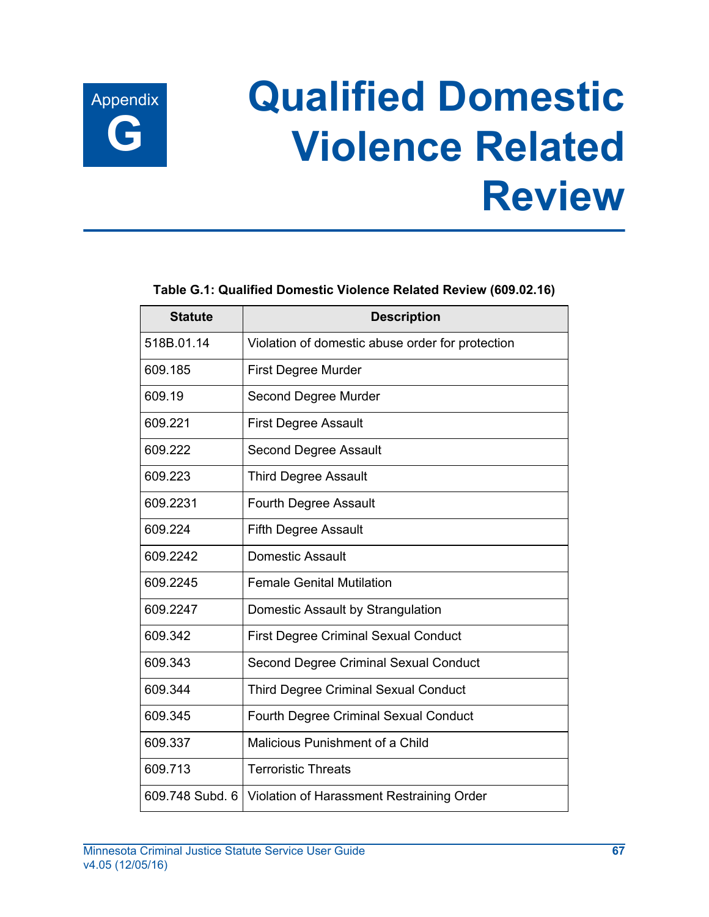# Appendix G: Qualified Domestic Violence Related Review

**Table G.1: Qualified Domestic Violence Related Review (609.02.16)**

| Statute | Description |
|---|---|
| 518B.01.14 | Violation of domestic abuse order for protection |
| 609.185 | First Degree Murder |
| 609.19 | Second Degree Murder |
| 609.221 | First Degree Assault |
| 609.222 | Second Degree Assault |
| 609.223 | Third Degree Assault |
| 609.2231 | Fourth Degree Assault |
| 609.224 | Fifth Degree Assault |
| 609.2242 | Domestic Assault |
| 609.2245 | Female Genital Mutilation |
| 609.2247 | Domestic Assault by Strangulation |
| 609.342 | First Degree Criminal Sexual Conduct |
| 609.343 | Second Degree Criminal Sexual Conduct |
| 609.344 | Third Degree Criminal Sexual Conduct |
| 609.345 | Fourth Degree Criminal Sexual Conduct |
| 609.337 | Malicious Punishment of a Child |
| 609.713 | Terroristic Threats |
| 609.748 Subd. 6 | Violation of Harassment Restraining Order |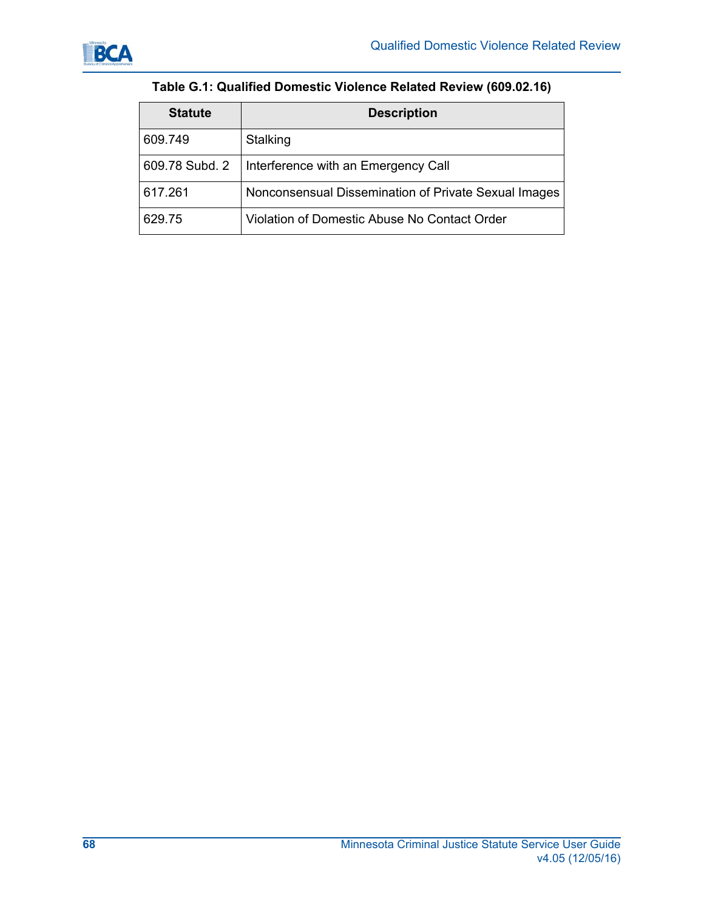**Table G.1: Qualified Domestic Violence Related Review (609.02.16)**

| Statute | Description |
|---|---|
| 609.749 | Stalking |
| 609.78 Subd. 2 | Interference with an Emergency Call |
| 617.261 | Nonconsensual Dissemination of Private Sexual Images |
| 629.75 | Violation of Domestic Abuse No Contact Order |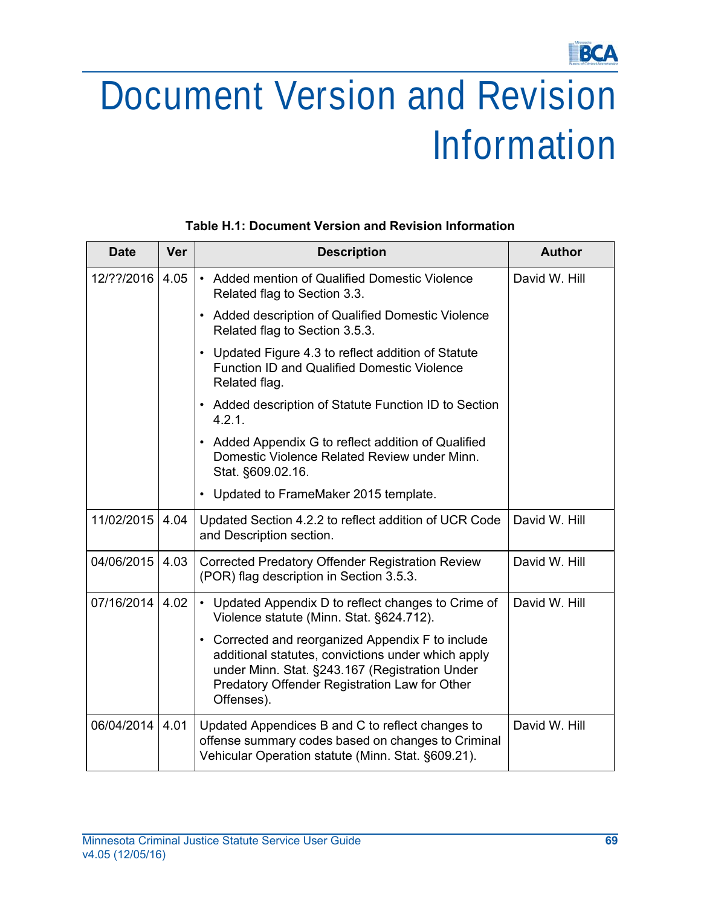# Document Version and Revision Information

**Table H.1: Document Version and Revision Information**

| Date | Ver | Description | Author |
|---|---|---|---|
| 12/??/2016 | 4.05 | • Added mention of Qualified Domestic Violence Related flag to Section 3.3.<br>• Added description of Qualified Domestic Violence Related flag to Section 3.5.3.<br>• Updated Figure 4.3 to reflect addition of Statute Function ID and Qualified Domestic Violence Related flag.<br>• Added description of Statute Function ID to Section 4.2.1.<br>• Added Appendix G to reflect addition of Qualified Domestic Violence Related Review under Minn. Stat. §609.02.16.<br>• Updated to FrameMaker 2015 template. | David W. Hill |
| 11/02/2015 | 4.04 | Updated Section 4.2.2 to reflect addition of UCR Code and Description section. | David W. Hill |
| 04/06/2015 | 4.03 | Corrected Predatory Offender Registration Review (POR) flag description in Section 3.5.3. | David W. Hill |
| 07/16/2014 | 4.02 | • Updated Appendix D to reflect changes to Crime of Violence statute (Minn. Stat. §624.712).<br>• Corrected and reorganized Appendix F to include additional statutes, convictions under which apply under Minn. Stat. §243.167 (Registration Under Predatory Offender Registration Law for Other Offenses). | David W. Hill |
| 06/04/2014 | 4.01 | Updated Appendices B and C to reflect changes to offense summary codes based on changes to Criminal Vehicular Operation statute (Minn. Stat. §609.21). | David W. Hill |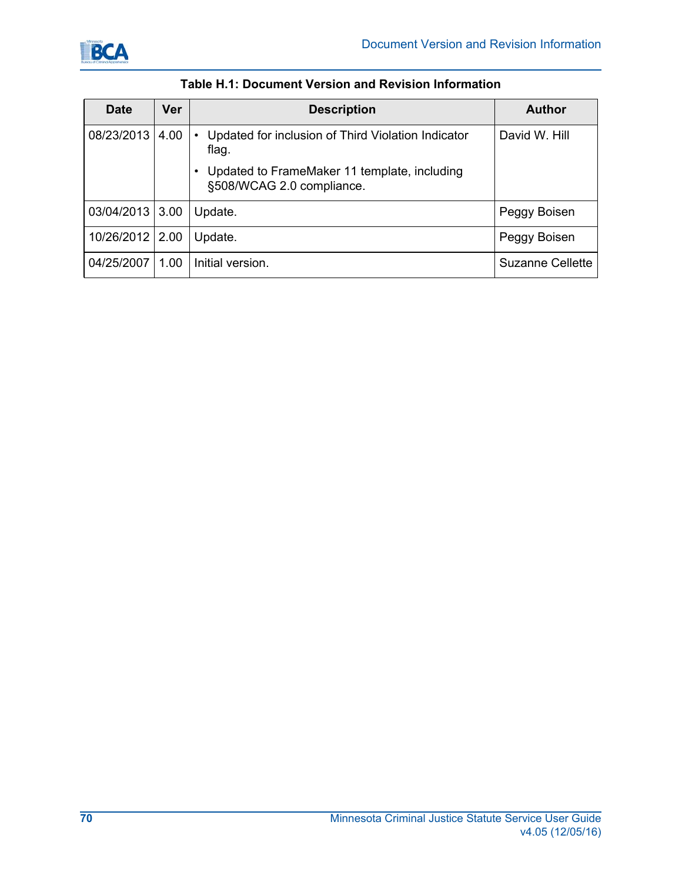**Table H.1: Document Version and Revision Information**

| Date | Ver | Description | Author |
|---|---|---|---|
| 08/23/2013 | 4.00 | • Updated for inclusion of Third Violation Indicator flag.<br>• Updated to FrameMaker 11 template, including §508/WCAG 2.0 compliance. | David W. Hill |
| 03/04/2013 | 3.00 | Update. | Peggy Boisen |
| 10/26/2012 | 2.00 | Update. | Peggy Boisen |
| 04/25/2007 | 1.00 | Initial version. | Suzanne Cellette |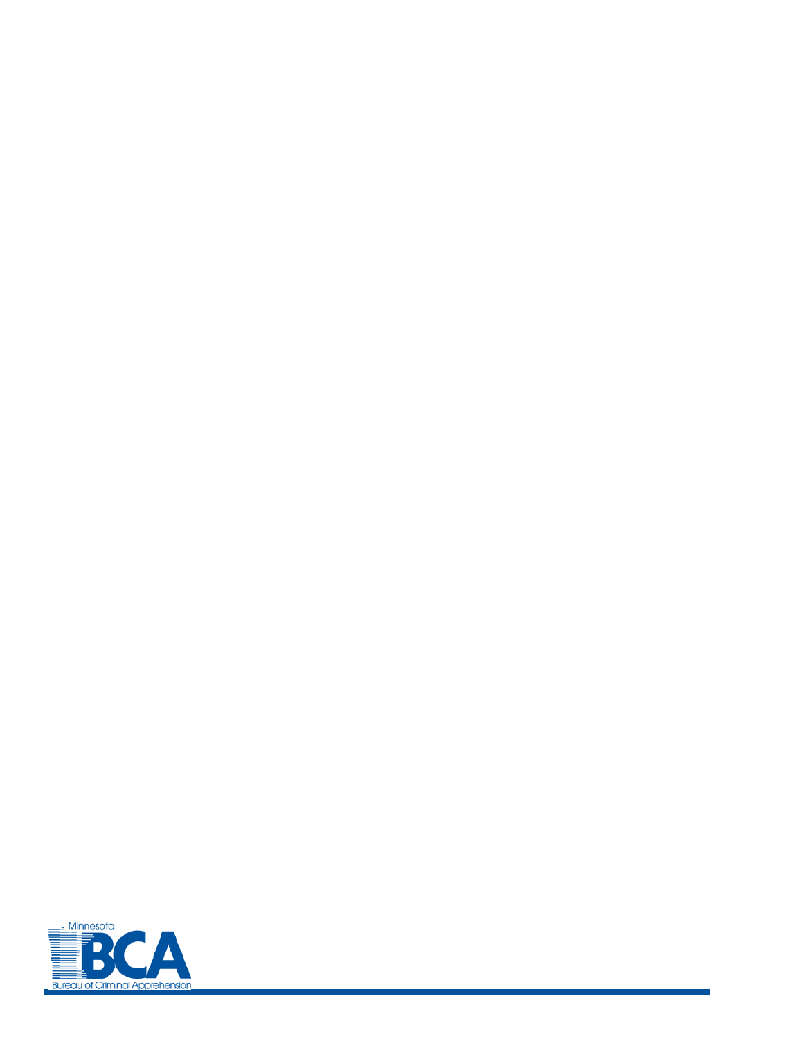Minnesota

BCA

Bureau of Criminal Apprehension